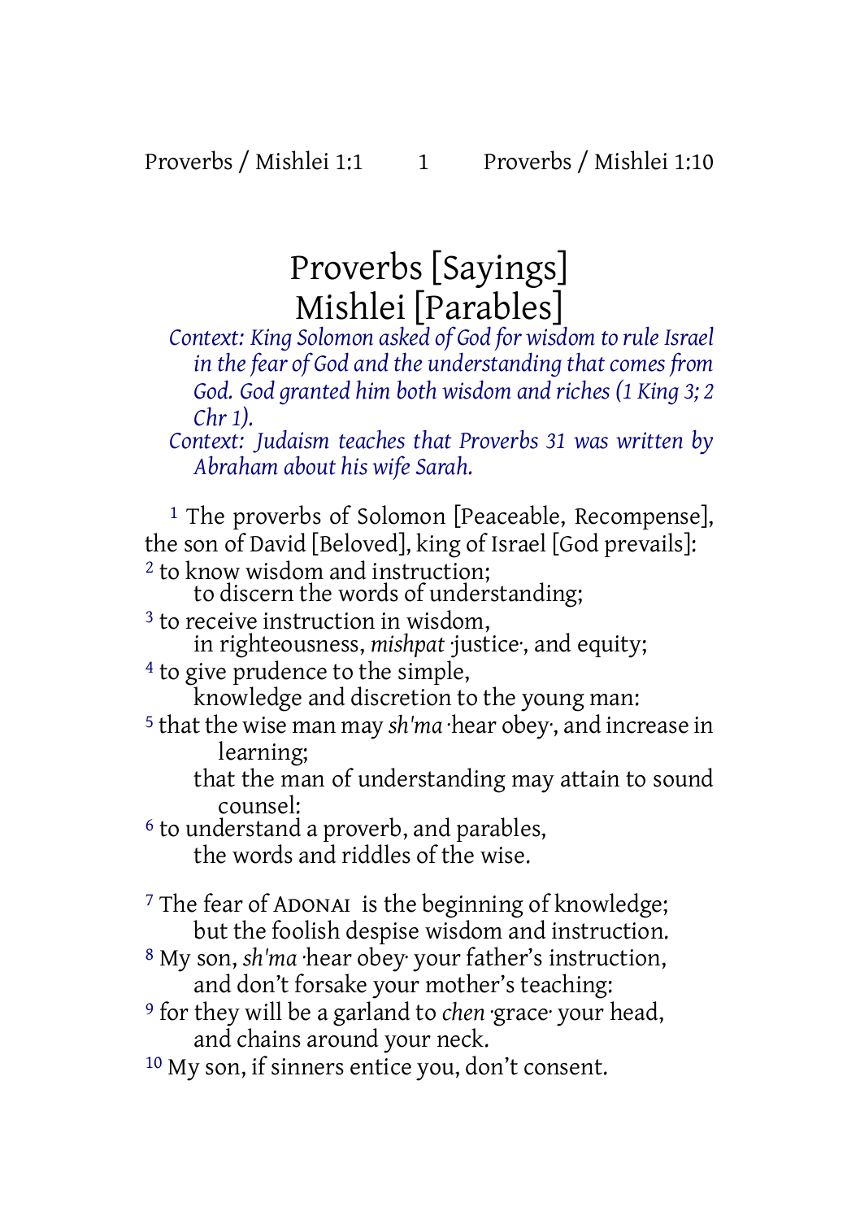# Proverbs [Sayings]
# Mishlei [Parables]

*Context: King Solomon asked of God for wisdom to rule Israel in the fear of God and the understanding that comes from God. God granted him both wisdom and riches (1 King 3; 2 Chr 1).*

*Context: Judaism teaches that Proverbs 31 was written by Abraham about his wife Sarah.*

[1] The proverbs of Solomon [Peaceable, Recompense], the son of David [Beloved], king of Israel [God prevails]:
[2] to know wisdom and instruction;
to discern the words of understanding;
[3] to receive instruction in wisdom,
in righteousness, *mishpat* ·justice·, and equity;
[4] to give prudence to the simple,
knowledge and discretion to the young man:
[5] that the wise man may *sh'ma* ·hear obey·, and increase in learning;
that the man of understanding may attain to sound counsel:
[6] to understand a proverb, and parables,
the words and riddles of the wise.

[7] The fear of ADONAI is the beginning of knowledge;
but the foolish despise wisdom and instruction.
[8] My son, *sh'ma* ·hear obey· your father's instruction,
and don't forsake your mother's teaching:
[9] for they will be a garland to *chen* ·grace· your head,
and chains around your neck.
[10] My son, if sinners entice you, don't consent.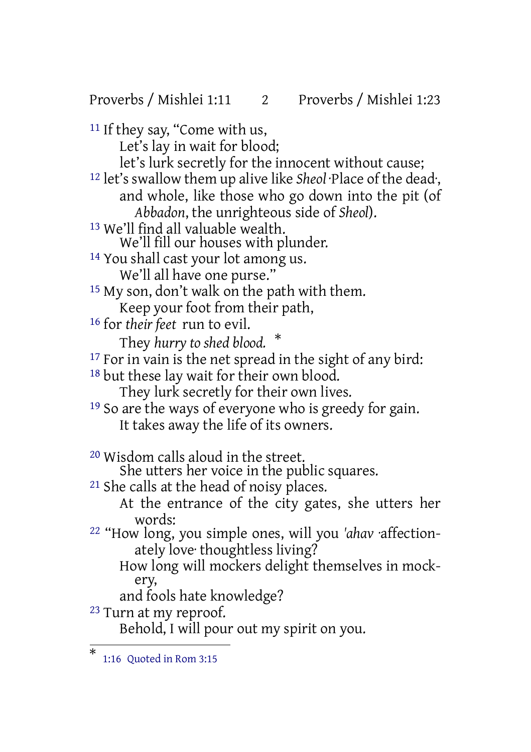11 If they say, "Come with us,
Let's lay in wait for blood;
let's lurk secretly for the innocent without cause;
12 let's swallow them up alive like *Sheol* ·Place of the dead·,
and whole, like those who go down into the pit (of *Abbadon*, the unrighteous side of *Sheol*).
13 We'll find all valuable wealth.
We'll fill our houses with plunder.
14 You shall cast your lot among us.
We'll all have one purse."
15 My son, don't walk on the path with them.
Keep your foot from their path,
16 for *their feet* run to evil.
They *hurry to shed blood.* *
17 For in vain is the net spread in the sight of any bird:
18 but these lay wait for their own blood.
They lurk secretly for their own lives.
19 So are the ways of everyone who is greedy for gain.
It takes away the life of its owners.

20 Wisdom calls aloud in the street.
She utters her voice in the public squares.
21 She calls at the head of noisy places.
At the entrance of the city gates, she utters her words:
22 "How long, you simple ones, will you *'ahav* ·affectionately love· thoughtless living?
How long will mockers delight themselves in mockery,
and fools hate knowledge?
23 Turn at my reproof.
Behold, I will pour out my spirit on you.

---

* 1:16 Quoted in Rom 3:15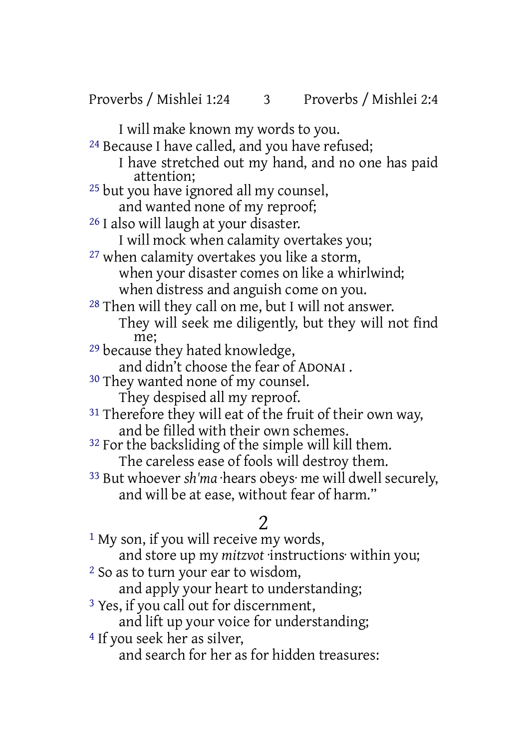I will make known my words to you.

[24] Because I have called, and you have refused;
I have stretched out my hand, and no one has paid attention;
[25] but you have ignored all my counsel,
and wanted none of my reproof;
[26] I also will laugh at your disaster.
I will mock when calamity overtakes you;
[27] when calamity overtakes you like a storm,
when your disaster comes on like a whirlwind;
when distress and anguish come on you.
[28] Then will they call on me, but I will not answer.
They will seek me diligently, but they will not find me;
[29] because they hated knowledge,
and didn't choose the fear of ADONAI .
[30] They wanted none of my counsel.
They despised all my reproof.
[31] Therefore they will eat of the fruit of their own way,
and be filled with their own schemes.
[32] For the backsliding of the simple will kill them.
The careless ease of fools will destroy them.
[33] But whoever *sh'ma* ·hears obeys· me will dwell securely,
and will be at ease, without fear of harm."

## 2

[1] My son, if you will receive my words,
and store up my *mitzvot* ·instructions· within you;
[2] So as to turn your ear to wisdom,
and apply your heart to understanding;
[3] Yes, if you call out for discernment,
and lift up your voice for understanding;
[4] If you seek her as silver,
and search for her as for hidden treasures: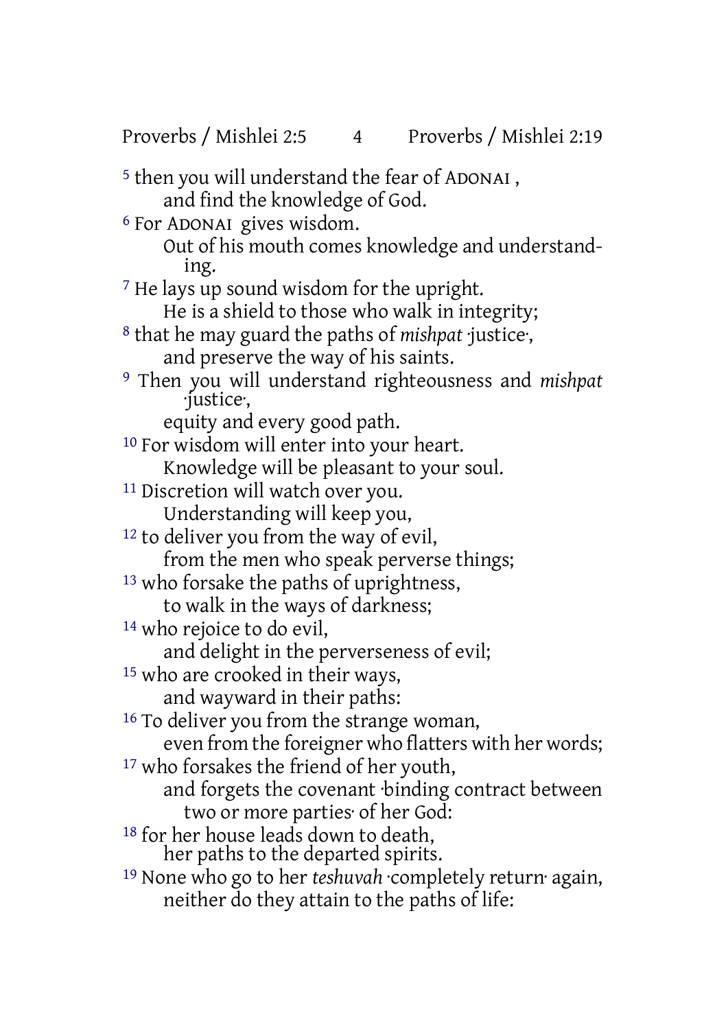[5] then you will understand the fear of ADONAI ,
and find the knowledge of God.

[6] For ADONAI gives wisdom.
Out of his mouth comes knowledge and understanding.

[7] He lays up sound wisdom for the upright.
He is a shield to those who walk in integrity;

[8] that he may guard the paths of *mishpat* ·justice·,
and preserve the way of his saints.

[9] Then you will understand righteousness and *mishpat* ·justice·,
equity and every good path.

[10] For wisdom will enter into your heart.
Knowledge will be pleasant to your soul.

[11] Discretion will watch over you.
Understanding will keep you,

[12] to deliver you from the way of evil,
from the men who speak perverse things;

[13] who forsake the paths of uprightness,
to walk in the ways of darkness;

[14] who rejoice to do evil,
and delight in the perverseness of evil;

[15] who are crooked in their ways,
and wayward in their paths:

[16] To deliver you from the strange woman,
even from the foreigner who flatters with her words;

[17] who forsakes the friend of her youth,
and forgets the covenant ·binding contract between two or more parties· of her God:

[18] for her house leads down to death,
her paths to the departed spirits.

[19] None who go to her *teshuvah* ·completely return· again,
neither do they attain to the paths of life: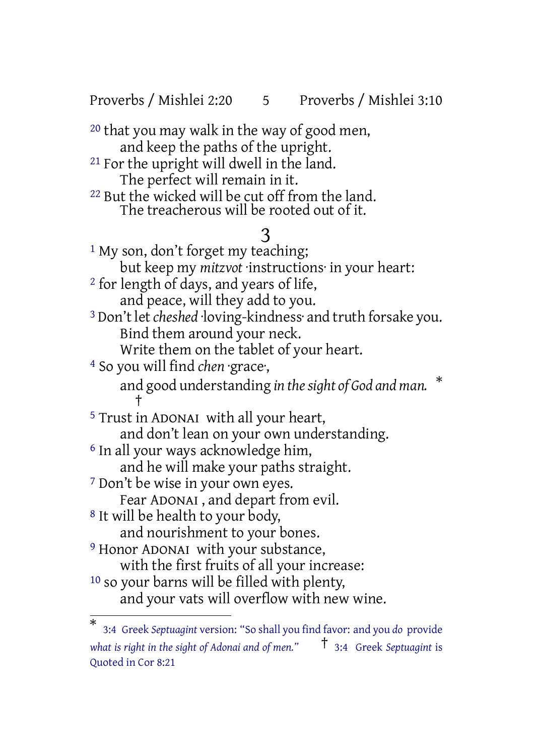[20] that you may walk in the way of good men,
  and keep the paths of the upright.
[21] For the upright will dwell in the land.
  The perfect will remain in it.
[22] But the wicked will be cut off from the land.
  The treacherous will be rooted out of it.

# 3

[1] My son, don't forget my teaching;
  but keep my *mitzvot* ·instructions· in your heart:
[2] for length of days, and years of life,
  and peace, will they add to you.
[3] Don't let *cheshed* ·loving-kindness· and truth forsake you.
  Bind them around your neck.
  Write them on the tablet of your heart.
[4] So you will find *chen* ·grace·,
  and good understanding *in the sight of God and man.* * †
[5] Trust in ADONAI with all your heart,
  and don't lean on your own understanding.
[6] In all your ways acknowledge him,
  and he will make your paths straight.
[7] Don't be wise in your own eyes.
  Fear ADONAI , and depart from evil.
[8] It will be health to your body,
  and nourishment to your bones.
[9] Honor ADONAI with your substance,
  with the first fruits of all your increase:
[10] so your barns will be filled with plenty,
  and your vats will overflow with new wine.

---

* 3:4 Greek *Septuagint* version: "So shall you find favor: and you *do* provide *what is right in the sight of Adonai and of men."* † 3:4 Greek *Septuagint* is Quoted in Cor 8:21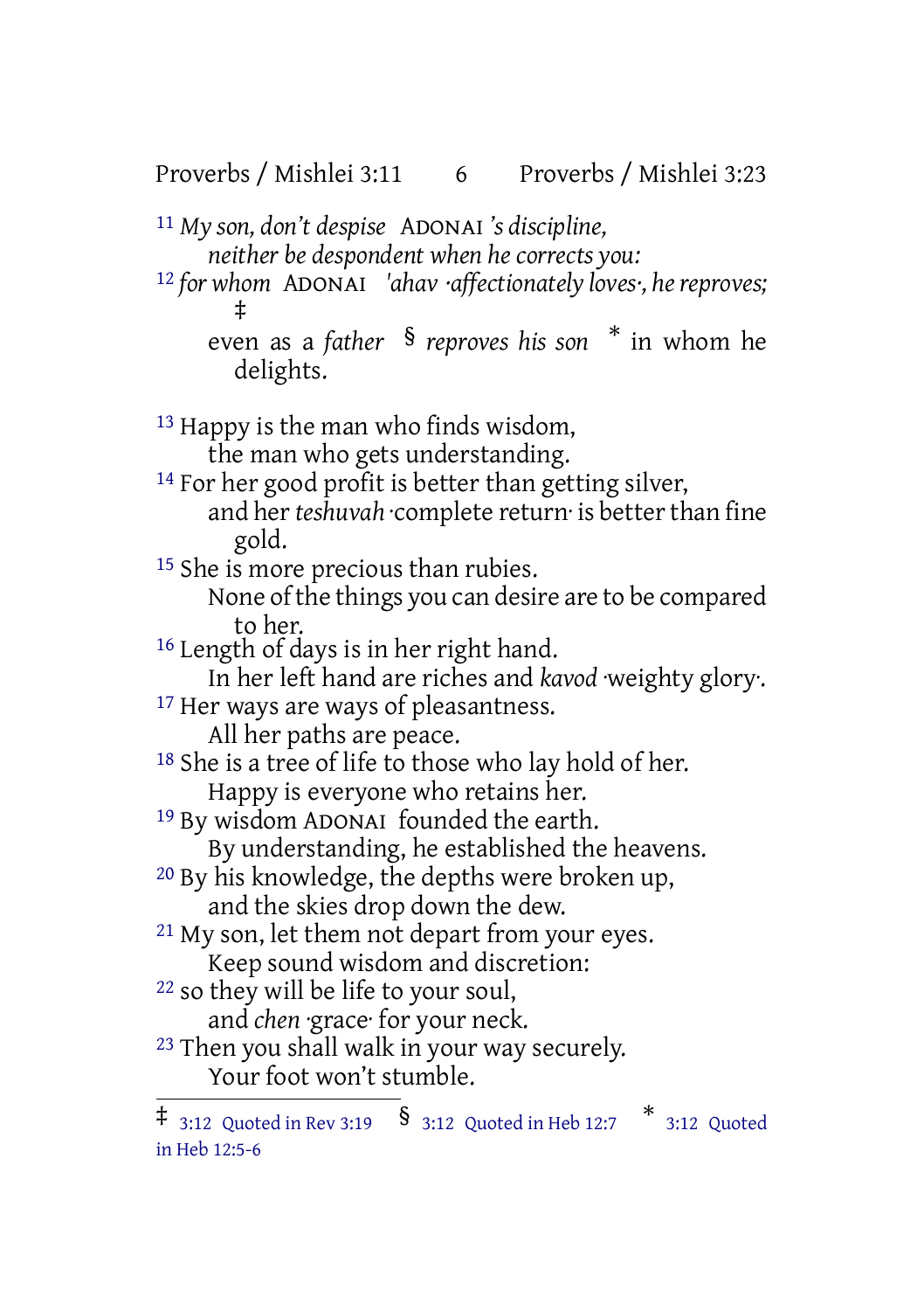[11] *My son, don't despise* ADONAI *'s discipline,*
*neither be despondent when he corrects you:*
[12] *for whom* ADONAI *'ahav ·affectionately loves·, he reproves;* ‡
even as a *father* § *reproves his son* * in whom he delights.

[13] Happy is the man who finds wisdom,
the man who gets understanding.
[14] For her good profit is better than getting silver,
and her *teshuvah* ·complete return· is better than fine gold.
[15] She is more precious than rubies.
None of the things you can desire are to be compared to her.
[16] Length of days is in her right hand.
In her left hand are riches and *kavod* ·weighty glory·.
[17] Her ways are ways of pleasantness.
All her paths are peace.
[18] She is a tree of life to those who lay hold of her.
Happy is everyone who retains her.
[19] By wisdom ADONAI founded the earth.
By understanding, he established the heavens.
[20] By his knowledge, the depths were broken up,
and the skies drop down the dew.
[21] My son, let them not depart from your eyes.
Keep sound wisdom and discretion:
[22] so they will be life to your soul,
and *chen* ·grace· for your neck.
[23] Then you shall walk in your way securely.
Your foot won't stumble.

---

‡ 3:12 Quoted in Rev 3:19 § 3:12 Quoted in Heb 12:7 * 3:12 Quoted in Heb 12:5-6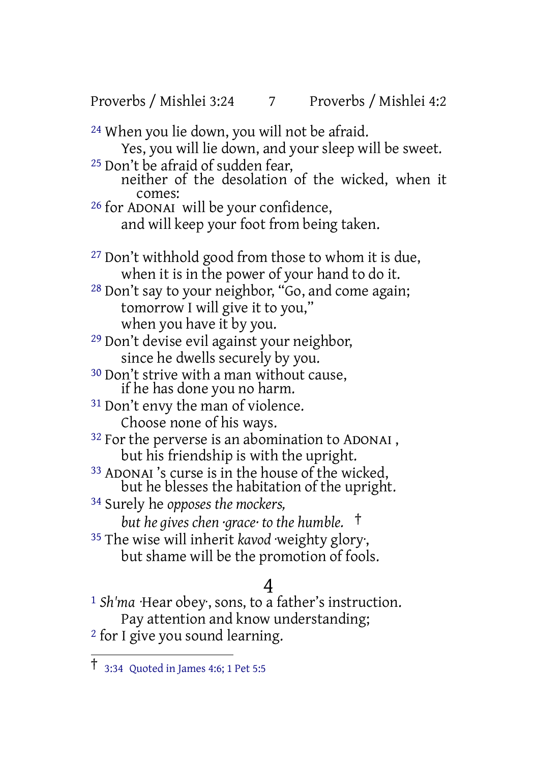[24] When you lie down, you will not be afraid.
Yes, you will lie down, and your sleep will be sweet.
[25] Don't be afraid of sudden fear,
neither of the desolation of the wicked, when it comes:
[26] for ADONAI will be your confidence,
and will keep your foot from being taken.

[27] Don't withhold good from those to whom it is due,
when it is in the power of your hand to do it.
[28] Don't say to your neighbor, "Go, and come again;
tomorrow I will give it to you,"
when you have it by you.
[29] Don't devise evil against your neighbor,
since he dwells securely by you.
[30] Don't strive with a man without cause,
if he has done you no harm.
[31] Don't envy the man of violence.
Choose none of his ways.
[32] For the perverse is an abomination to ADONAI ,
but his friendship is with the upright.
[33] ADONAI 's curse is in the house of the wicked,
but he blesses the habitation of the upright.
[34] Surely he *opposes the mockers,*
*but he gives chen ·grace· to the humble.* †
[35] The wise will inherit *kavod* ·weighty glory·,
but shame will be the promotion of fools.

## 4

[1] *Sh'ma* ·Hear obey·, sons, to a father's instruction.
Pay attention and know understanding;
[2] for I give you sound learning.

---

† 3:34 Quoted in James 4:6; 1 Pet 5:5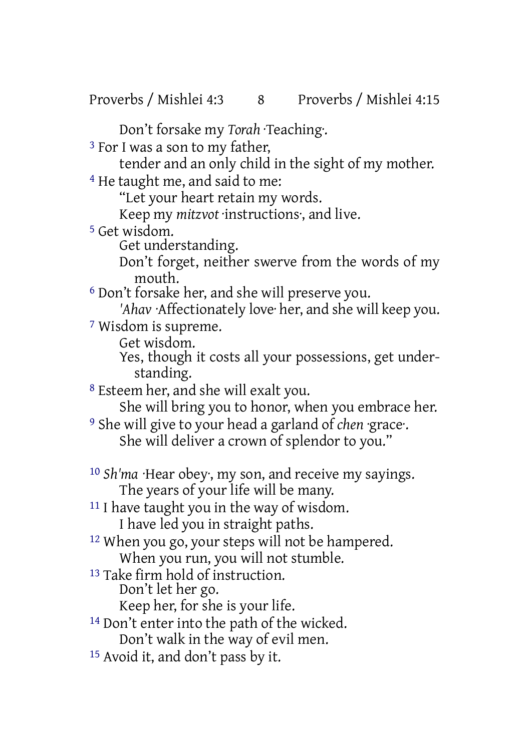Don't forsake my *Torah* ·Teaching·.

[3] For I was a son to my father,
tender and an only child in the sight of my mother.

[4] He taught me, and said to me:
"Let your heart retain my words.
Keep my *mitzvot* ·instructions·, and live.

[5] Get wisdom.
Get understanding.
Don't forget, neither swerve from the words of my mouth.

[6] Don't forsake her, and she will preserve you.
*'Ahav* ·Affectionately love· her, and she will keep you.

[7] Wisdom is supreme.
Get wisdom.
Yes, though it costs all your possessions, get understanding.

[8] Esteem her, and she will exalt you.
She will bring you to honor, when you embrace her.

[9] She will give to your head a garland of *chen* ·grace·.
She will deliver a crown of splendor to you."

[10] *Sh'ma* ·Hear obey·, my son, and receive my sayings.
The years of your life will be many.

[11] I have taught you in the way of wisdom.
I have led you in straight paths.

[12] When you go, your steps will not be hampered.
When you run, you will not stumble.

[13] Take firm hold of instruction.
Don't let her go.
Keep her, for she is your life.

[14] Don't enter into the path of the wicked.
Don't walk in the way of evil men.

[15] Avoid it, and don't pass by it.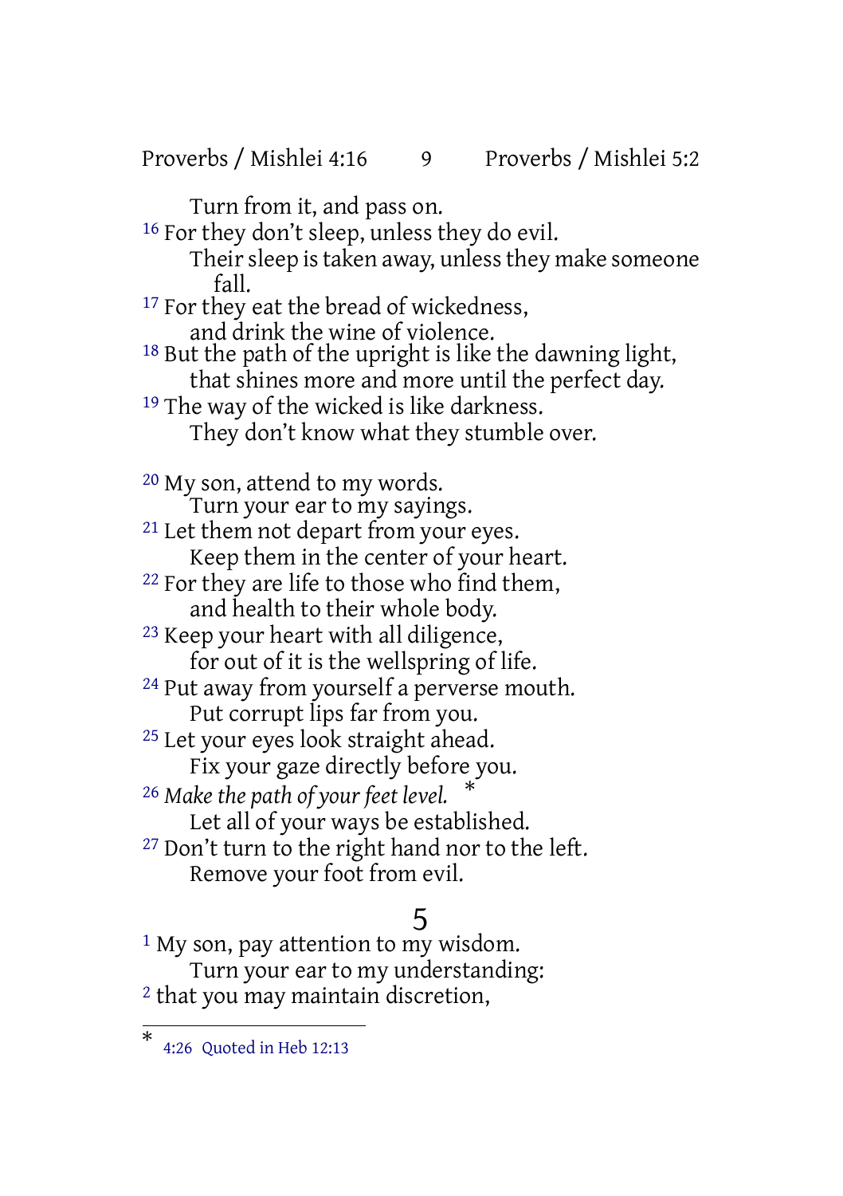Turn from it, and pass on.

[16] For they don't sleep, unless they do evil.
Their sleep is taken away, unless they make someone fall.

[17] For they eat the bread of wickedness,
and drink the wine of violence.

[18] But the path of the upright is like the dawning light,
that shines more and more until the perfect day.

[19] The way of the wicked is like darkness.
They don't know what they stumble over.

[20] My son, attend to my words.
Turn your ear to my sayings.

[21] Let them not depart from your eyes.
Keep them in the center of your heart.

[22] For they are life to those who find them,
and health to their whole body.

[23] Keep your heart with all diligence,
for out of it is the wellspring of life.

[24] Put away from yourself a perverse mouth.
Put corrupt lips far from you.

[25] Let your eyes look straight ahead.
Fix your gaze directly before you.

[26] *Make the path of your feet level.* [*]
Let all of your ways be established.

[27] Don't turn to the right hand nor to the left.
Remove your foot from evil.

## 5

[1] My son, pay attention to my wisdom.
Turn your ear to my understanding:

[2] that you may maintain discretion,

---

[*] 4:26 Quoted in Heb 12:13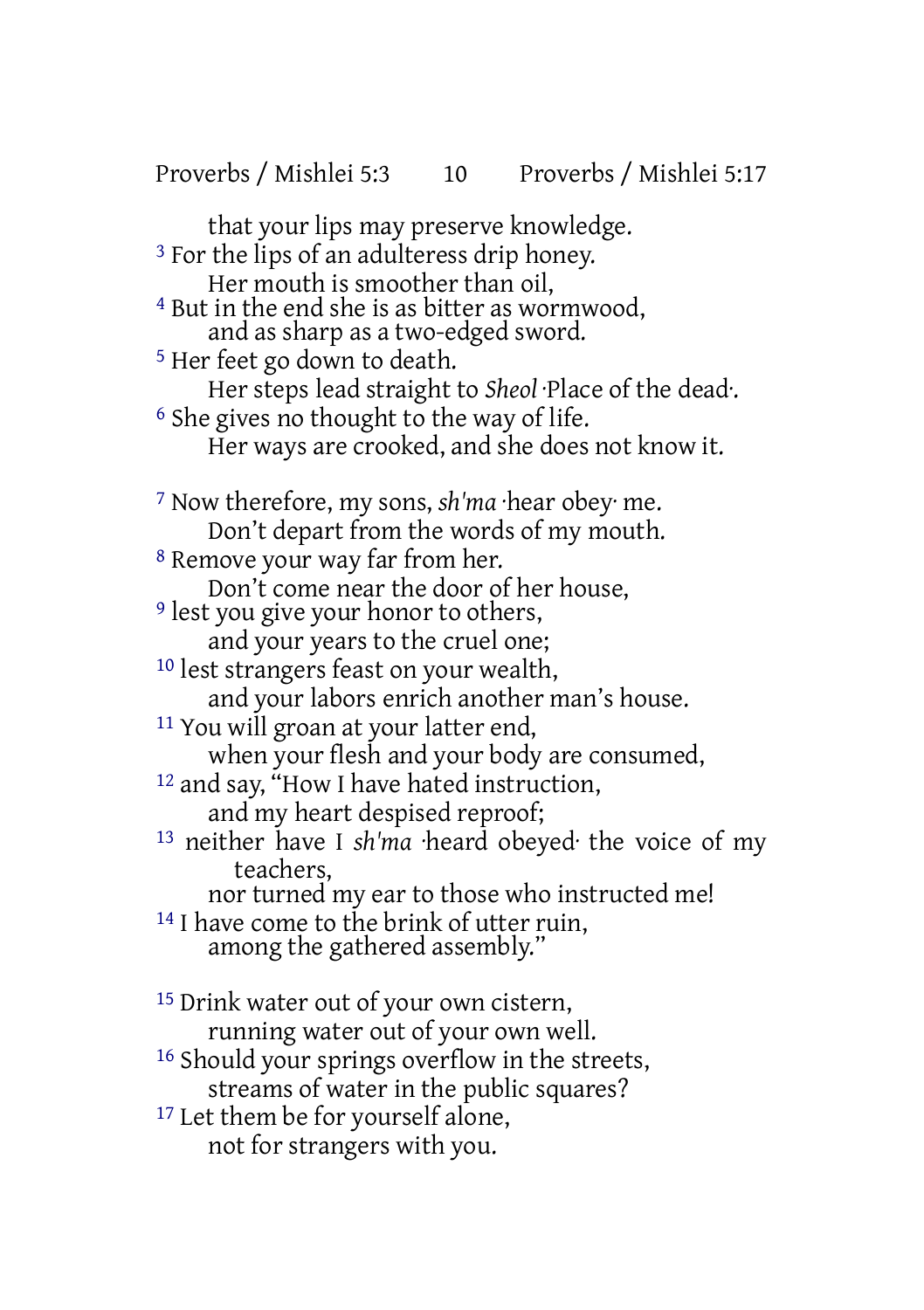that your lips may preserve knowledge.

[3] For the lips of an adulteress drip honey.
Her mouth is smoother than oil,

[4] But in the end she is as bitter as wormwood,
and as sharp as a two-edged sword.

[5] Her feet go down to death.
Her steps lead straight to *Sheol* ·Place of the dead·.

[6] She gives no thought to the way of life.
Her ways are crooked, and she does not know it.

[7] Now therefore, my sons, *sh'ma* ·hear obey· me.
Don't depart from the words of my mouth.

[8] Remove your way far from her.
Don't come near the door of her house,

[9] lest you give your honor to others,
and your years to the cruel one;

[10] lest strangers feast on your wealth,
and your labors enrich another man's house.

[11] You will groan at your latter end,
when your flesh and your body are consumed,

[12] and say, "How I have hated instruction,
and my heart despised reproof;

[13] neither have I *sh'ma* ·heard obeyed· the voice of my teachers,
nor turned my ear to those who instructed me!

[14] I have come to the brink of utter ruin,
among the gathered assembly."

[15] Drink water out of your own cistern,
running water out of your own well.

[16] Should your springs overflow in the streets,
streams of water in the public squares?

[17] Let them be for yourself alone,
not for strangers with you.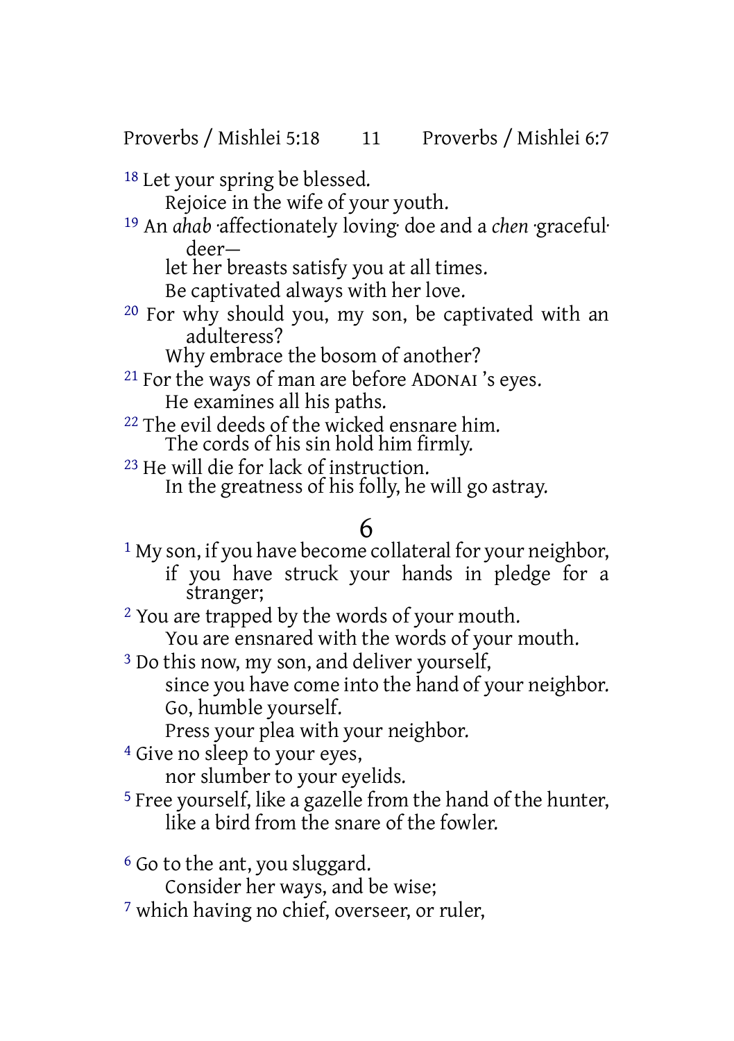[18] Let your spring be blessed.
Rejoice in the wife of your youth.
[19] An *ahab* ·affectionately loving· doe and a *chen* ·graceful· deer—
let her breasts satisfy you at all times.
Be captivated always with her love.
[20] For why should you, my son, be captivated with an adulteress?
Why embrace the bosom of another?
[21] For the ways of man are before ADONAI 's eyes.
He examines all his paths.
[22] The evil deeds of the wicked ensnare him.
The cords of his sin hold him firmly.
[23] He will die for lack of instruction.
In the greatness of his folly, he will go astray.

# 6

[1] My son, if you have become collateral for your neighbor,
if you have struck your hands in pledge for a stranger;
[2] You are trapped by the words of your mouth.
You are ensnared with the words of your mouth.
[3] Do this now, my son, and deliver yourself,
since you have come into the hand of your neighbor.
Go, humble yourself.
Press your plea with your neighbor.
[4] Give no sleep to your eyes,
nor slumber to your eyelids.
[5] Free yourself, like a gazelle from the hand of the hunter,
like a bird from the snare of the fowler.

[6] Go to the ant, you sluggard.
Consider her ways, and be wise;
[7] which having no chief, overseer, or ruler,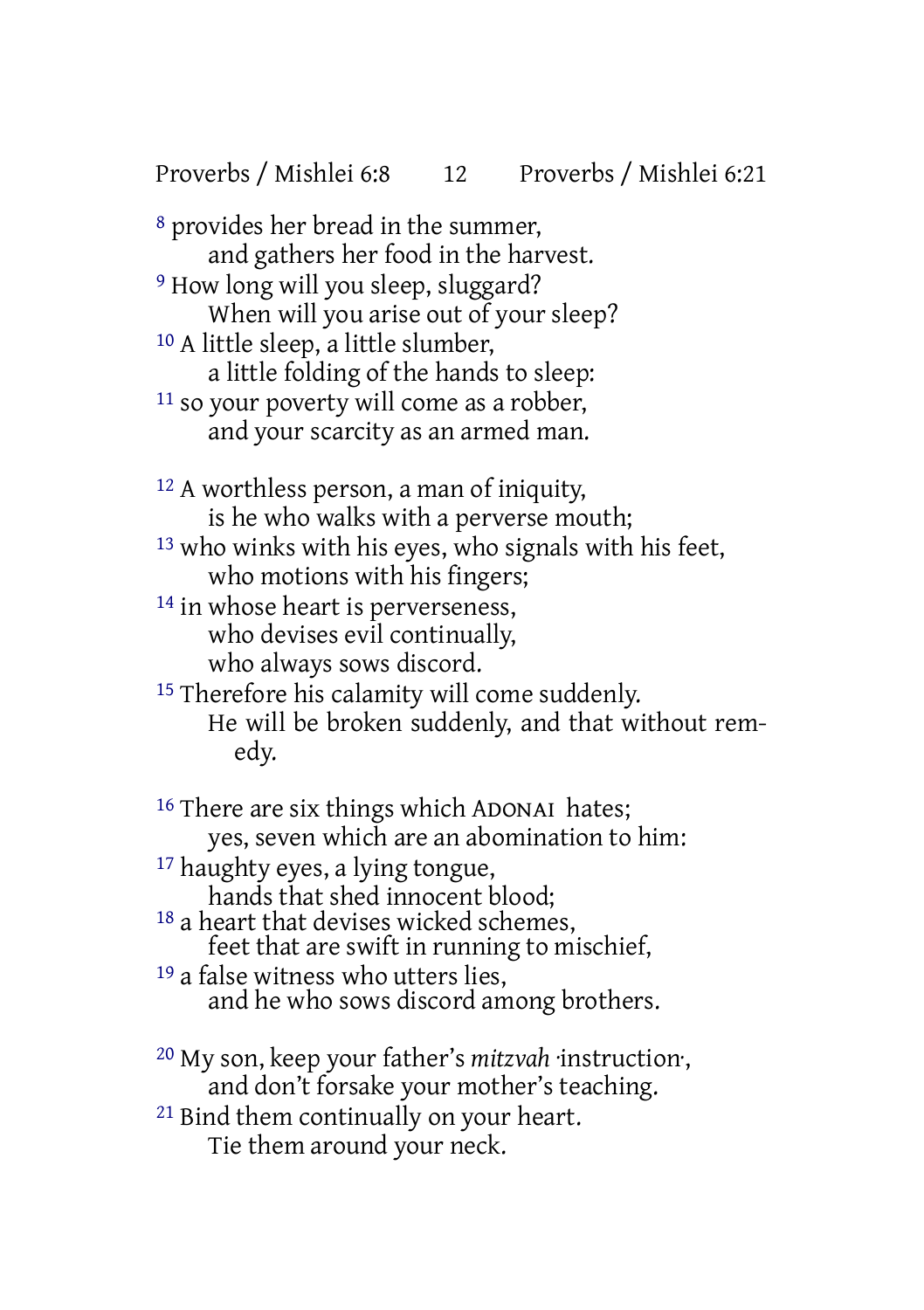[8] provides her bread in the summer,
and gathers her food in the harvest.
[9] How long will you sleep, sluggard?
When will you arise out of your sleep?
[10] A little sleep, a little slumber,
a little folding of the hands to sleep:
[11] so your poverty will come as a robber,
and your scarcity as an armed man.

[12] A worthless person, a man of iniquity,
is he who walks with a perverse mouth;
[13] who winks with his eyes, who signals with his feet,
who motions with his fingers;
[14] in whose heart is perverseness,
who devises evil continually,
who always sows discord.
[15] Therefore his calamity will come suddenly.
He will be broken suddenly, and that without remedy.

[16] There are six things which ADONAI hates;
yes, seven which are an abomination to him:
[17] haughty eyes, a lying tongue,
hands that shed innocent blood;
[18] a heart that devises wicked schemes,
feet that are swift in running to mischief,
[19] a false witness who utters lies,
and he who sows discord among brothers.

[20] My son, keep your father's *mitzvah* ·instruction·,
and don't forsake your mother's teaching.
[21] Bind them continually on your heart.
Tie them around your neck.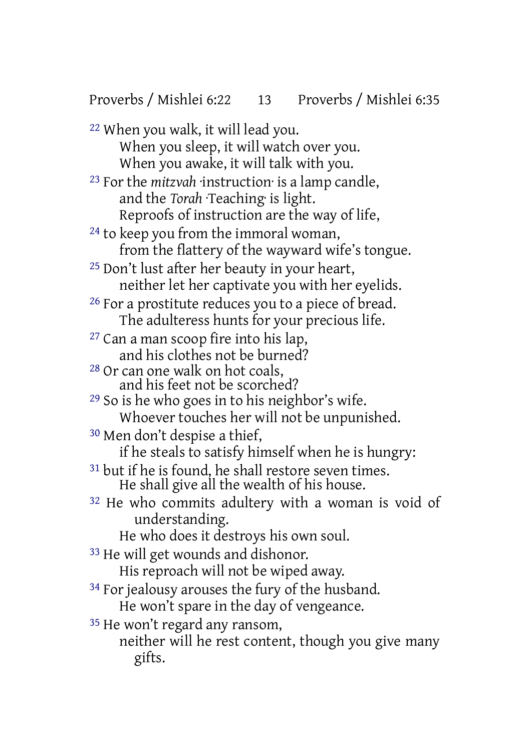[22] When you walk, it will lead you.
When you sleep, it will watch over you.
When you awake, it will talk with you.

[23] For the *mitzvah* ·instruction· is a lamp candle,
and the *Torah* ·Teaching· is light.
Reproofs of instruction are the way of life,

[24] to keep you from the immoral woman,
from the flattery of the wayward wife's tongue.

[25] Don't lust after her beauty in your heart,
neither let her captivate you with her eyelids.

[26] For a prostitute reduces you to a piece of bread.
The adulteress hunts for your precious life.

[27] Can a man scoop fire into his lap,
and his clothes not be burned?

[28] Or can one walk on hot coals,
and his feet not be scorched?

[29] So is he who goes in to his neighbor's wife.
Whoever touches her will not be unpunished.

[30] Men don't despise a thief,
if he steals to satisfy himself when he is hungry:

[31] but if he is found, he shall restore seven times.
He shall give all the wealth of his house.

[32] He who commits adultery with a woman is void of understanding.
He who does it destroys his own soul.

[33] He will get wounds and dishonor.
His reproach will not be wiped away.

[34] For jealousy arouses the fury of the husband.
He won't spare in the day of vengeance.

[35] He won't regard any ransom,
neither will he rest content, though you give many gifts.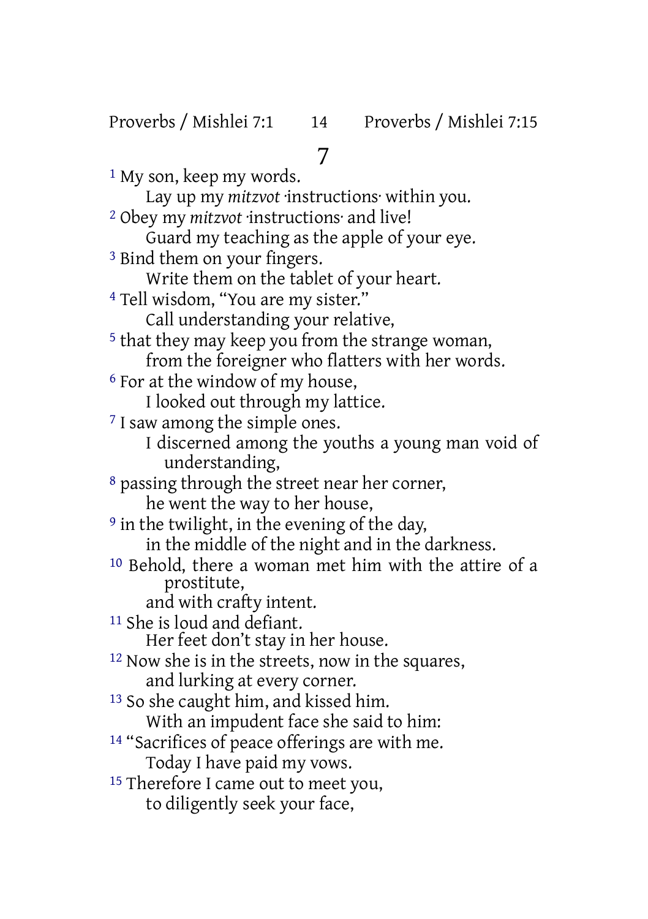# 7

[1] My son, keep my words.
Lay up my *mitzvot* ·instructions· within you.
[2] Obey my *mitzvot* ·instructions· and live!
Guard my teaching as the apple of your eye.
[3] Bind them on your fingers.
Write them on the tablet of your heart.
[4] Tell wisdom, "You are my sister."
Call understanding your relative,
[5] that they may keep you from the strange woman,
from the foreigner who flatters with her words.
[6] For at the window of my house,
I looked out through my lattice.
[7] I saw among the simple ones.
I discerned among the youths a young man void of understanding,
[8] passing through the street near her corner,
he went the way to her house,
[9] in the twilight, in the evening of the day,
in the middle of the night and in the darkness.
[10] Behold, there a woman met him with the attire of a prostitute,
and with crafty intent.
[11] She is loud and defiant.
Her feet don't stay in her house.
[12] Now she is in the streets, now in the squares,
and lurking at every corner.
[13] So she caught him, and kissed him.
With an impudent face she said to him:
[14] "Sacrifices of peace offerings are with me.
Today I have paid my vows.
[15] Therefore I came out to meet you,
to diligently seek your face,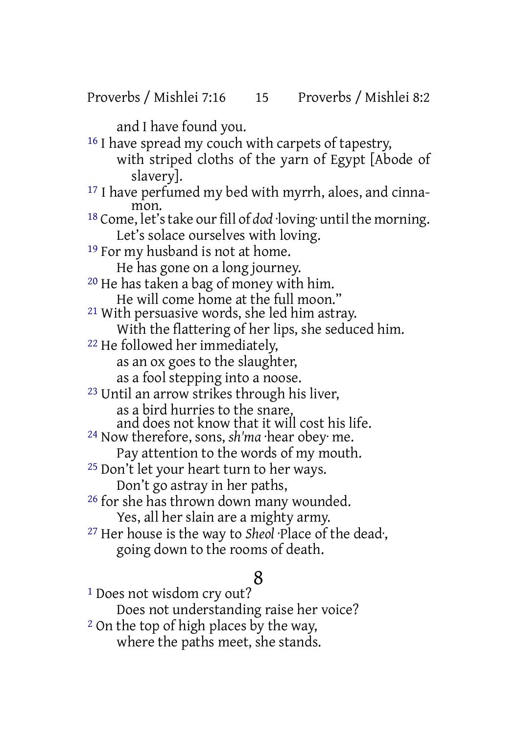and I have found you.

[16] I have spread my couch with carpets of tapestry,
with striped cloths of the yarn of Egypt [Abode of slavery].

[17] I have perfumed my bed with myrrh, aloes, and cinnamon.

[18] Come, let's take our fill of *dod* ·loving· until the morning.
Let's solace ourselves with loving.

[19] For my husband is not at home.
He has gone on a long journey.

[20] He has taken a bag of money with him.
He will come home at the full moon."

[21] With persuasive words, she led him astray.
With the flattering of her lips, she seduced him.

[22] He followed her immediately,
as an ox goes to the slaughter,
as a fool stepping into a noose.

[23] Until an arrow strikes through his liver,
as a bird hurries to the snare,
and does not know that it will cost his life.

[24] Now therefore, sons, *sh'ma* ·hear obey· me.
Pay attention to the words of my mouth.

[25] Don't let your heart turn to her ways.
Don't go astray in her paths,

[26] for she has thrown down many wounded.
Yes, all her slain are a mighty army.

[27] Her house is the way to *Sheol* ·Place of the dead·,
going down to the rooms of death.

## 8

[1] Does not wisdom cry out?
Does not understanding raise her voice?

[2] On the top of high places by the way,
where the paths meet, she stands.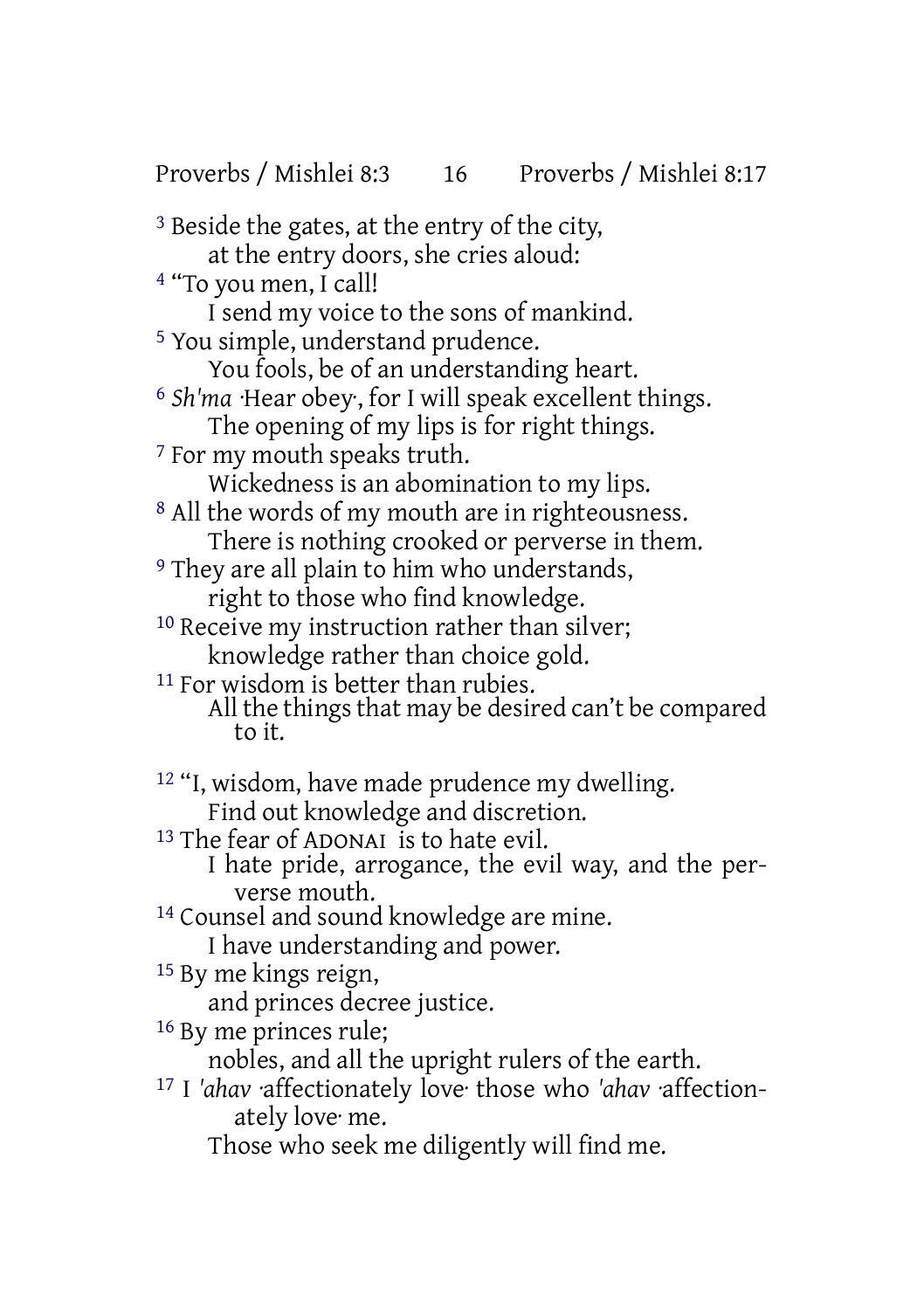[3] Beside the gates, at the entry of the city,
at the entry doors, she cries aloud:
[4] "To you men, I call!
I send my voice to the sons of mankind.
[5] You simple, understand prudence.
You fools, be of an understanding heart.
[6] *Sh'ma* ·Hear obey·, for I will speak excellent things.
The opening of my lips is for right things.
[7] For my mouth speaks truth.
Wickedness is an abomination to my lips.
[8] All the words of my mouth are in righteousness.
There is nothing crooked or perverse in them.
[9] They are all plain to him who understands,
right to those who find knowledge.
[10] Receive my instruction rather than silver;
knowledge rather than choice gold.
[11] For wisdom is better than rubies.
All the things that may be desired can't be compared to it.

[12] "I, wisdom, have made prudence my dwelling.
Find out knowledge and discretion.
[13] The fear of ADONAI is to hate evil.
I hate pride, arrogance, the evil way, and the perverse mouth.
[14] Counsel and sound knowledge are mine.
I have understanding and power.
[15] By me kings reign,
and princes decree justice.
[16] By me princes rule;
nobles, and all the upright rulers of the earth.
[17] I *'ahav* ·affectionately love· those who *'ahav* ·affectionately love· me.
Those who seek me diligently will find me.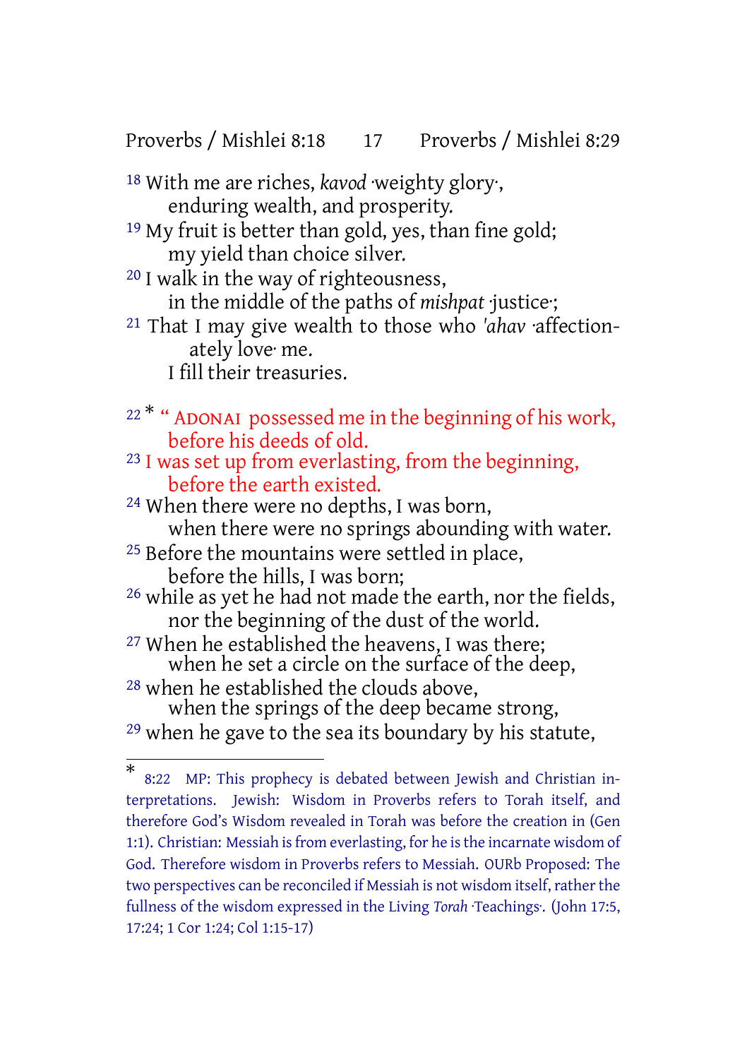[18] With me are riches, *kavod* ·weighty glory·,
enduring wealth, and prosperity.
[19] My fruit is better than gold, yes, than fine gold;
my yield than choice silver.
[20] I walk in the way of righteousness,
in the middle of the paths of *mishpat* ·justice·;
[21] That I may give wealth to those who *'ahav* ·affectionately love· me.
I fill their treasuries.

[22] * " ADONAI possessed me in the beginning of his work,
before his deeds of old.
[23] I was set up from everlasting, from the beginning,
before the earth existed.
[24] When there were no depths, I was born,
when there were no springs abounding with water.
[25] Before the mountains were settled in place,
before the hills, I was born;
[26] while as yet he had not made the earth, nor the fields,
nor the beginning of the dust of the world.
[27] When he established the heavens, I was there;
when he set a circle on the surface of the deep,
[28] when he established the clouds above,
when the springs of the deep became strong,
[29] when he gave to the sea its boundary by his statute,

---

\* 8:22 MP: This prophecy is debated between Jewish and Christian interpretations. Jewish: Wisdom in Proverbs refers to Torah itself, and therefore God's Wisdom revealed in Torah was before the creation in (Gen 1:1). Christian: Messiah is from everlasting, for he is the incarnate wisdom of God. Therefore wisdom in Proverbs refers to Messiah. OURb Proposed: The two perspectives can be reconciled if Messiah is not wisdom itself, rather the fullness of the wisdom expressed in the Living *Torah* ·Teachings·. (John 17:5, 17:24; 1 Cor 1:24; Col 1:15-17)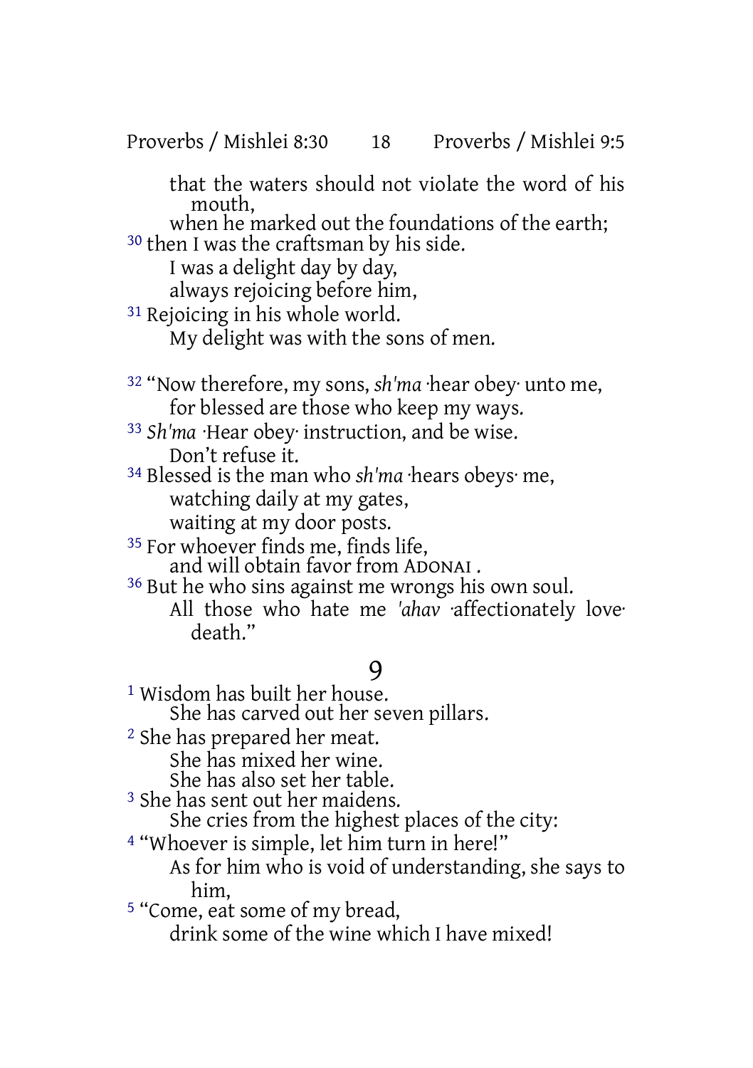that the waters should not violate the word of his mouth,
when he marked out the foundations of the earth;

30 then I was the craftsman by his side.
I was a delight day by day,
always rejoicing before him,

31 Rejoicing in his whole world.
My delight was with the sons of men.

32 "Now therefore, my sons, *sh'ma* ·hear obey· unto me,
for blessed are those who keep my ways.

33 *Sh'ma* ·Hear obey· instruction, and be wise.
Don't refuse it.

34 Blessed is the man who *sh'ma* ·hears obeys· me,
watching daily at my gates,
waiting at my door posts.

35 For whoever finds me, finds life,
and will obtain favor from ADONAI .

36 But he who sins against me wrongs his own soul.
All those who hate me *'ahav* ·affectionately love· death."

# 9

1 Wisdom has built her house.
She has carved out her seven pillars.

2 She has prepared her meat.
She has mixed her wine.
She has also set her table.

3 She has sent out her maidens.
She cries from the highest places of the city:

4 "Whoever is simple, let him turn in here!"
As for him who is void of understanding, she says to him,

5 "Come, eat some of my bread,
drink some of the wine which I have mixed!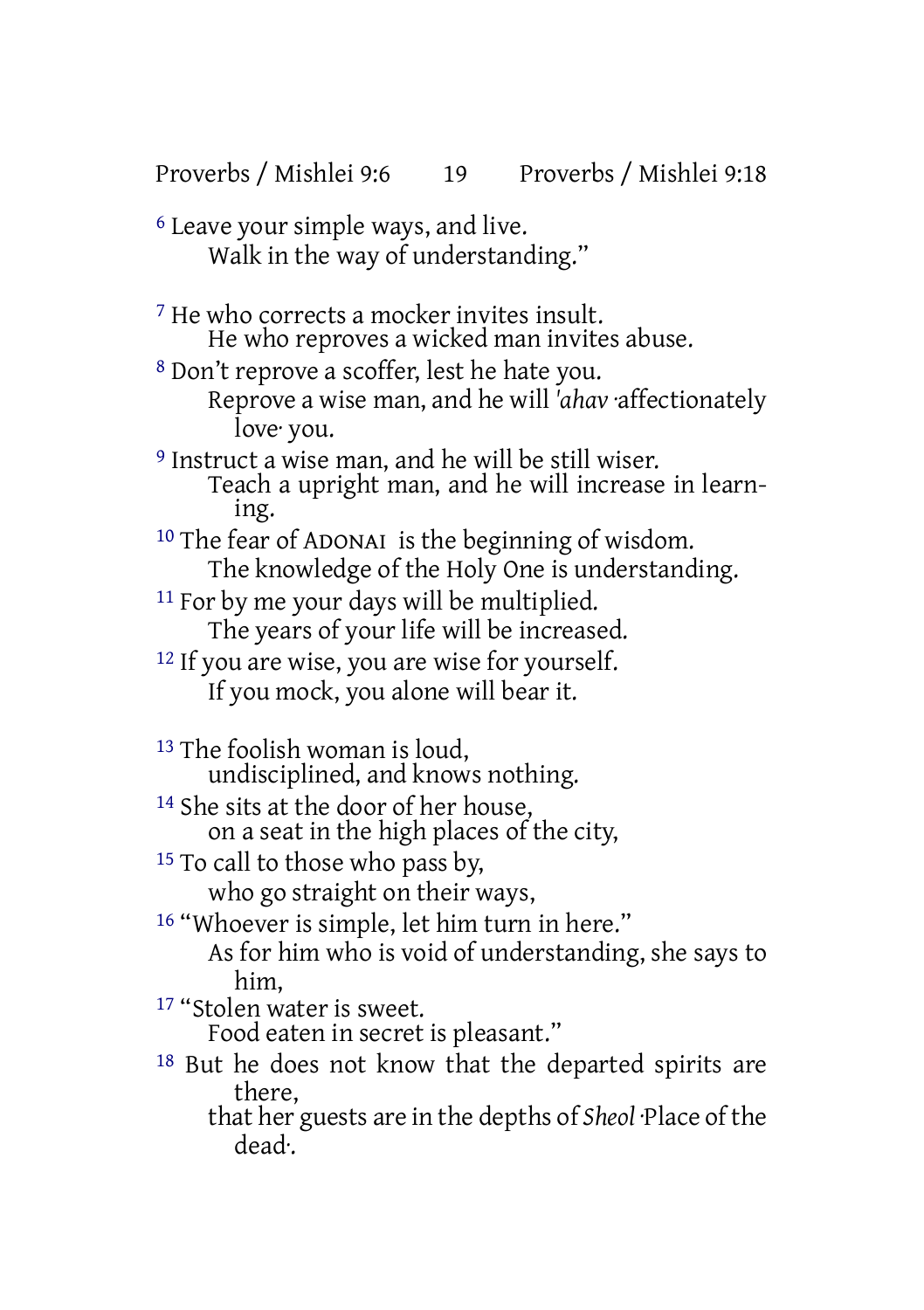[6] Leave your simple ways, and live.
Walk in the way of understanding."

[7] He who corrects a mocker invites insult.
He who reproves a wicked man invites abuse.

[8] Don't reprove a scoffer, lest he hate you.
Reprove a wise man, and he will *'ahav* ·affectionately love· you.

[9] Instruct a wise man, and he will be still wiser.
Teach a upright man, and he will increase in learning.

[10] The fear of ADONAI is the beginning of wisdom.
The knowledge of the Holy One is understanding.

[11] For by me your days will be multiplied.
The years of your life will be increased.

[12] If you are wise, you are wise for yourself.
If you mock, you alone will bear it.

[13] The foolish woman is loud,
undisciplined, and knows nothing.

[14] She sits at the door of her house,
on a seat in the high places of the city,

[15] To call to those who pass by,
who go straight on their ways,

[16] "Whoever is simple, let him turn in here."
As for him who is void of understanding, she says to him,

[17] "Stolen water is sweet.
Food eaten in secret is pleasant."

[18] But he does not know that the departed spirits are there,
that her guests are in the depths of *Sheol* ·Place of the dead·.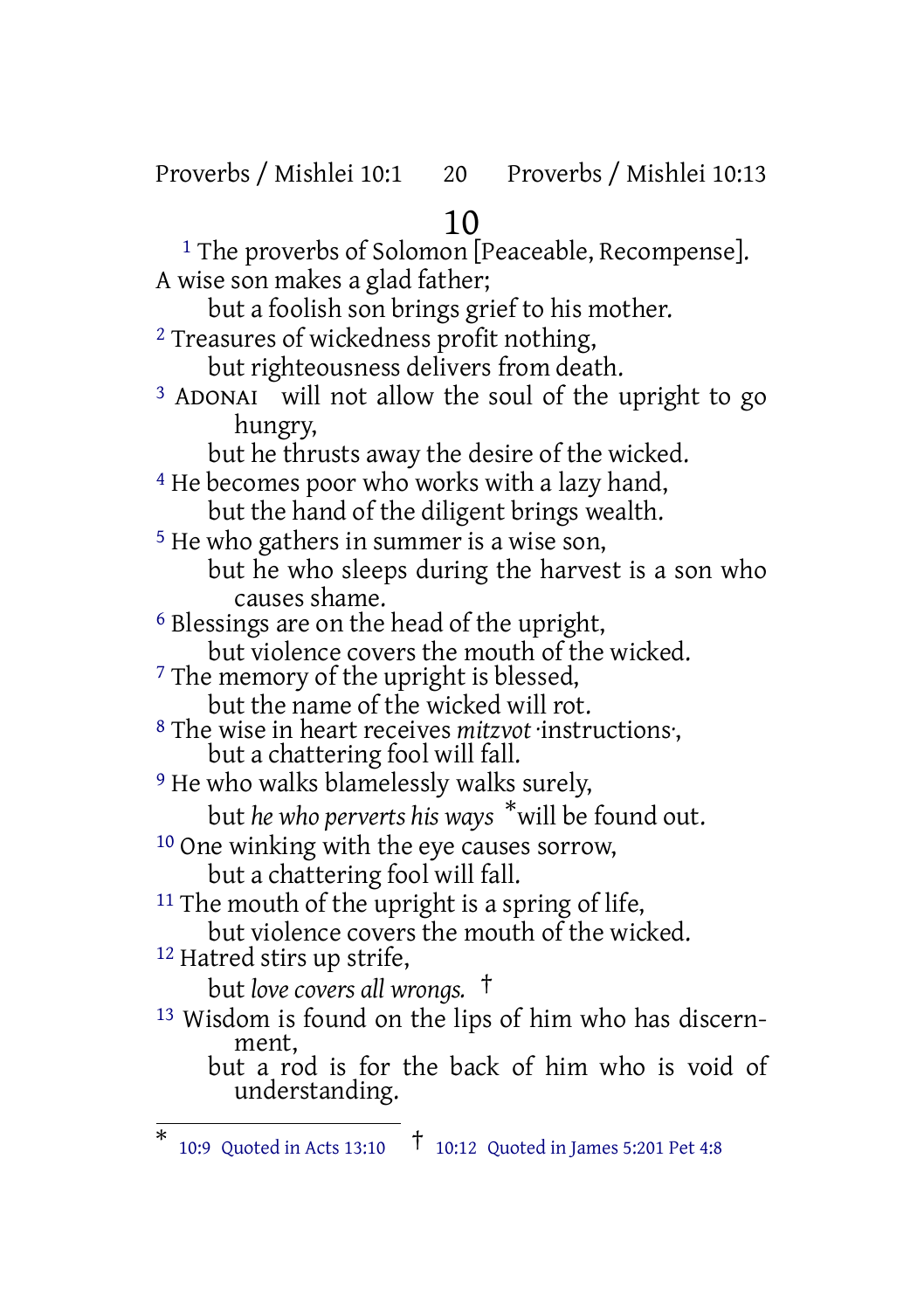# 10

[1] The proverbs of Solomon [Peaceable, Recompense].
A wise son makes a glad father;
but a foolish son brings grief to his mother.
[2] Treasures of wickedness profit nothing,
but righteousness delivers from death.
[3] ADONAI will not allow the soul of the upright to go hungry,
but he thrusts away the desire of the wicked.
[4] He becomes poor who works with a lazy hand,
but the hand of the diligent brings wealth.
[5] He who gathers in summer is a wise son,
but he who sleeps during the harvest is a son who causes shame.
[6] Blessings are on the head of the upright,
but violence covers the mouth of the wicked.
[7] The memory of the upright is blessed,
but the name of the wicked will rot.
[8] The wise in heart receives *mitzvot* ·instructions·,
but a chattering fool will fall.
[9] He who walks blamelessly walks surely,
but *he who perverts his ways* *will be found out.
[10] One winking with the eye causes sorrow,
but a chattering fool will fall.
[11] The mouth of the upright is a spring of life,
but violence covers the mouth of the wicked.
[12] Hatred stirs up strife,
but *love covers all wrongs.* †
[13] Wisdom is found on the lips of him who has discernment,
but a rod is for the back of him who is void of understanding.

---

* 10:9 Quoted in Acts 13:10 † 10:12 Quoted in James 5:20 1 Pet 4:8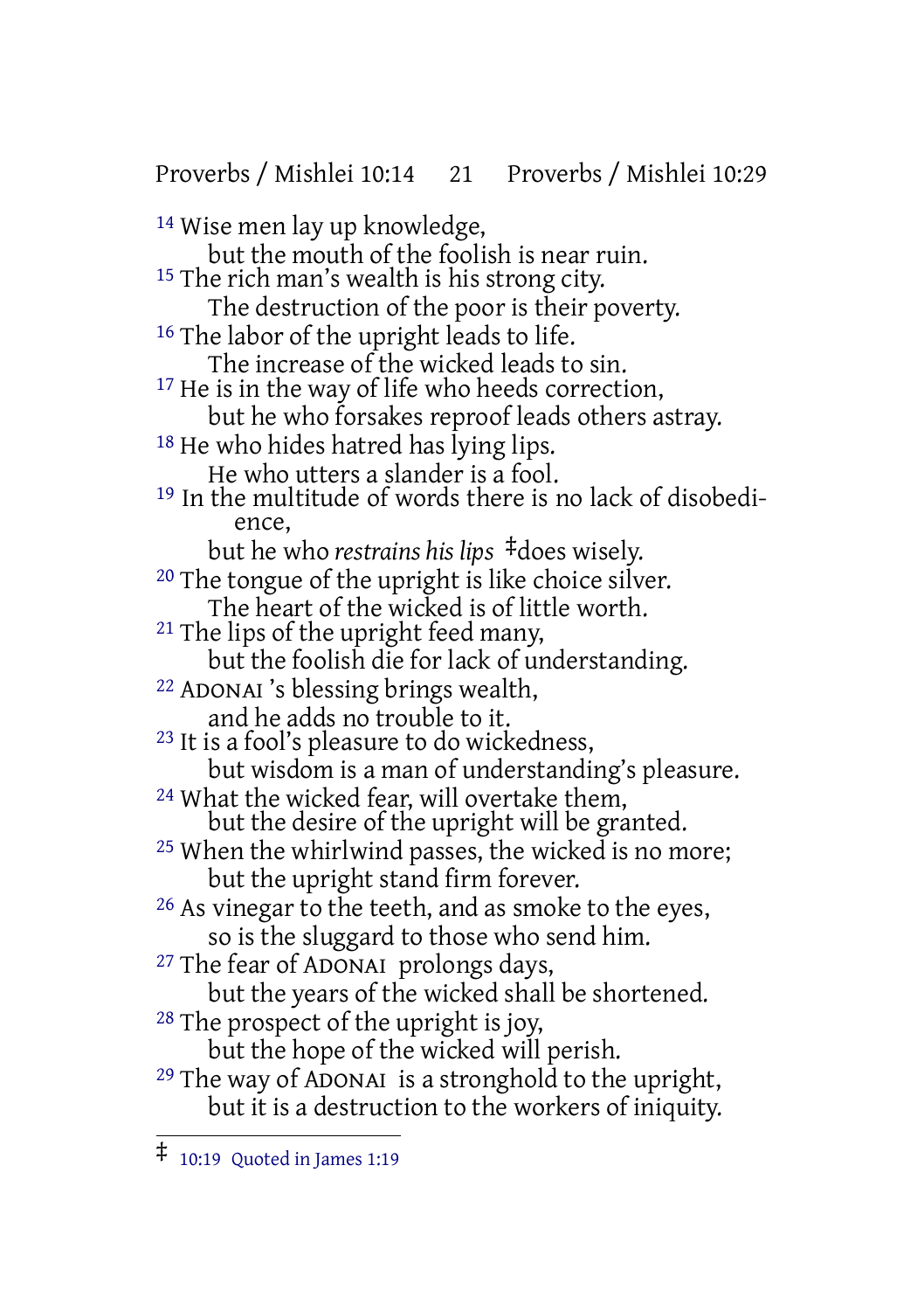[14] Wise men lay up knowledge,
but the mouth of the foolish is near ruin.
[15] The rich man's wealth is his strong city.
The destruction of the poor is their poverty.
[16] The labor of the upright leads to life.
The increase of the wicked leads to sin.
[17] He is in the way of life who heeds correction,
but he who forsakes reproof leads others astray.
[18] He who hides hatred has lying lips.
He who utters a slander is a fool.
[19] In the multitude of words there is no lack of disobedience,
but he who *restrains his lips* ‡does wisely.
[20] The tongue of the upright is like choice silver.
The heart of the wicked is of little worth.
[21] The lips of the upright feed many,
but the foolish die for lack of understanding.
[22] ADONAI 's blessing brings wealth,
and he adds no trouble to it.
[23] It is a fool's pleasure to do wickedness,
but wisdom is a man of understanding's pleasure.
[24] What the wicked fear, will overtake them,
but the desire of the upright will be granted.
[25] When the whirlwind passes, the wicked is no more;
but the upright stand firm forever.
[26] As vinegar to the teeth, and as smoke to the eyes,
so is the sluggard to those who send him.
[27] The fear of ADONAI prolongs days,
but the years of the wicked shall be shortened.
[28] The prospect of the upright is joy,
but the hope of the wicked will perish.
[29] The way of ADONAI is a stronghold to the upright,
but it is a destruction to the workers of iniquity.

‡ 10:19 Quoted in James 1:19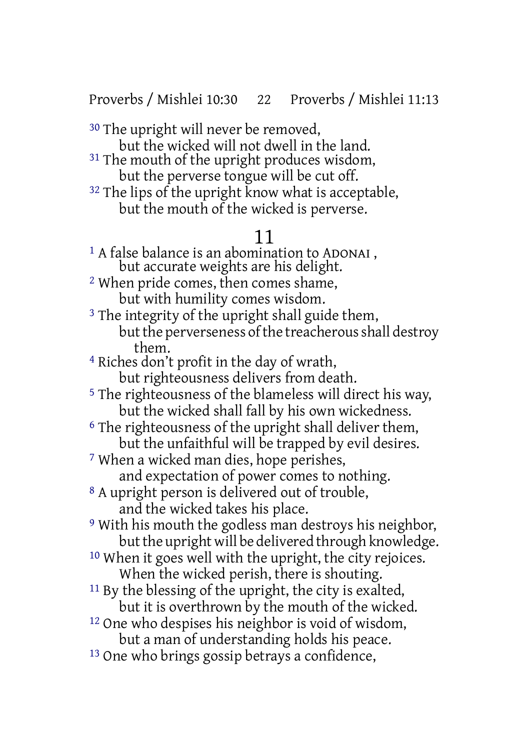[30] The upright will never be removed,
but the wicked will not dwell in the land.
[31] The mouth of the upright produces wisdom,
but the perverse tongue will be cut off.
[32] The lips of the upright know what is acceptable,
but the mouth of the wicked is perverse.

## 11

[1] A false balance is an abomination to Adonai ,
but accurate weights are his delight.
[2] When pride comes, then comes shame,
but with humility comes wisdom.
[3] The integrity of the upright shall guide them,
but the perverseness of the treacherous shall destroy them.
[4] Riches don't profit in the day of wrath,
but righteousness delivers from death.
[5] The righteousness of the blameless will direct his way,
but the wicked shall fall by his own wickedness.
[6] The righteousness of the upright shall deliver them,
but the unfaithful will be trapped by evil desires.
[7] When a wicked man dies, hope perishes,
and expectation of power comes to nothing.
[8] A upright person is delivered out of trouble,
and the wicked takes his place.
[9] With his mouth the godless man destroys his neighbor,
but the upright will be delivered through knowledge.
[10] When it goes well with the upright, the city rejoices.
When the wicked perish, there is shouting.
[11] By the blessing of the upright, the city is exalted,
but it is overthrown by the mouth of the wicked.
[12] One who despises his neighbor is void of wisdom,
but a man of understanding holds his peace.
[13] One who brings gossip betrays a confidence,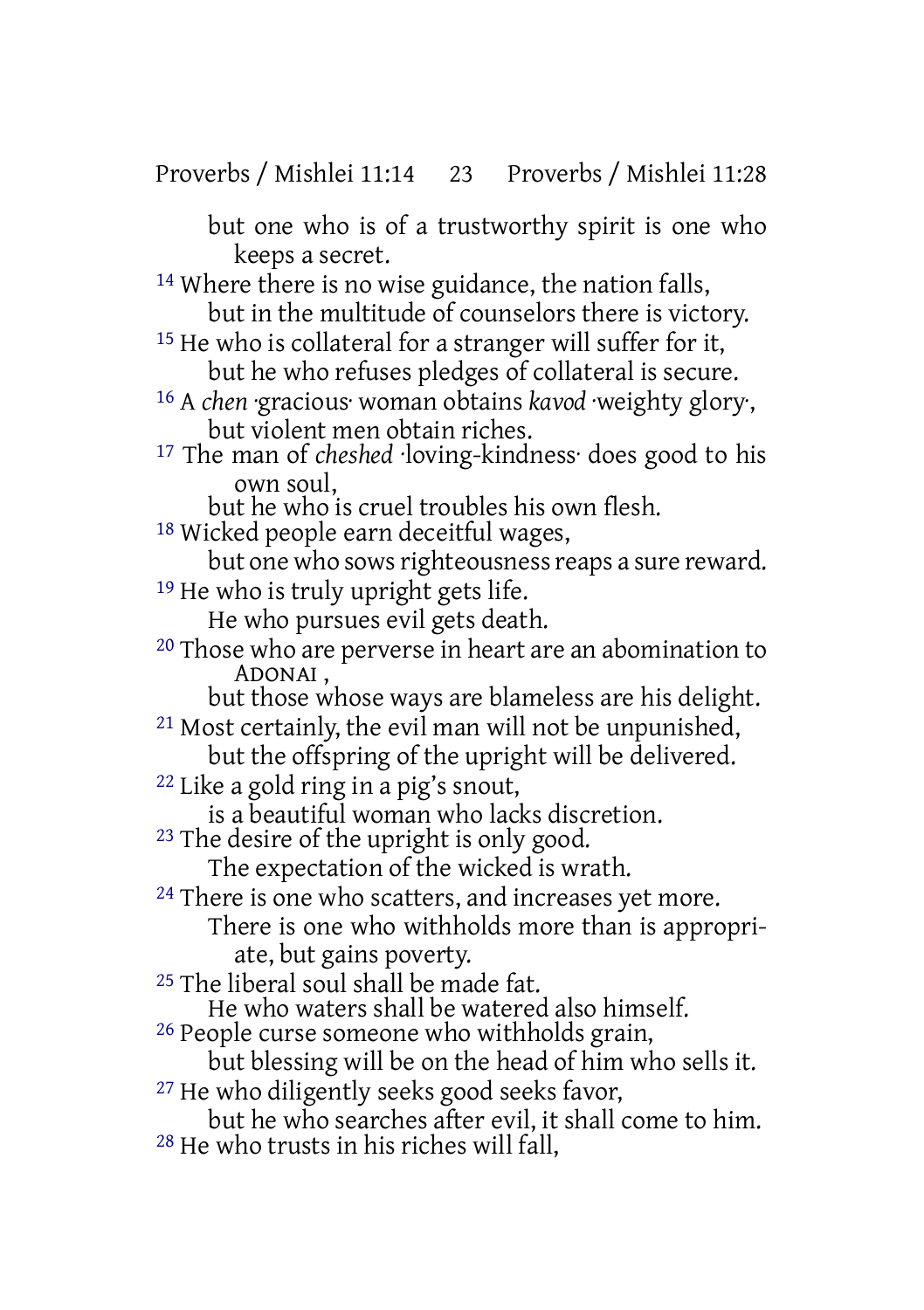but one who is of a trustworthy spirit is one who keeps a secret.

[14] Where there is no wise guidance, the nation falls,
but in the multitude of counselors there is victory.

[15] He who is collateral for a stranger will suffer for it,
but he who refuses pledges of collateral is secure.

[16] A *chen* ·gracious· woman obtains *kavod* ·weighty glory·,
but violent men obtain riches.

[17] The man of *cheshed* ·loving-kindness· does good to his own soul,
but he who is cruel troubles his own flesh.

[18] Wicked people earn deceitful wages,
but one who sows righteousness reaps a sure reward.

[19] He who is truly upright gets life.
He who pursues evil gets death.

[20] Those who are perverse in heart are an abomination to ADONAI ,
but those whose ways are blameless are his delight.

[21] Most certainly, the evil man will not be unpunished,
but the offspring of the upright will be delivered.

[22] Like a gold ring in a pig's snout,
is a beautiful woman who lacks discretion.

[23] The desire of the upright is only good.
The expectation of the wicked is wrath.

[24] There is one who scatters, and increases yet more.
There is one who withholds more than is appropriate, but gains poverty.

[25] The liberal soul shall be made fat.
He who waters shall be watered also himself.

[26] People curse someone who withholds grain,
but blessing will be on the head of him who sells it.

[27] He who diligently seeks good seeks favor,
but he who searches after evil, it shall come to him.

[28] He who trusts in his riches will fall,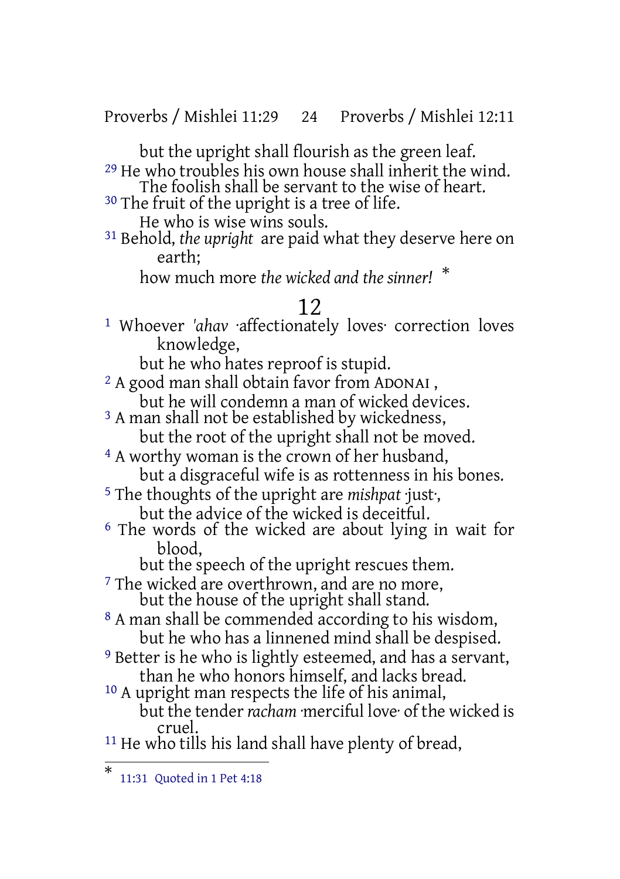but the upright shall flourish as the green leaf.

29 He who troubles his own house shall inherit the wind.
The foolish shall be servant to the wise of heart.

30 The fruit of the upright is a tree of life.
He who is wise wins souls.

31 Behold, *the upright* are paid what they deserve here on earth;
how much more *the wicked and the sinner!* *

## 12

1 Whoever *'ahav* ·affectionately loves· correction loves knowledge,
but he who hates reproof is stupid.

2 A good man shall obtain favor from ADONAI ,
but he will condemn a man of wicked devices.

3 A man shall not be established by wickedness,
but the root of the upright shall not be moved.

4 A worthy woman is the crown of her husband,
but a disgraceful wife is as rottenness in his bones.

5 The thoughts of the upright are *mishpat* ·just·,
but the advice of the wicked is deceitful.

6 The words of the wicked are about lying in wait for blood,
but the speech of the upright rescues them.

7 The wicked are overthrown, and are no more,
but the house of the upright shall stand.

8 A man shall be commended according to his wisdom,
but he who has a linnened mind shall be despised.

9 Better is he who is lightly esteemed, and has a servant,
than he who honors himself, and lacks bread.

10 A upright man respects the life of his animal,
but the tender *racham* ·merciful love· of the wicked is cruel.

11 He who tills his land shall have plenty of bread,

---

* 11:31 Quoted in 1 Pet 4:18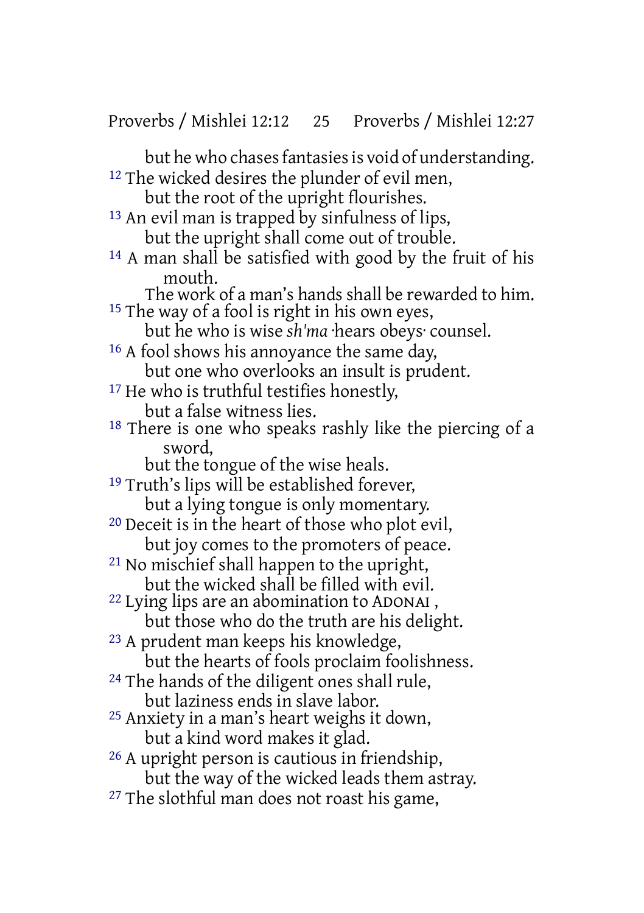but he who chases fantasies is void of understanding.

[12] The wicked desires the plunder of evil men,
but the root of the upright flourishes.

[13] An evil man is trapped by sinfulness of lips,
but the upright shall come out of trouble.

[14] A man shall be satisfied with good by the fruit of his mouth.
The work of a man's hands shall be rewarded to him.

[15] The way of a fool is right in his own eyes,
but he who is wise *sh'ma* ·hears obeys· counsel.

[16] A fool shows his annoyance the same day,
but one who overlooks an insult is prudent.

[17] He who is truthful testifies honestly,
but a false witness lies.

[18] There is one who speaks rashly like the piercing of a sword,
but the tongue of the wise heals.

[19] Truth's lips will be established forever,
but a lying tongue is only momentary.

[20] Deceit is in the heart of those who plot evil,
but joy comes to the promoters of peace.

[21] No mischief shall happen to the upright,
but the wicked shall be filled with evil.

[22] Lying lips are an abomination to ADONAI ,
but those who do the truth are his delight.

[23] A prudent man keeps his knowledge,
but the hearts of fools proclaim foolishness.

[24] The hands of the diligent ones shall rule,
but laziness ends in slave labor.

[25] Anxiety in a man's heart weighs it down,
but a kind word makes it glad.

[26] A upright person is cautious in friendship,
but the way of the wicked leads them astray.

[27] The slothful man does not roast his game,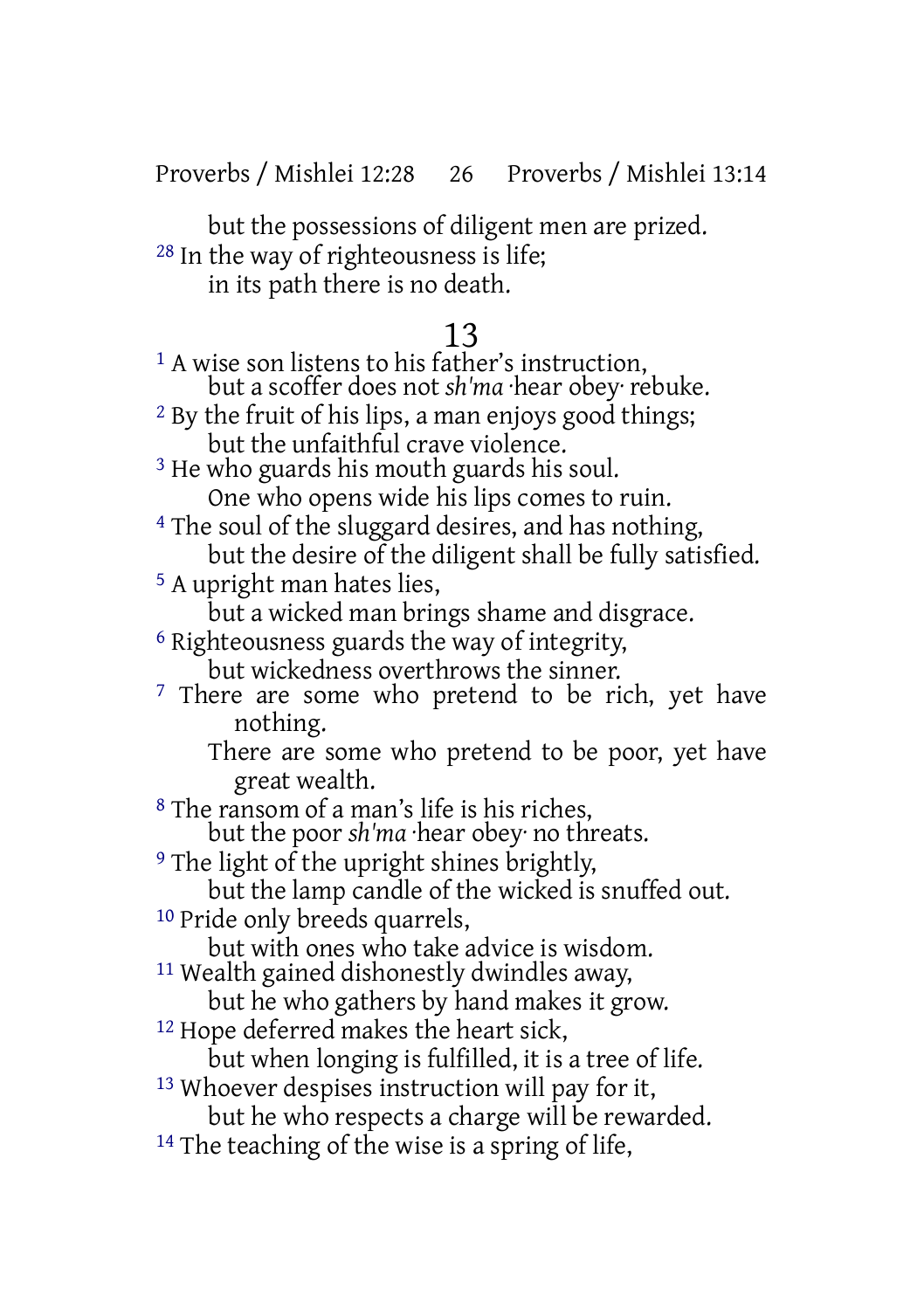but the possessions of diligent men are prized.

[28] In the way of righteousness is life;
in its path there is no death.

## 13

[1] A wise son listens to his father's instruction,
but a scoffer does not *sh'ma* ·hear obey· rebuke.

[2] By the fruit of his lips, a man enjoys good things;
but the unfaithful crave violence.

[3] He who guards his mouth guards his soul.
One who opens wide his lips comes to ruin.

[4] The soul of the sluggard desires, and has nothing,
but the desire of the diligent shall be fully satisfied.

[5] A upright man hates lies,
but a wicked man brings shame and disgrace.

[6] Righteousness guards the way of integrity,
but wickedness overthrows the sinner.

[7] There are some who pretend to be rich, yet have nothing.
There are some who pretend to be poor, yet have great wealth.

[8] The ransom of a man's life is his riches,
but the poor *sh'ma* ·hear obey· no threats.

[9] The light of the upright shines brightly,
but the lamp candle of the wicked is snuffed out.

[10] Pride only breeds quarrels,
but with ones who take advice is wisdom.

[11] Wealth gained dishonestly dwindles away,
but he who gathers by hand makes it grow.

[12] Hope deferred makes the heart sick,
but when longing is fulfilled, it is a tree of life.

[13] Whoever despises instruction will pay for it,
but he who respects a charge will be rewarded.

[14] The teaching of the wise is a spring of life,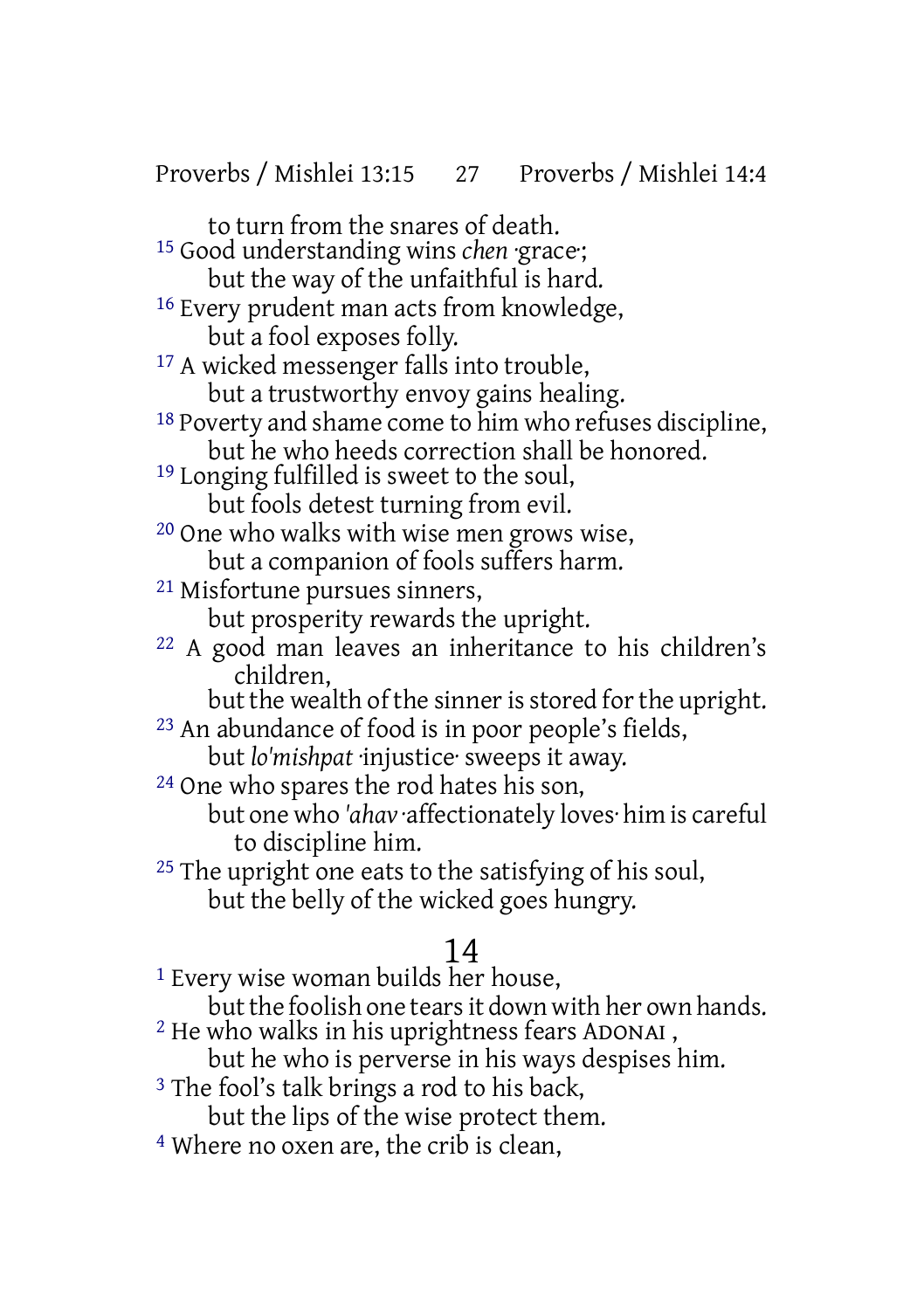to turn from the snares of death.

[15] Good understanding wins *chen* ·grace·;
but the way of the unfaithful is hard.

[16] Every prudent man acts from knowledge,
but a fool exposes folly.

[17] A wicked messenger falls into trouble,
but a trustworthy envoy gains healing.

[18] Poverty and shame come to him who refuses discipline,
but he who heeds correction shall be honored.

[19] Longing fulfilled is sweet to the soul,
but fools detest turning from evil.

[20] One who walks with wise men grows wise,
but a companion of fools suffers harm.

[21] Misfortune pursues sinners,
but prosperity rewards the upright.

[22] A good man leaves an inheritance to his children's children,
but the wealth of the sinner is stored for the upright.

[23] An abundance of food is in poor people's fields,
but *lo'mishpat* ·injustice· sweeps it away.

[24] One who spares the rod hates his son,
but one who *'ahav* ·affectionately loves· him is careful to discipline him.

[25] The upright one eats to the satisfying of his soul,
but the belly of the wicked goes hungry.

## 14

[1] Every wise woman builds her house,
but the foolish one tears it down with her own hands.

[2] He who walks in his uprightness fears ADONAI ,
but he who is perverse in his ways despises him.

[3] The fool's talk brings a rod to his back,
but the lips of the wise protect them.

[4] Where no oxen are, the crib is clean,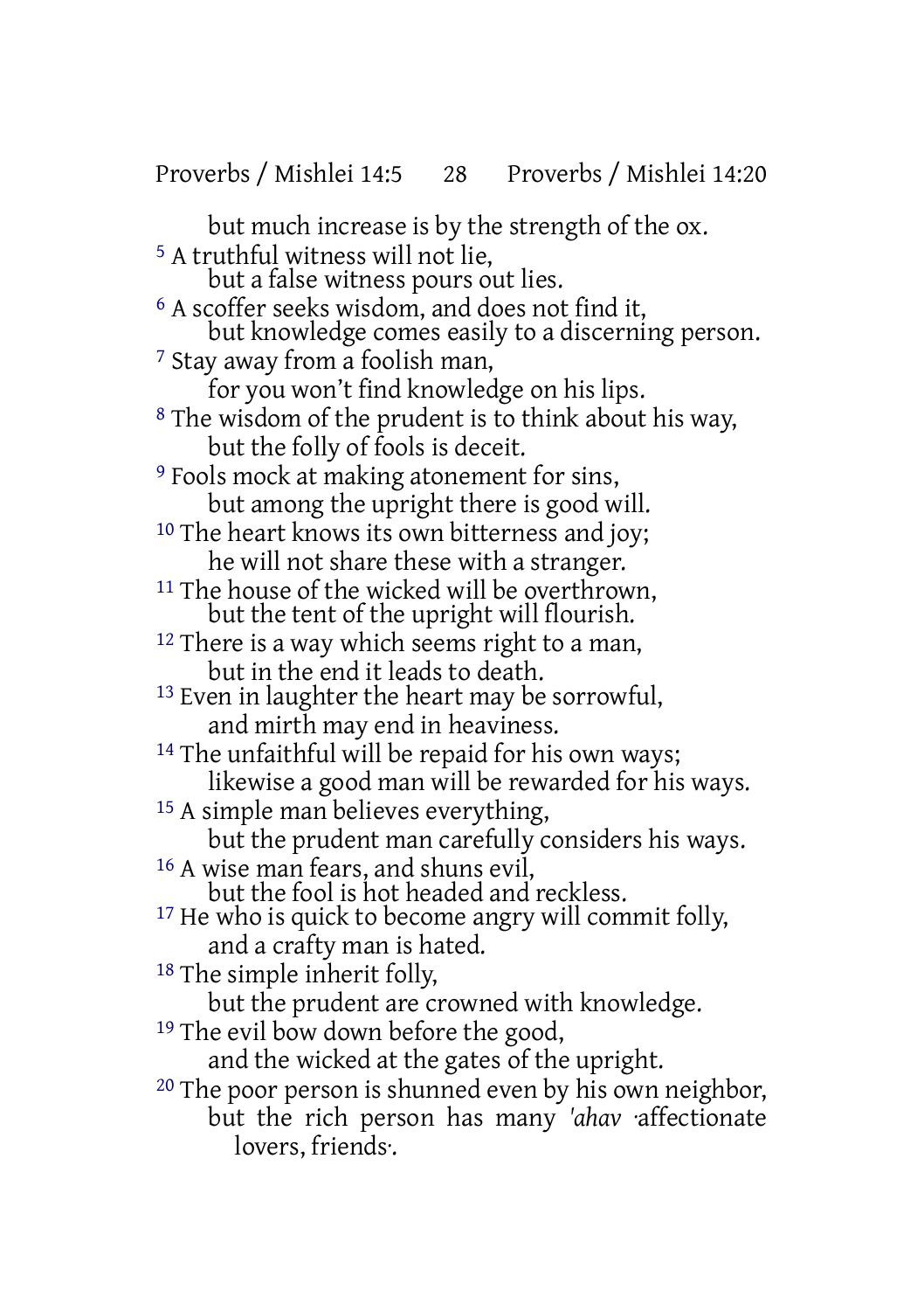but much increase is by the strength of the ox.

[5] A truthful witness will not lie,
but a false witness pours out lies.

[6] A scoffer seeks wisdom, and does not find it,
but knowledge comes easily to a discerning person.

[7] Stay away from a foolish man,
for you won't find knowledge on his lips.

[8] The wisdom of the prudent is to think about his way,
but the folly of fools is deceit.

[9] Fools mock at making atonement for sins,
but among the upright there is good will.

[10] The heart knows its own bitterness and joy;
he will not share these with a stranger.

[11] The house of the wicked will be overthrown,
but the tent of the upright will flourish.

[12] There is a way which seems right to a man,
but in the end it leads to death.

[13] Even in laughter the heart may be sorrowful,
and mirth may end in heaviness.

[14] The unfaithful will be repaid for his own ways;
likewise a good man will be rewarded for his ways.

[15] A simple man believes everything,
but the prudent man carefully considers his ways.

[16] A wise man fears, and shuns evil,
but the fool is hot headed and reckless.

[17] He who is quick to become angry will commit folly,
and a crafty man is hated.

[18] The simple inherit folly,
but the prudent are crowned with knowledge.

[19] The evil bow down before the good,
and the wicked at the gates of the upright.

[20] The poor person is shunned even by his own neighbor,
but the rich person has many *'ahav* ·affectionate lovers, friends·.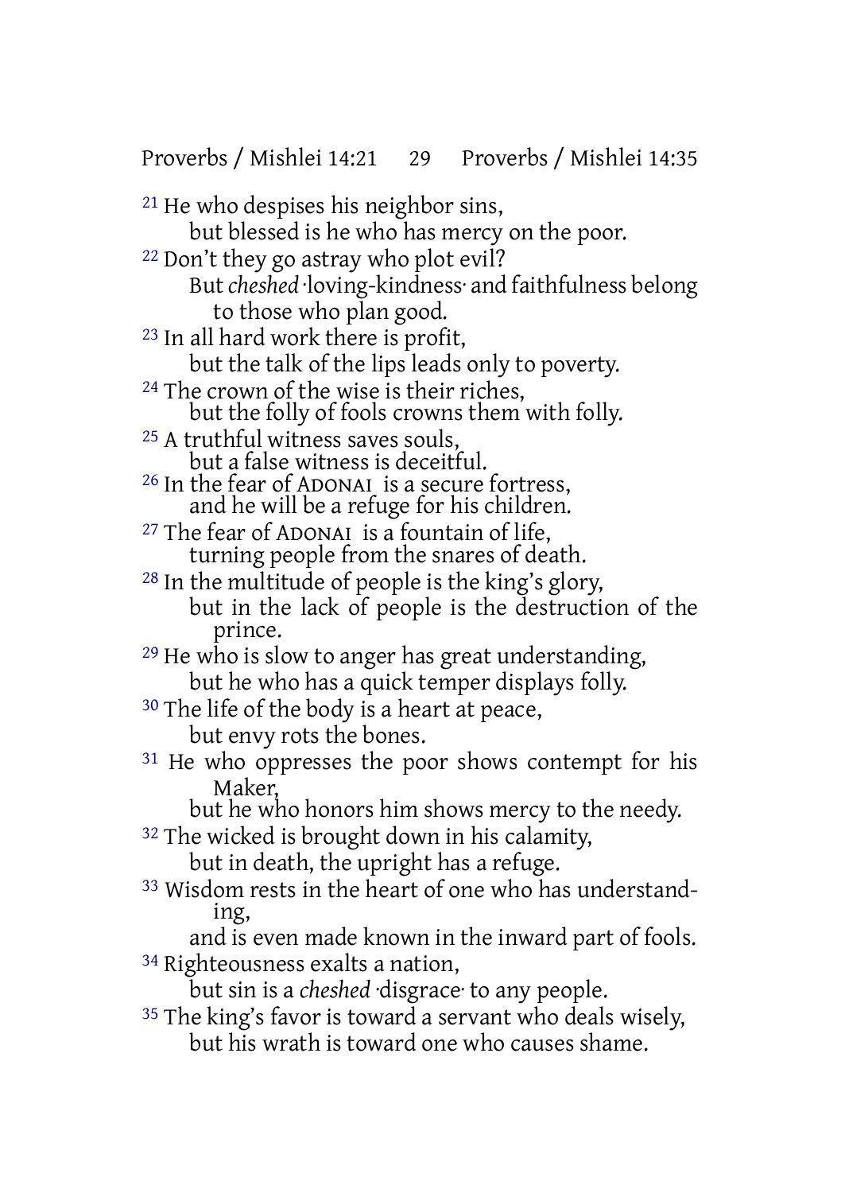[21] He who despises his neighbor sins,
but blessed is he who has mercy on the poor.

[22] Don't they go astray who plot evil?
But *cheshed* ·loving-kindness· and faithfulness belong to those who plan good.

[23] In all hard work there is profit,
but the talk of the lips leads only to poverty.

[24] The crown of the wise is their riches,
but the folly of fools crowns them with folly.

[25] A truthful witness saves souls,
but a false witness is deceitful.

[26] In the fear of ADONAI is a secure fortress,
and he will be a refuge for his children.

[27] The fear of ADONAI is a fountain of life,
turning people from the snares of death.

[28] In the multitude of people is the king's glory,
but in the lack of people is the destruction of the prince.

[29] He who is slow to anger has great understanding,
but he who has a quick temper displays folly.

[30] The life of the body is a heart at peace,
but envy rots the bones.

[31] He who oppresses the poor shows contempt for his Maker,
but he who honors him shows mercy to the needy.

[32] The wicked is brought down in his calamity,
but in death, the upright has a refuge.

[33] Wisdom rests in the heart of one who has understanding,
and is even made known in the inward part of fools.

[34] Righteousness exalts a nation,
but sin is a *cheshed* ·disgrace· to any people.

[35] The king's favor is toward a servant who deals wisely,
but his wrath is toward one who causes shame.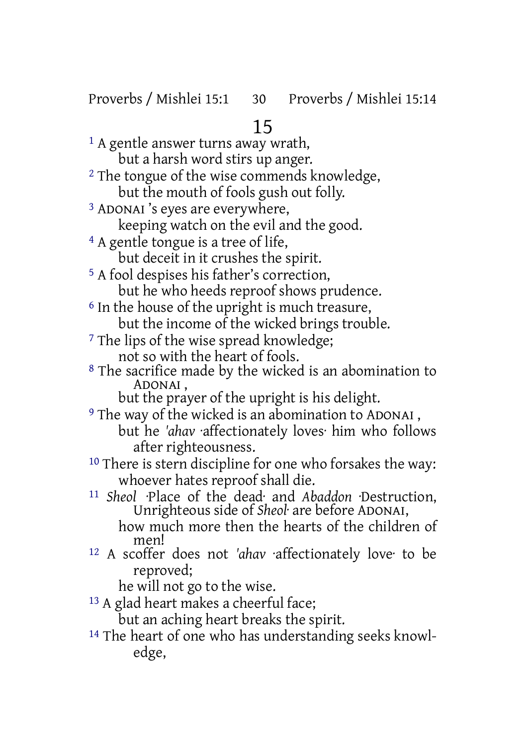# 15

[1] A gentle answer turns away wrath,
but a harsh word stirs up anger.

[2] The tongue of the wise commends knowledge,
but the mouth of fools gush out folly.

[3] ADONAI 's eyes are everywhere,
keeping watch on the evil and the good.

[4] A gentle tongue is a tree of life,
but deceit in it crushes the spirit.

[5] A fool despises his father's correction,
but he who heeds reproof shows prudence.

[6] In the house of the upright is much treasure,
but the income of the wicked brings trouble.

[7] The lips of the wise spread knowledge;
not so with the heart of fools.

[8] The sacrifice made by the wicked is an abomination to ADONAI ,
but the prayer of the upright is his delight.

[9] The way of the wicked is an abomination to ADONAI ,
but he *'ahav* ·affectionately loves· him who follows after righteousness.

[10] There is stern discipline for one who forsakes the way:
whoever hates reproof shall die.

[11] *Sheol* ·Place of the dead· and *Abaddon* ·Destruction, Unrighteous side of *Sheol*· are before ADONAI,
how much more then the hearts of the children of men!

[12] A scoffer does not *'ahav* ·affectionately love· to be reproved;
he will not go to the wise.

[13] A glad heart makes a cheerful face;
but an aching heart breaks the spirit.

[14] The heart of one who has understanding seeks knowledge,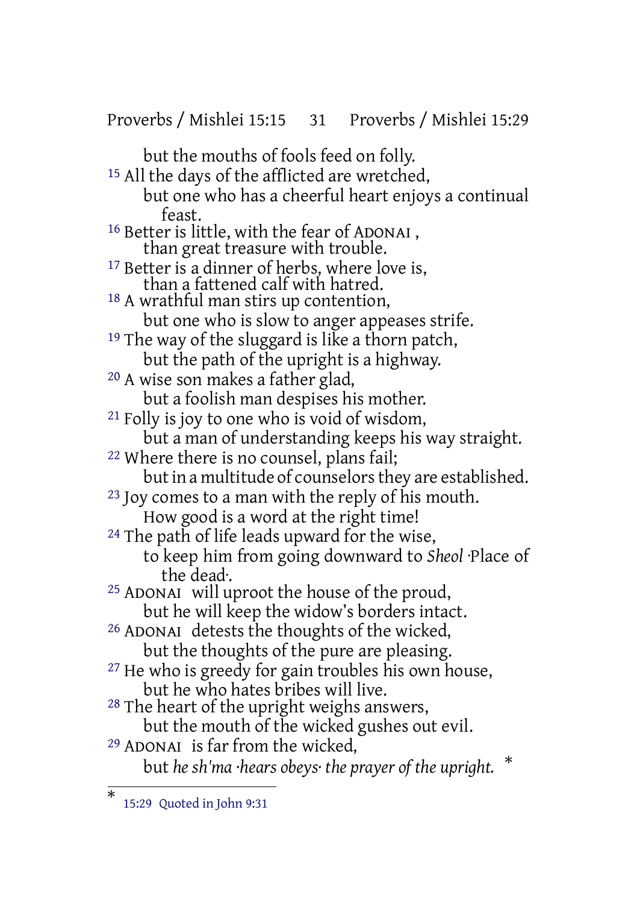but the mouths of fools feed on folly.

15 All the days of the afflicted are wretched,
 but one who has a cheerful heart enjoys a continual feast.

16 Better is little, with the fear of ADONAI ,
 than great treasure with trouble.

17 Better is a dinner of herbs, where love is,
 than a fattened calf with hatred.

18 A wrathful man stirs up contention,
 but one who is slow to anger appeases strife.

19 The way of the sluggard is like a thorn patch,
 but the path of the upright is a highway.

20 A wise son makes a father glad,
 but a foolish man despises his mother.

21 Folly is joy to one who is void of wisdom,
 but a man of understanding keeps his way straight.

22 Where there is no counsel, plans fail;
 but in a multitude of counselors they are established.

23 Joy comes to a man with the reply of his mouth.
 How good is a word at the right time!

24 The path of life leads upward for the wise,
 to keep him from going downward to *Sheol* ·Place of the dead·.

25 ADONAI will uproot the house of the proud,
 but he will keep the widow's borders intact.

26 ADONAI detests the thoughts of the wicked,
 but the thoughts of the pure are pleasing.

27 He who is greedy for gain troubles his own house,
 but he who hates bribes will live.

28 The heart of the upright weighs answers,
 but the mouth of the wicked gushes out evil.

29 ADONAI is far from the wicked,
 but *he sh'ma ·hears obeys· the prayer of the upright.* *

---

* 15:29 Quoted in John 9:31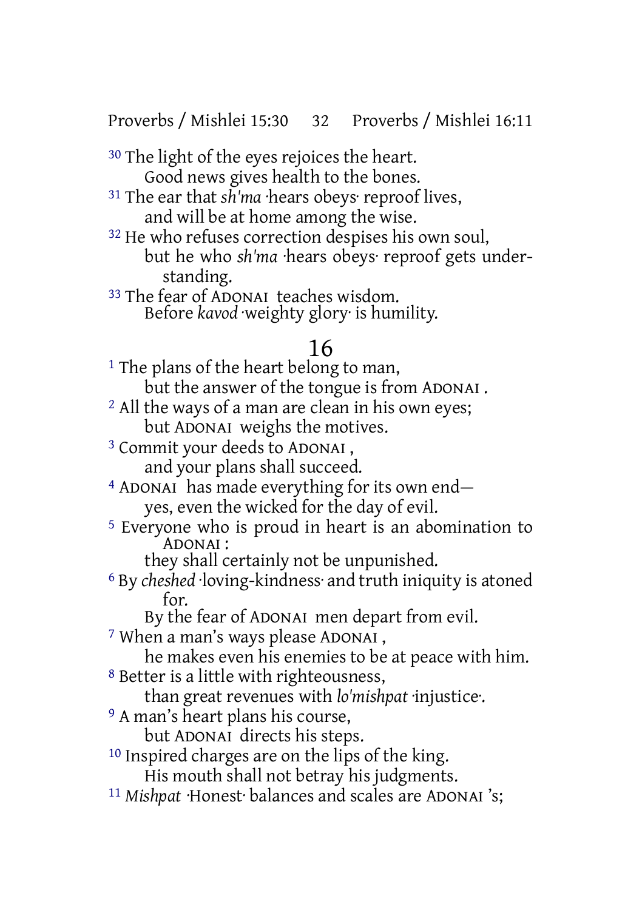[30] The light of the eyes rejoices the heart.
Good news gives health to the bones.

[31] The ear that *sh'ma* ·hears obeys· reproof lives,
and will be at home among the wise.

[32] He who refuses correction despises his own soul,
but he who *sh'ma* ·hears obeys· reproof gets understanding.

[33] The fear of ADONAI teaches wisdom.
Before *kavod* ·weighty glory· is humility.

# 16

[1] The plans of the heart belong to man,
but the answer of the tongue is from ADONAI .

[2] All the ways of a man are clean in his own eyes;
but ADONAI weighs the motives.

[3] Commit your deeds to ADONAI ,
and your plans shall succeed.

[4] ADONAI has made everything for its own end—
yes, even the wicked for the day of evil.

[5] Everyone who is proud in heart is an abomination to ADONAI :
they shall certainly not be unpunished.

[6] By *cheshed* ·loving-kindness· and truth iniquity is atoned for.
By the fear of ADONAI men depart from evil.

[7] When a man's ways please ADONAI ,
he makes even his enemies to be at peace with him.

[8] Better is a little with righteousness,
than great revenues with *lo'mishpat* ·injustice·.

[9] A man's heart plans his course,
but ADONAI directs his steps.

[10] Inspired charges are on the lips of the king.
His mouth shall not betray his judgments.

[11] *Mishpat* ·Honest· balances and scales are ADONAI 's;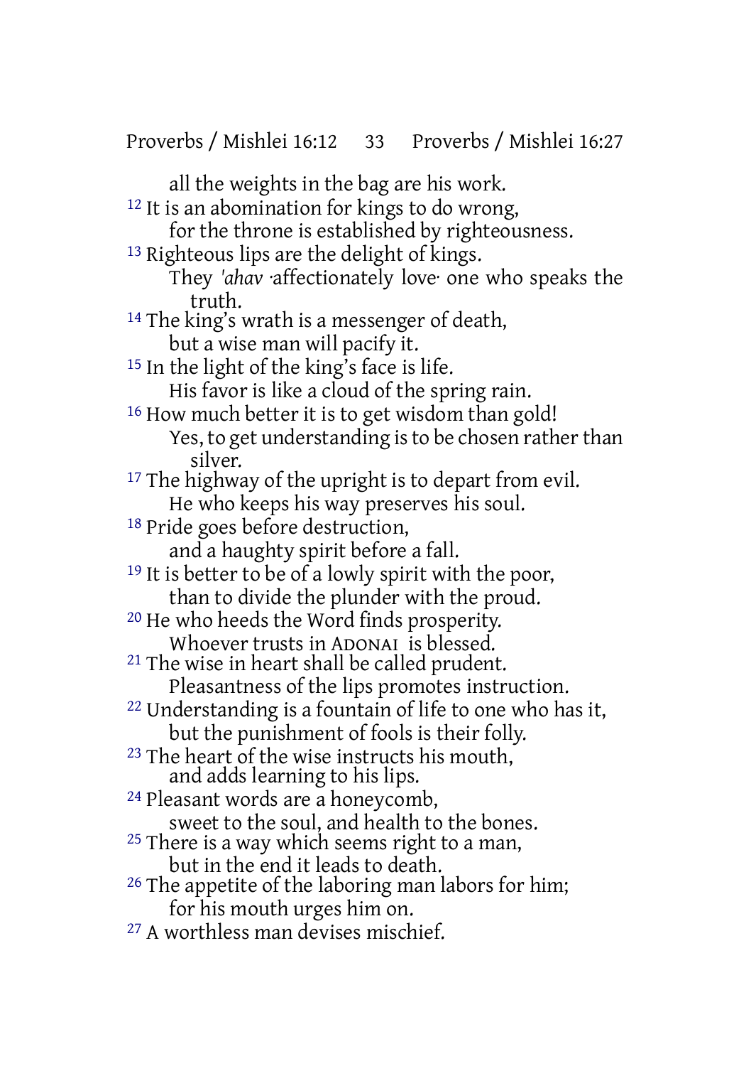all the weights in the bag are his work.

[12] It is an abomination for kings to do wrong,
for the throne is established by righteousness.

[13] Righteous lips are the delight of kings.
They *'ahav* ·affectionately love· one who speaks the truth.

[14] The king's wrath is a messenger of death,
but a wise man will pacify it.

[15] In the light of the king's face is life.
His favor is like a cloud of the spring rain.

[16] How much better it is to get wisdom than gold!
Yes, to get understanding is to be chosen rather than silver.

[17] The highway of the upright is to depart from evil.
He who keeps his way preserves his soul.

[18] Pride goes before destruction,
and a haughty spirit before a fall.

[19] It is better to be of a lowly spirit with the poor,
than to divide the plunder with the proud.

[20] He who heeds the Word finds prosperity.
Whoever trusts in ADONAI is blessed.

[21] The wise in heart shall be called prudent.
Pleasantness of the lips promotes instruction.

[22] Understanding is a fountain of life to one who has it,
but the punishment of fools is their folly.

[23] The heart of the wise instructs his mouth,
and adds learning to his lips.

[24] Pleasant words are a honeycomb,
sweet to the soul, and health to the bones.

[25] There is a way which seems right to a man,
but in the end it leads to death.

[26] The appetite of the laboring man labors for him;
for his mouth urges him on.

[27] A worthless man devises mischief.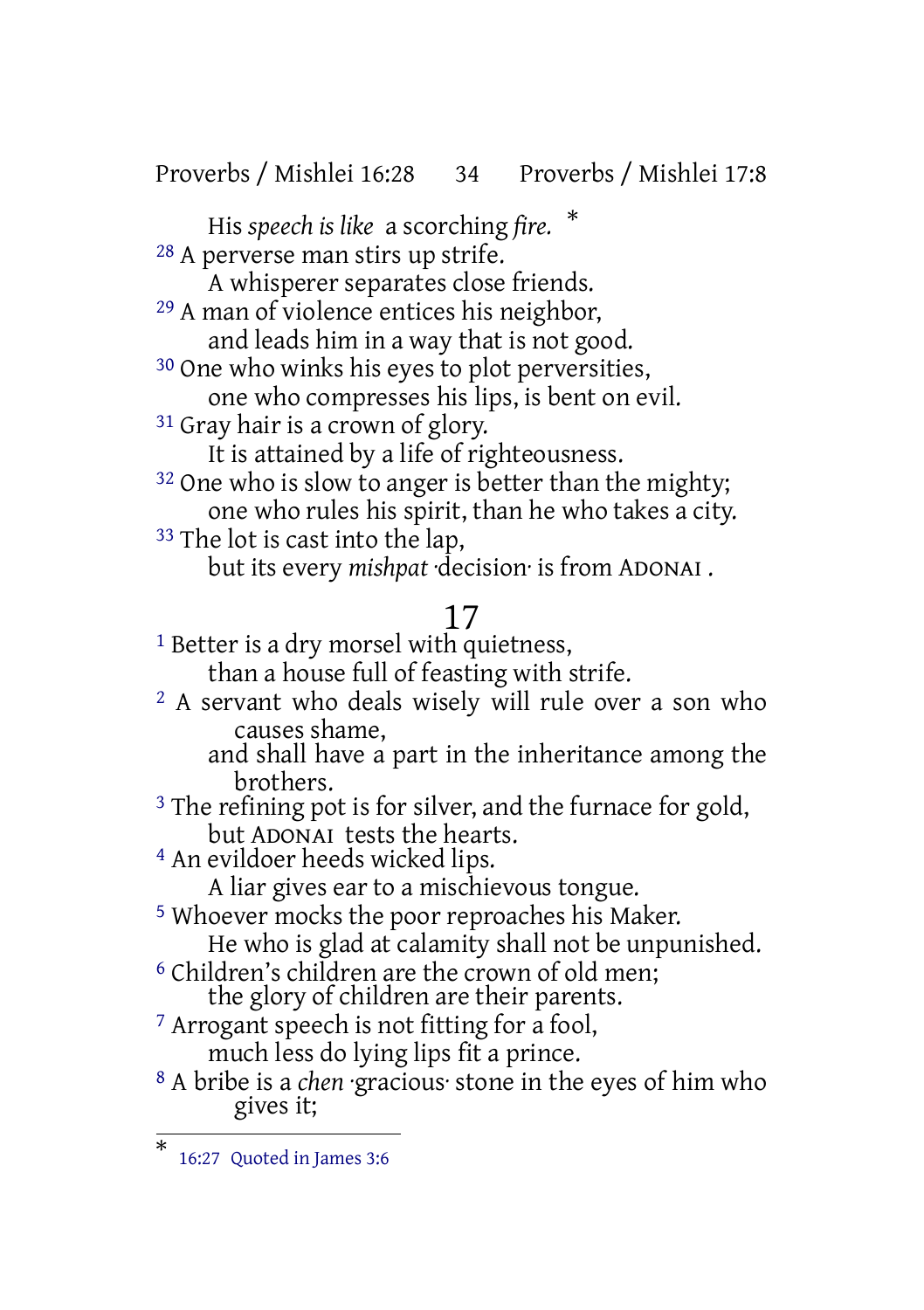His *speech is like* a scorching *fire.* *

[28] A perverse man stirs up strife.
A whisperer separates close friends.

[29] A man of violence entices his neighbor,
and leads him in a way that is not good.

[30] One who winks his eyes to plot perversities,
one who compresses his lips, is bent on evil.

[31] Gray hair is a crown of glory.
It is attained by a life of righteousness.

[32] One who is slow to anger is better than the mighty;
one who rules his spirit, than he who takes a city.

[33] The lot is cast into the lap,
but its every *mishpat* ·decision· is from ADONAI .

# 17

[1] Better is a dry morsel with quietness,
than a house full of feasting with strife.

[2] A servant who deals wisely will rule over a son who causes shame,
and shall have a part in the inheritance among the brothers.

[3] The refining pot is for silver, and the furnace for gold,
but ADONAI tests the hearts.

[4] An evildoer heeds wicked lips.
A liar gives ear to a mischievous tongue.

[5] Whoever mocks the poor reproaches his Maker.
He who is glad at calamity shall not be unpunished.

[6] Children's children are the crown of old men;
the glory of children are their parents.

[7] Arrogant speech is not fitting for a fool,
much less do lying lips fit a prince.

[8] A bribe is a *chen* ·gracious· stone in the eyes of him who gives it;

---

* 16:27 Quoted in James 3:6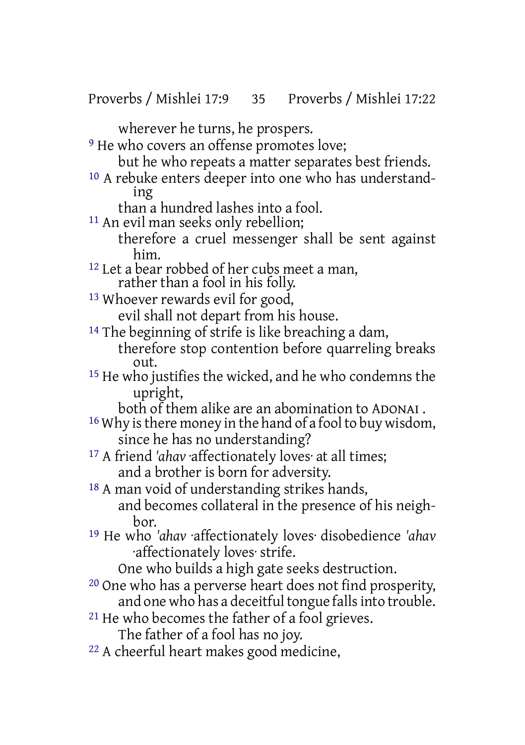wherever he turns, he prospers.

[9] He who covers an offense promotes love;
but he who repeats a matter separates best friends.

[10] A rebuke enters deeper into one who has understanding
than a hundred lashes into a fool.

[11] An evil man seeks only rebellion;
therefore a cruel messenger shall be sent against him.

[12] Let a bear robbed of her cubs meet a man,
rather than a fool in his folly.

[13] Whoever rewards evil for good,
evil shall not depart from his house.

[14] The beginning of strife is like breaching a dam,
therefore stop contention before quarreling breaks out.

[15] He who justifies the wicked, and he who condemns the upright,
both of them alike are an abomination to ADONAI .

[16] Why is there money in the hand of a fool to buy wisdom,
since he has no understanding?

[17] A friend *'ahav* ·affectionately loves· at all times;
and a brother is born for adversity.

[18] A man void of understanding strikes hands,
and becomes collateral in the presence of his neighbor.

[19] He who *'ahav* ·affectionately loves· disobedience *'ahav* ·affectionately loves· strife.
One who builds a high gate seeks destruction.

[20] One who has a perverse heart does not find prosperity,
and one who has a deceitful tongue falls into trouble.

[21] He who becomes the father of a fool grieves.
The father of a fool has no joy.

[22] A cheerful heart makes good medicine,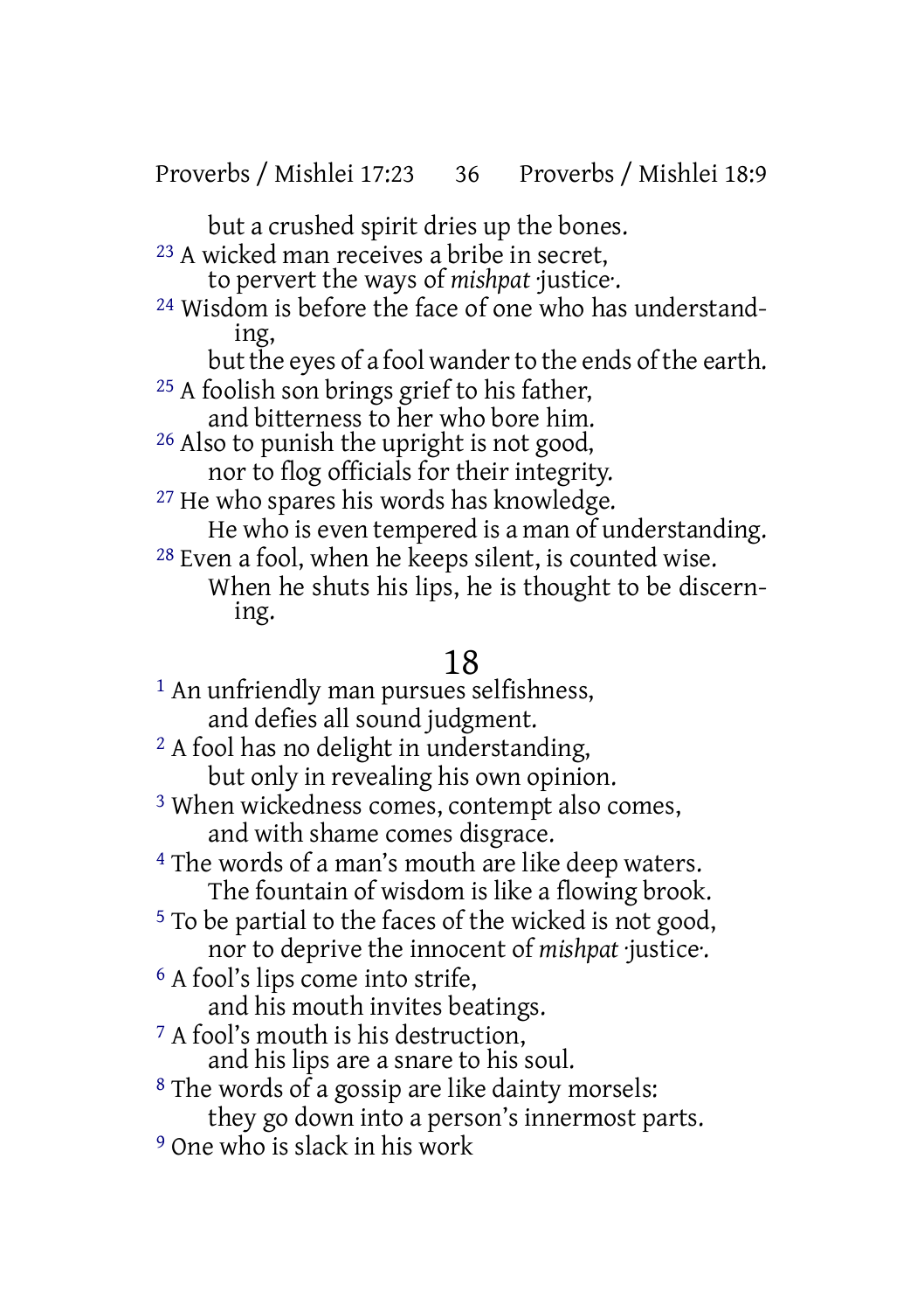but a crushed spirit dries up the bones.

[23] A wicked man receives a bribe in secret,
to pervert the ways of *mishpat* ·justice·.

[24] Wisdom is before the face of one who has understanding,
but the eyes of a fool wander to the ends of the earth.

[25] A foolish son brings grief to his father,
and bitterness to her who bore him.

[26] Also to punish the upright is not good,
nor to flog officials for their integrity.

[27] He who spares his words has knowledge.
He who is even tempered is a man of understanding.

[28] Even a fool, when he keeps silent, is counted wise.
When he shuts his lips, he is thought to be discerning.

## 18

[1] An unfriendly man pursues selfishness,
and defies all sound judgment.

[2] A fool has no delight in understanding,
but only in revealing his own opinion.

[3] When wickedness comes, contempt also comes,
and with shame comes disgrace.

[4] The words of a man's mouth are like deep waters.
The fountain of wisdom is like a flowing brook.

[5] To be partial to the faces of the wicked is not good,
nor to deprive the innocent of *mishpat* ·justice·.

[6] A fool's lips come into strife,
and his mouth invites beatings.

[7] A fool's mouth is his destruction,
and his lips are a snare to his soul.

[8] The words of a gossip are like dainty morsels:
they go down into a person's innermost parts.

[9] One who is slack in his work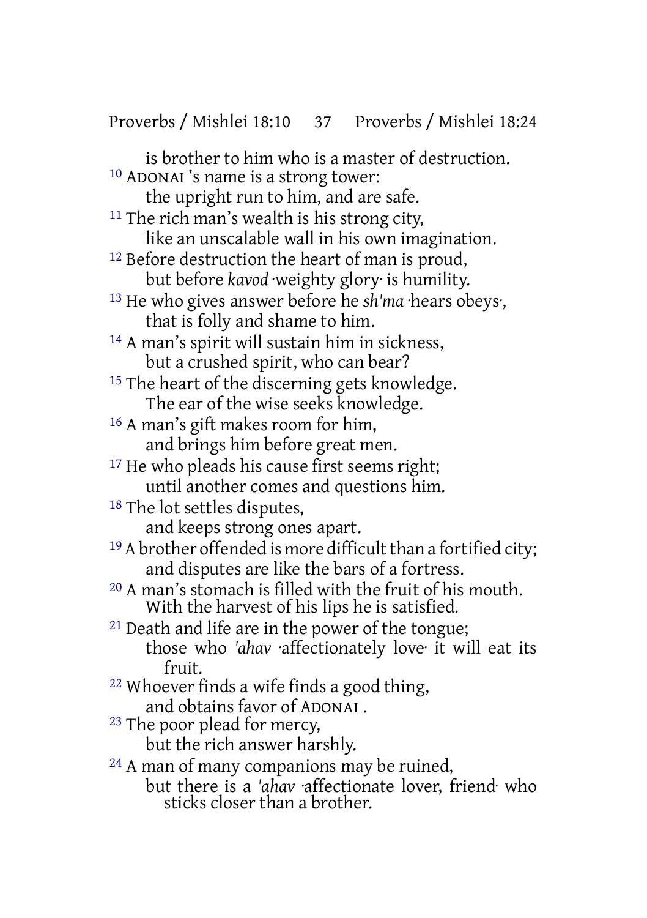is brother to him who is a master of destruction.
[10] ADONAI 's name is a strong tower:
the upright run to him, and are safe.
[11] The rich man's wealth is his strong city,
like an unscalable wall in his own imagination.
[12] Before destruction the heart of man is proud,
but before *kavod* ·weighty glory· is humility.
[13] He who gives answer before he *sh'ma* ·hears obeys·,
that is folly and shame to him.
[14] A man's spirit will sustain him in sickness,
but a crushed spirit, who can bear?
[15] The heart of the discerning gets knowledge.
The ear of the wise seeks knowledge.
[16] A man's gift makes room for him,
and brings him before great men.
[17] He who pleads his cause first seems right;
until another comes and questions him.
[18] The lot settles disputes,
and keeps strong ones apart.
[19] A brother offended is more difficult than a fortified city;
and disputes are like the bars of a fortress.
[20] A man's stomach is filled with the fruit of his mouth.
With the harvest of his lips he is satisfied.
[21] Death and life are in the power of the tongue;
those who *'ahav* ·affectionately love· it will eat its fruit.
[22] Whoever finds a wife finds a good thing,
and obtains favor of ADONAI .
[23] The poor plead for mercy,
but the rich answer harshly.
[24] A man of many companions may be ruined,
but there is a *'ahav* ·affectionate lover, friend· who sticks closer than a brother.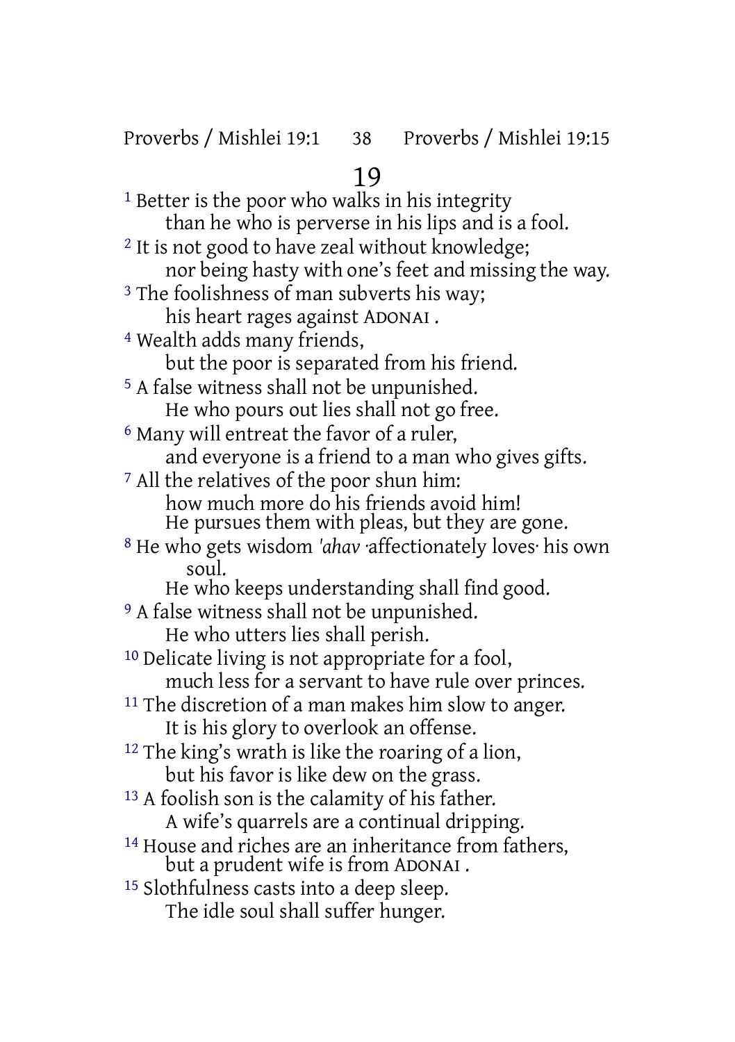# 19

[1] Better is the poor who walks in his integrity
than he who is perverse in his lips and is a fool.

[2] It is not good to have zeal without knowledge;
nor being hasty with one's feet and missing the way.

[3] The foolishness of man subverts his way;
his heart rages against ADONAI .

[4] Wealth adds many friends,
but the poor is separated from his friend.

[5] A false witness shall not be unpunished.
He who pours out lies shall not go free.

[6] Many will entreat the favor of a ruler,
and everyone is a friend to a man who gives gifts.

[7] All the relatives of the poor shun him:
how much more do his friends avoid him!
He pursues them with pleas, but they are gone.

[8] He who gets wisdom *'ahav* ·affectionately loves· his own soul.
He who keeps understanding shall find good.

[9] A false witness shall not be unpunished.
He who utters lies shall perish.

[10] Delicate living is not appropriate for a fool,
much less for a servant to have rule over princes.

[11] The discretion of a man makes him slow to anger.
It is his glory to overlook an offense.

[12] The king's wrath is like the roaring of a lion,
but his favor is like dew on the grass.

[13] A foolish son is the calamity of his father.
A wife's quarrels are a continual dripping.

[14] House and riches are an inheritance from fathers,
but a prudent wife is from ADONAI .

[15] Slothfulness casts into a deep sleep.
The idle soul shall suffer hunger.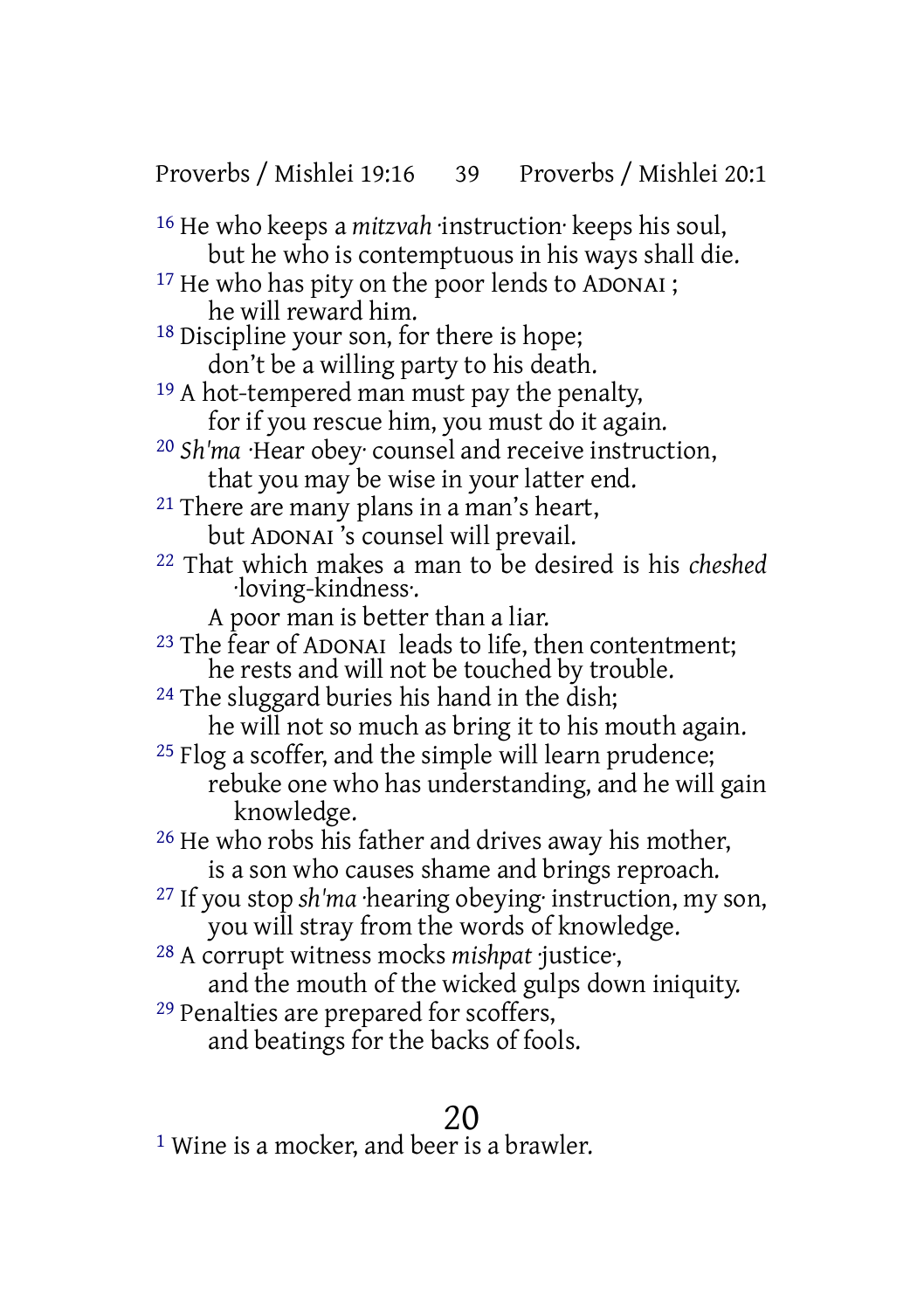[16] He who keeps a *mitzvah* ·instruction· keeps his soul,
but he who is contemptuous in his ways shall die.
[17] He who has pity on the poor lends to ADONAI ;
he will reward him.
[18] Discipline your son, for there is hope;
don't be a willing party to his death.
[19] A hot-tempered man must pay the penalty,
for if you rescue him, you must do it again.
[20] *Sh'ma* ·Hear obey· counsel and receive instruction,
that you may be wise in your latter end.
[21] There are many plans in a man's heart,
but ADONAI 's counsel will prevail.
[22] That which makes a man to be desired is his *cheshed* ·loving-kindness·.
A poor man is better than a liar.
[23] The fear of ADONAI leads to life, then contentment;
he rests and will not be touched by trouble.
[24] The sluggard buries his hand in the dish;
he will not so much as bring it to his mouth again.
[25] Flog a scoffer, and the simple will learn prudence;
rebuke one who has understanding, and he will gain knowledge.
[26] He who robs his father and drives away his mother,
is a son who causes shame and brings reproach.
[27] If you stop *sh'ma* ·hearing obeying· instruction, my son,
you will stray from the words of knowledge.
[28] A corrupt witness mocks *mishpat* ·justice·,
and the mouth of the wicked gulps down iniquity.
[29] Penalties are prepared for scoffers,
and beatings for the backs of fools.

## 20

[1] Wine is a mocker, and beer is a brawler.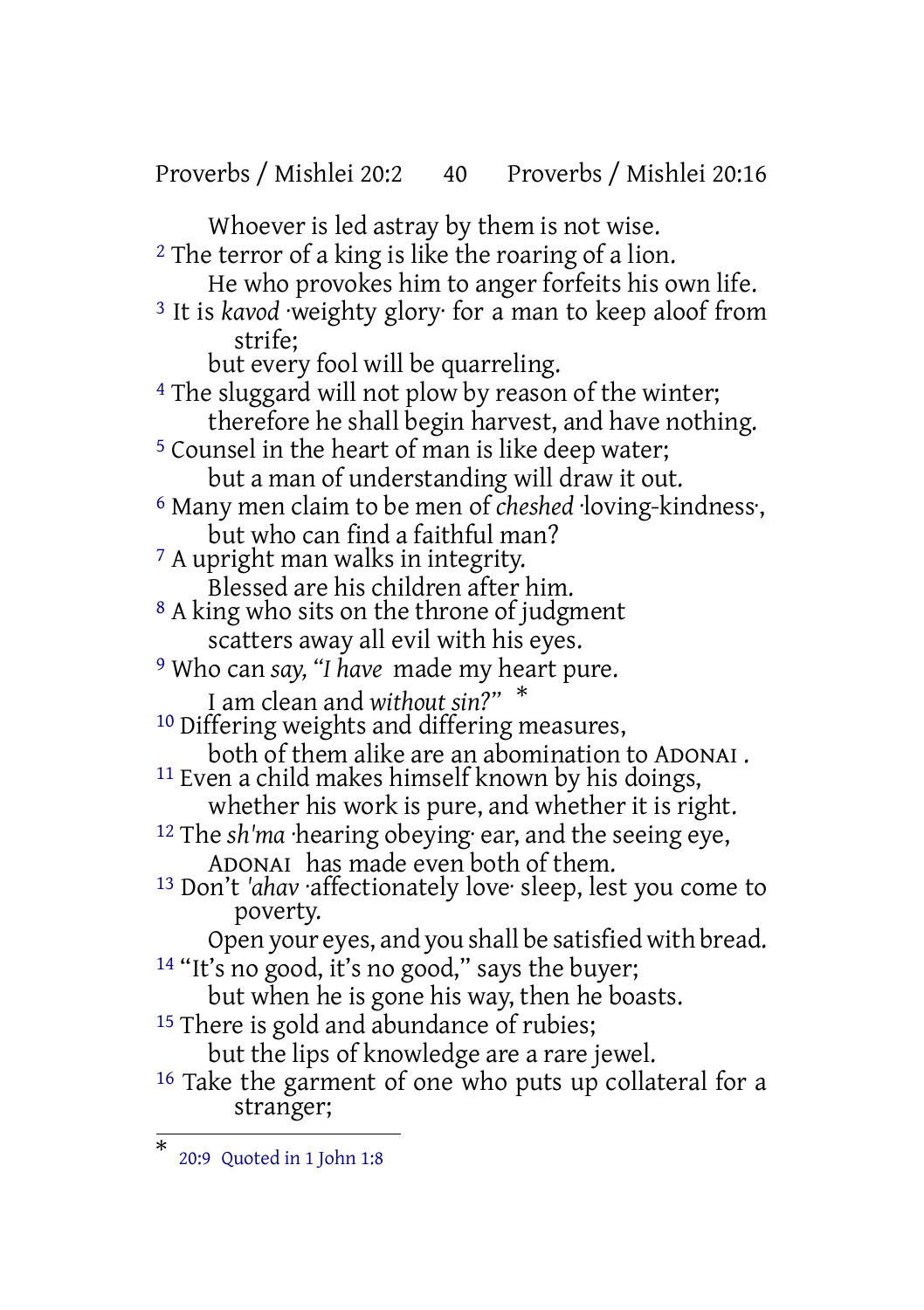Whoever is led astray by them is not wise.

[2] The terror of a king is like the roaring of a lion.
He who provokes him to anger forfeits his own life.

[3] It is *kavod* ·weighty glory· for a man to keep aloof from strife;
but every fool will be quarreling.

[4] The sluggard will not plow by reason of the winter;
therefore he shall begin harvest, and have nothing.

[5] Counsel in the heart of man is like deep water;
but a man of understanding will draw it out.

[6] Many men claim to be men of *cheshed* ·loving-kindness·,
but who can find a faithful man?

[7] A upright man walks in integrity.
Blessed are his children after him.

[8] A king who sits on the throne of judgment
scatters away all evil with his eyes.

[9] Who can *say, "I have* made my heart pure.
I am clean and *without sin?"* *

[10] Differing weights and differing measures,
both of them alike are an abomination to ADONAI .

[11] Even a child makes himself known by his doings,
whether his work is pure, and whether it is right.

[12] The *sh'ma* ·hearing obeying· ear, and the seeing eye,
ADONAI has made even both of them.

[13] Don't *'ahav* ·affectionately love· sleep, lest you come to poverty.
Open your eyes, and you shall be satisfied with bread.

[14] "It's no good, it's no good," says the buyer;
but when he is gone his way, then he boasts.

[15] There is gold and abundance of rubies;
but the lips of knowledge are a rare jewel.

[16] Take the garment of one who puts up collateral for a stranger;

---

* 20:9 Quoted in 1 John 1:8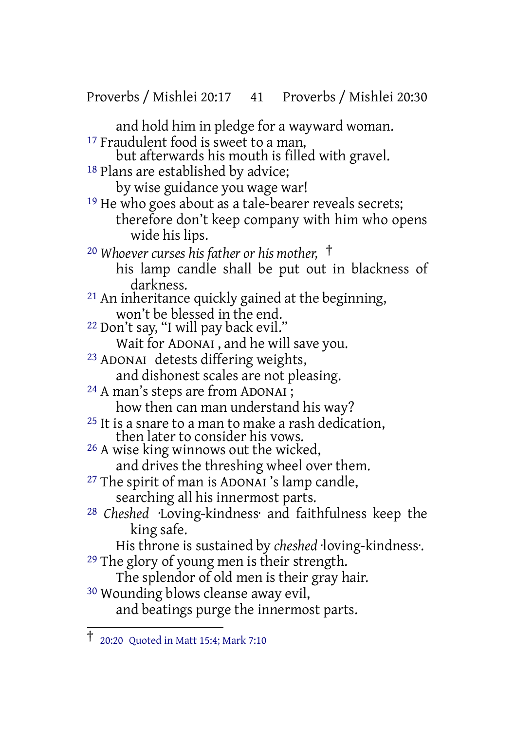and hold him in pledge for a wayward woman.

[17] Fraudulent food is sweet to a man,
but afterwards his mouth is filled with gravel.

[18] Plans are established by advice;
by wise guidance you wage war!

[19] He who goes about as a tale-bearer reveals secrets;
therefore don't keep company with him who opens wide his lips.

[20] *Whoever curses his father or his mother,* †
his lamp candle shall be put out in blackness of darkness.

[21] An inheritance quickly gained at the beginning,
won't be blessed in the end.

[22] Don't say, "I will pay back evil."
Wait for ADONAI , and he will save you.

[23] ADONAI detests differing weights,
and dishonest scales are not pleasing.

[24] A man's steps are from ADONAI ;
how then can man understand his way?

[25] It is a snare to a man to make a rash dedication,
then later to consider his vows.

[26] A wise king winnows out the wicked,
and drives the threshing wheel over them.

[27] The spirit of man is ADONAI 's lamp candle,
searching all his innermost parts.

[28] *Cheshed* ·Loving-kindness· and faithfulness keep the king safe.
His throne is sustained by *cheshed* ·loving-kindness·.

[29] The glory of young men is their strength.
The splendor of old men is their gray hair.

[30] Wounding blows cleanse away evil,
and beatings purge the innermost parts.

---

† 20:20 Quoted in Matt 15:4; Mark 7:10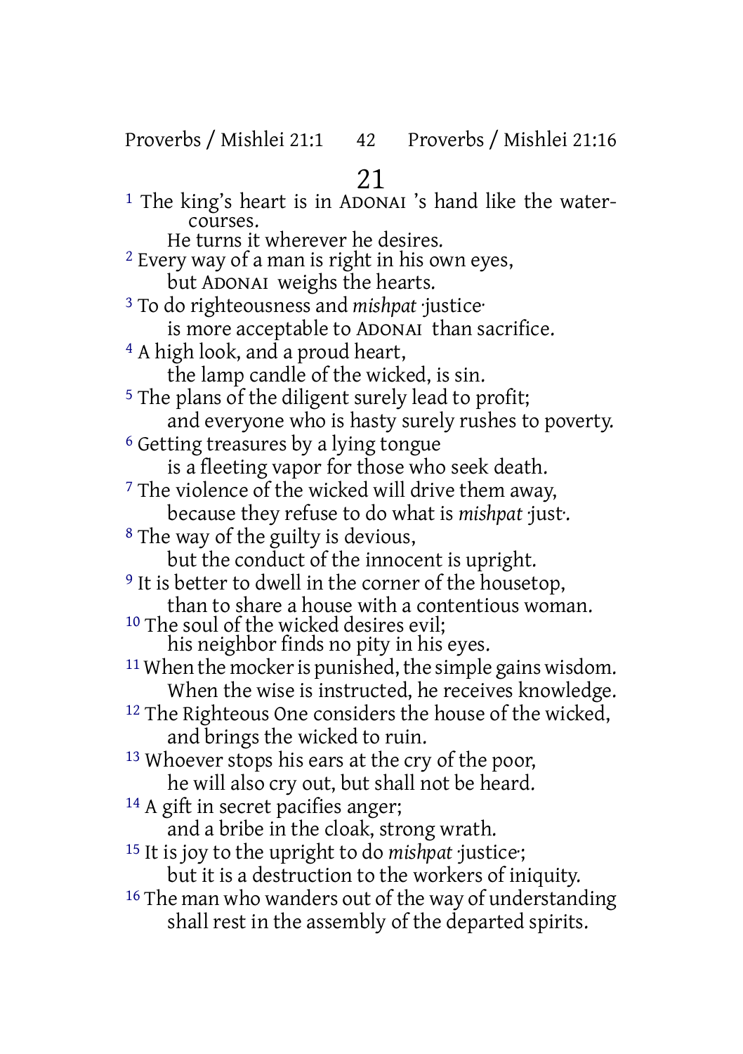# 21

[1] The king's heart is in ADONAI 's hand like the watercourses.
He turns it wherever he desires.

[2] Every way of a man is right in his own eyes,
but ADONAI weighs the hearts.

[3] To do righteousness and *mishpat* ·justice·
is more acceptable to ADONAI than sacrifice.

[4] A high look, and a proud heart,
the lamp candle of the wicked, is sin.

[5] The plans of the diligent surely lead to profit;
and everyone who is hasty surely rushes to poverty.

[6] Getting treasures by a lying tongue
is a fleeting vapor for those who seek death.

[7] The violence of the wicked will drive them away,
because they refuse to do what is *mishpat* ·just·.

[8] The way of the guilty is devious,
but the conduct of the innocent is upright.

[9] It is better to dwell in the corner of the housetop,
than to share a house with a contentious woman.

[10] The soul of the wicked desires evil;
his neighbor finds no pity in his eyes.

[11] When the mocker is punished, the simple gains wisdom.
When the wise is instructed, he receives knowledge.

[12] The Righteous One considers the house of the wicked,
and brings the wicked to ruin.

[13] Whoever stops his ears at the cry of the poor,
he will also cry out, but shall not be heard.

[14] A gift in secret pacifies anger;
and a bribe in the cloak, strong wrath.

[15] It is joy to the upright to do *mishpat* ·justice·;
but it is a destruction to the workers of iniquity.

[16] The man who wanders out of the way of understanding
shall rest in the assembly of the departed spirits.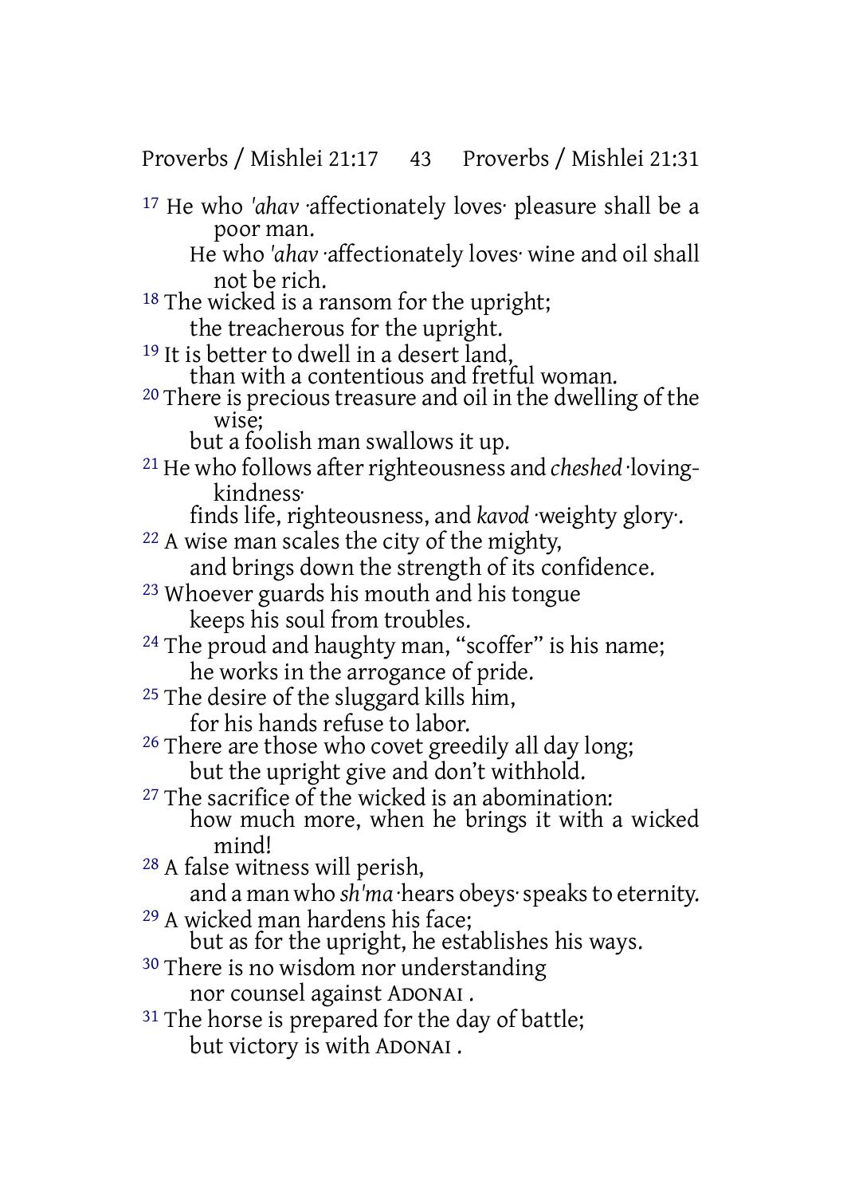[17] He who *'ahav* ·affectionately loves· pleasure shall be a poor man.
He who *'ahav* ·affectionately loves· wine and oil shall not be rich.

[18] The wicked is a ransom for the upright;
the treacherous for the upright.

[19] It is better to dwell in a desert land,
than with a contentious and fretful woman.

[20] There is precious treasure and oil in the dwelling of the wise;
but a foolish man swallows it up.

[21] He who follows after righteousness and *cheshed* ·loving-kindness·
finds life, righteousness, and *kavod* ·weighty glory·.

[22] A wise man scales the city of the mighty,
and brings down the strength of its confidence.

[23] Whoever guards his mouth and his tongue
keeps his soul from troubles.

[24] The proud and haughty man, "scoffer" is his name;
he works in the arrogance of pride.

[25] The desire of the sluggard kills him,
for his hands refuse to labor.

[26] There are those who covet greedily all day long;
but the upright give and don't withhold.

[27] The sacrifice of the wicked is an abomination:
how much more, when he brings it with a wicked mind!

[28] A false witness will perish,
and a man who *sh'ma* ·hears obeys· speaks to eternity.

[29] A wicked man hardens his face;
but as for the upright, he establishes his ways.

[30] There is no wisdom nor understanding
nor counsel against ADONAI .

[31] The horse is prepared for the day of battle;
but victory is with ADONAI .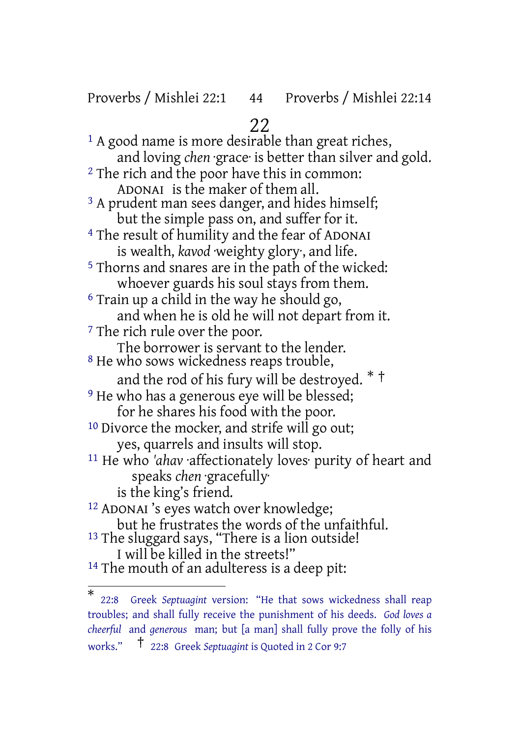# 22

[1] A good name is more desirable than great riches,
and loving *chen* ·grace· is better than silver and gold.

[2] The rich and the poor have this in common:
ADONAI is the maker of them all.

[3] A prudent man sees danger, and hides himself;
but the simple pass on, and suffer for it.

[4] The result of humility and the fear of ADONAI
is wealth, *kavod* ·weighty glory·, and life.

[5] Thorns and snares are in the path of the wicked:
whoever guards his soul stays from them.

[6] Train up a child in the way he should go,
and when he is old he will not depart from it.

[7] The rich rule over the poor.
The borrower is servant to the lender.

[8] He who sows wickedness reaps trouble,
and the rod of his fury will be destroyed. * †

[9] He who has a generous eye will be blessed;
for he shares his food with the poor.

[10] Divorce the mocker, and strife will go out;
yes, quarrels and insults will stop.

[11] He who *'ahav* ·affectionately loves· purity of heart and speaks *chen* ·gracefully·
is the king's friend.

[12] ADONAI 's eyes watch over knowledge;
but he frustrates the words of the unfaithful.

[13] The sluggard says, "There is a lion outside!
I will be killed in the streets!"

[14] The mouth of an adulteress is a deep pit:

---

\* 22:8 Greek *Septuagint* version: "He that sows wickedness shall reap troubles; and shall fully receive the punishment of his deeds. *God loves a cheerful* and *generous* man; but [a man] shall fully prove the folly of his works." † 22:8 Greek *Septuagint* is Quoted in 2 Cor 9:7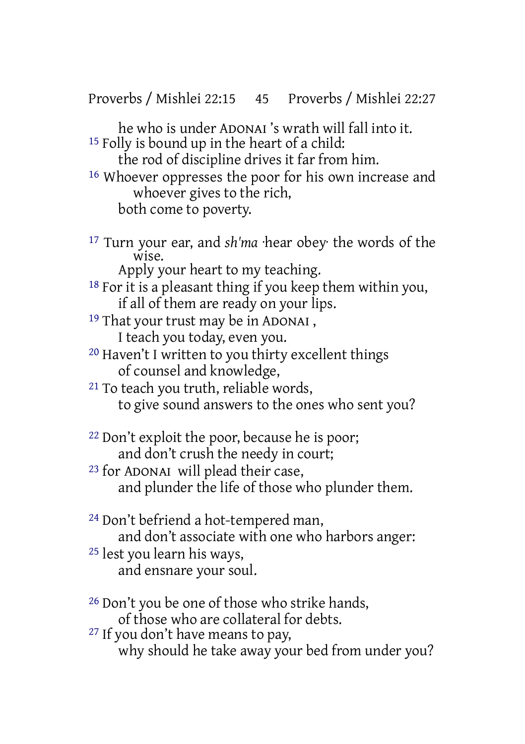he who is under ADONAI 's wrath will fall into it.

[15] Folly is bound up in the heart of a child:
the rod of discipline drives it far from him.

[16] Whoever oppresses the poor for his own increase and whoever gives to the rich,
both come to poverty.

[17] Turn your ear, and *sh'ma* ·hear obey· the words of the wise.
Apply your heart to my teaching.

[18] For it is a pleasant thing if you keep them within you,
if all of them are ready on your lips.

[19] That your trust may be in ADONAI ,
I teach you today, even you.

[20] Haven't I written to you thirty excellent things
of counsel and knowledge,

[21] To teach you truth, reliable words,
to give sound answers to the ones who sent you?

[22] Don't exploit the poor, because he is poor;
and don't crush the needy in court;

[23] for ADONAI will plead their case,
and plunder the life of those who plunder them.

[24] Don't befriend a hot-tempered man,
and don't associate with one who harbors anger:

[25] lest you learn his ways,
and ensnare your soul.

[26] Don't you be one of those who strike hands,
of those who are collateral for debts.

[27] If you don't have means to pay,
why should he take away your bed from under you?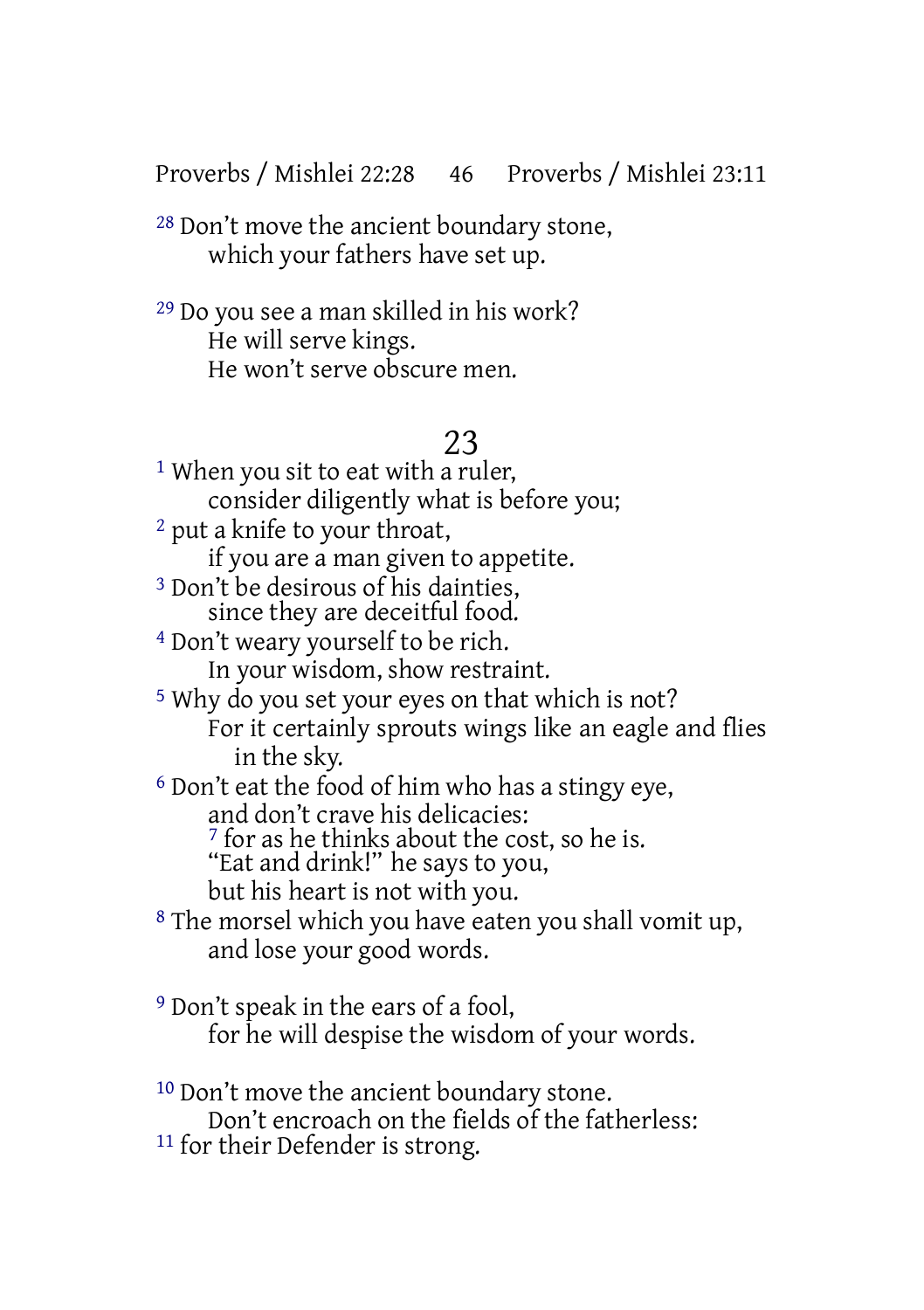[28] Don't move the ancient boundary stone,
which your fathers have set up.

[29] Do you see a man skilled in his work?
He will serve kings.
He won't serve obscure men.

## 23

[1] When you sit to eat with a ruler,
consider diligently what is before you;
[2] put a knife to your throat,
if you are a man given to appetite.
[3] Don't be desirous of his dainties,
since they are deceitful food.
[4] Don't weary yourself to be rich.
In your wisdom, show restraint.
[5] Why do you set your eyes on that which is not?
For it certainly sprouts wings like an eagle and flies in the sky.
[6] Don't eat the food of him who has a stingy eye,
and don't crave his delicacies:
[7] for as he thinks about the cost, so he is.
"Eat and drink!" he says to you,
but his heart is not with you.
[8] The morsel which you have eaten you shall vomit up,
and lose your good words.

[9] Don't speak in the ears of a fool,
for he will despise the wisdom of your words.

[10] Don't move the ancient boundary stone.
Don't encroach on the fields of the fatherless:
[11] for their Defender is strong.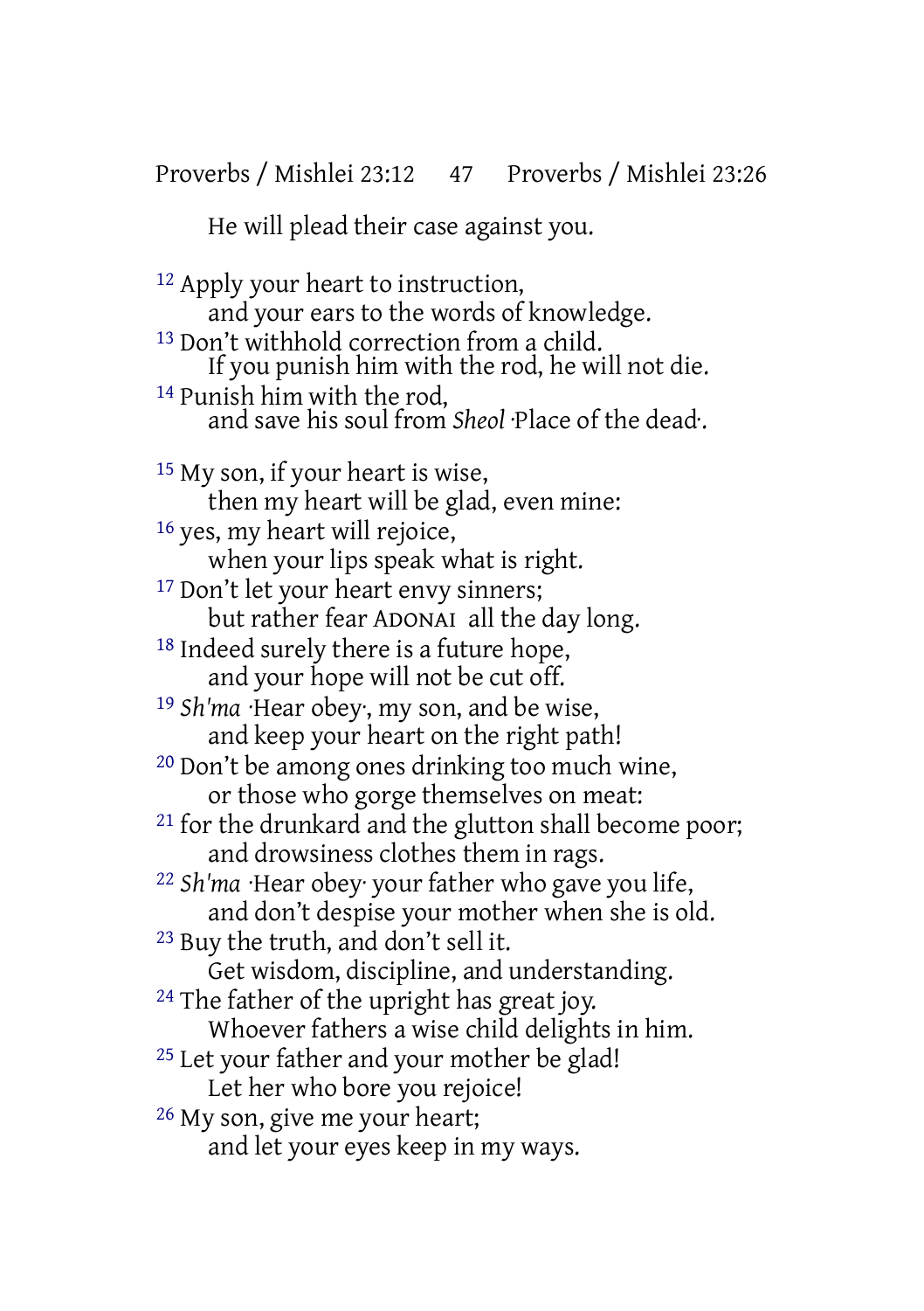He will plead their case against you.

[12] Apply your heart to instruction,
and your ears to the words of knowledge.
[13] Don’t withhold correction from a child.
If you punish him with the rod, he will not die.
[14] Punish him with the rod,
and save his soul from *Sheol* ·Place of the dead·.

[15] My son, if your heart is wise,
then my heart will be glad, even mine:
[16] yes, my heart will rejoice,
when your lips speak what is right.
[17] Don’t let your heart envy sinners;
but rather fear ADONAI all the day long.
[18] Indeed surely there is a future hope,
and your hope will not be cut off.
[19] *Sh'ma* ·Hear obey·, my son, and be wise,
and keep your heart on the right path!
[20] Don’t be among ones drinking too much wine,
or those who gorge themselves on meat:
[21] for the drunkard and the glutton shall become poor;
and drowsiness clothes them in rags.
[22] *Sh'ma* ·Hear obey· your father who gave you life,
and don’t despise your mother when she is old.
[23] Buy the truth, and don’t sell it.
Get wisdom, discipline, and understanding.
[24] The father of the upright has great joy.
Whoever fathers a wise child delights in him.
[25] Let your father and your mother be glad!
Let her who bore you rejoice!
[26] My son, give me your heart;
and let your eyes keep in my ways.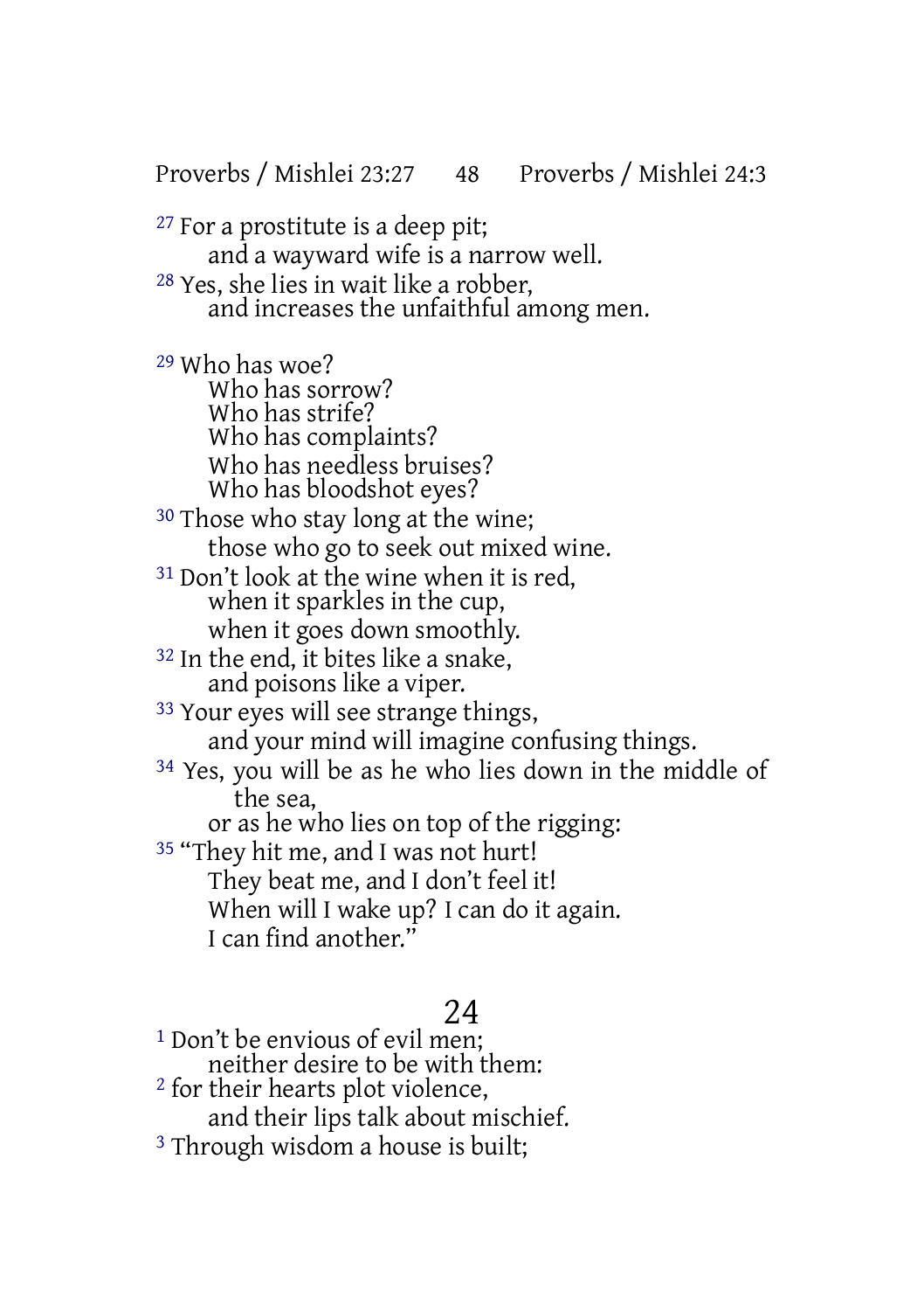[27] For a prostitute is a deep pit;
and a wayward wife is a narrow well.
[28] Yes, she lies in wait like a robber,
and increases the unfaithful among men.

[29] Who has woe?
Who has sorrow?
Who has strife?
Who has complaints?
Who has needless bruises?
Who has bloodshot eyes?
[30] Those who stay long at the wine;
those who go to seek out mixed wine.
[31] Don't look at the wine when it is red,
when it sparkles in the cup,
when it goes down smoothly.
[32] In the end, it bites like a snake,
and poisons like a viper.
[33] Your eyes will see strange things,
and your mind will imagine confusing things.
[34] Yes, you will be as he who lies down in the middle of the sea,
or as he who lies on top of the rigging:
[35] "They hit me, and I was not hurt!
They beat me, and I don't feel it!
When will I wake up? I can do it again.
I can find another."

## 24

[1] Don't be envious of evil men;
neither desire to be with them:
[2] for their hearts plot violence,
and their lips talk about mischief.
[3] Through wisdom a house is built;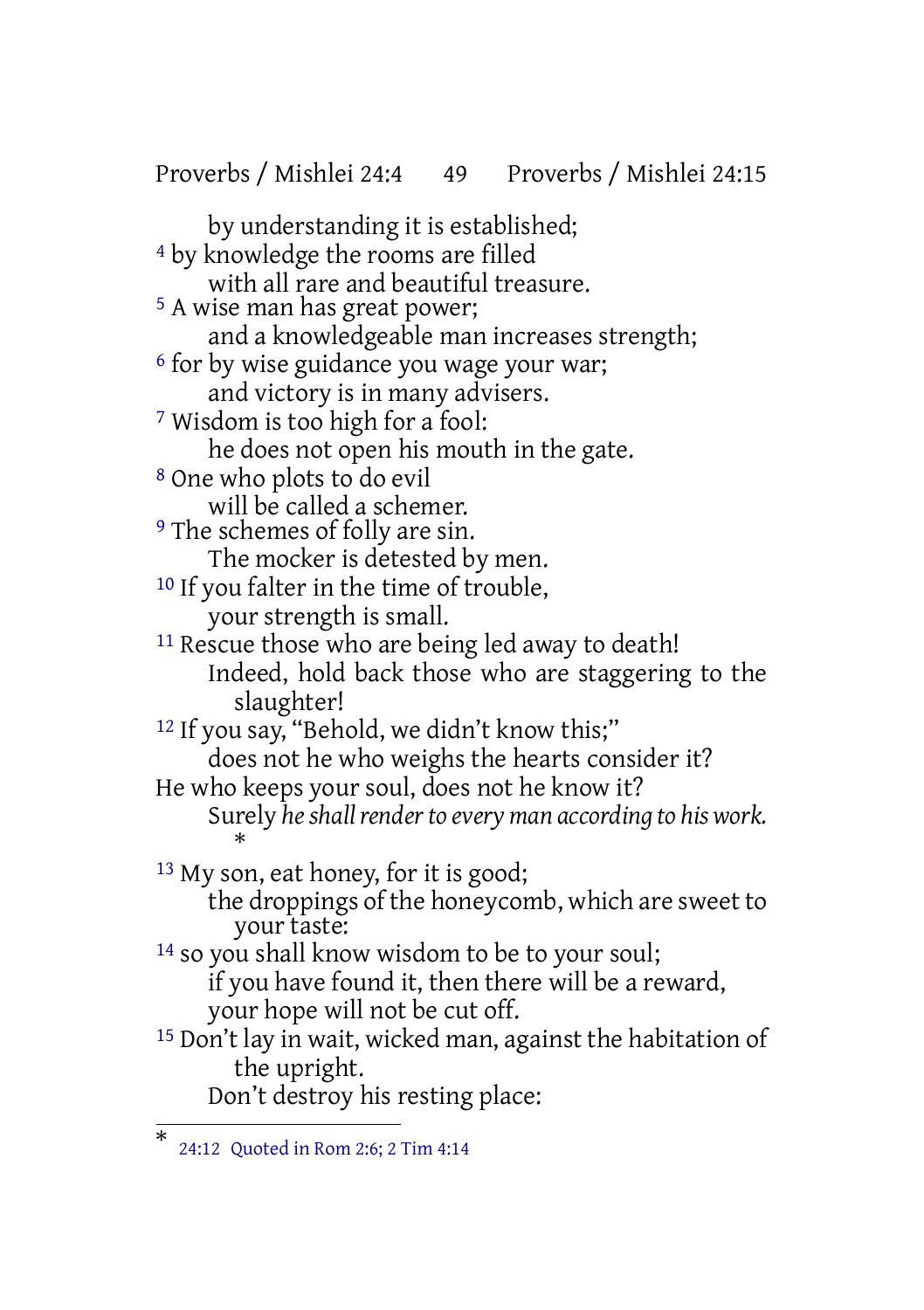by understanding it is established;
[4] by knowledge the rooms are filled
with all rare and beautiful treasure.
[5] A wise man has great power;
and a knowledgeable man increases strength;
[6] for by wise guidance you wage your war;
and victory is in many advisers.
[7] Wisdom is too high for a fool:
he does not open his mouth in the gate.
[8] One who plots to do evil
will be called a schemer.
[9] The schemes of folly are sin.
The mocker is detested by men.
[10] If you falter in the time of trouble,
your strength is small.
[11] Rescue those who are being led away to death!
Indeed, hold back those who are staggering to the slaughter!
[12] If you say, "Behold, we didn't know this;"
does not he who weighs the hearts consider it?
He who keeps your soul, does not he know it?
Surely *he shall render to every man according to his work.* *

[13] My son, eat honey, for it is good;
the droppings of the honeycomb, which are sweet to your taste:
[14] so you shall know wisdom to be to your soul;
if you have found it, then there will be a reward,
your hope will not be cut off.
[15] Don't lay in wait, wicked man, against the habitation of the upright.
Don't destroy his resting place:

---

* 24:12 Quoted in Rom 2:6; 2 Tim 4:14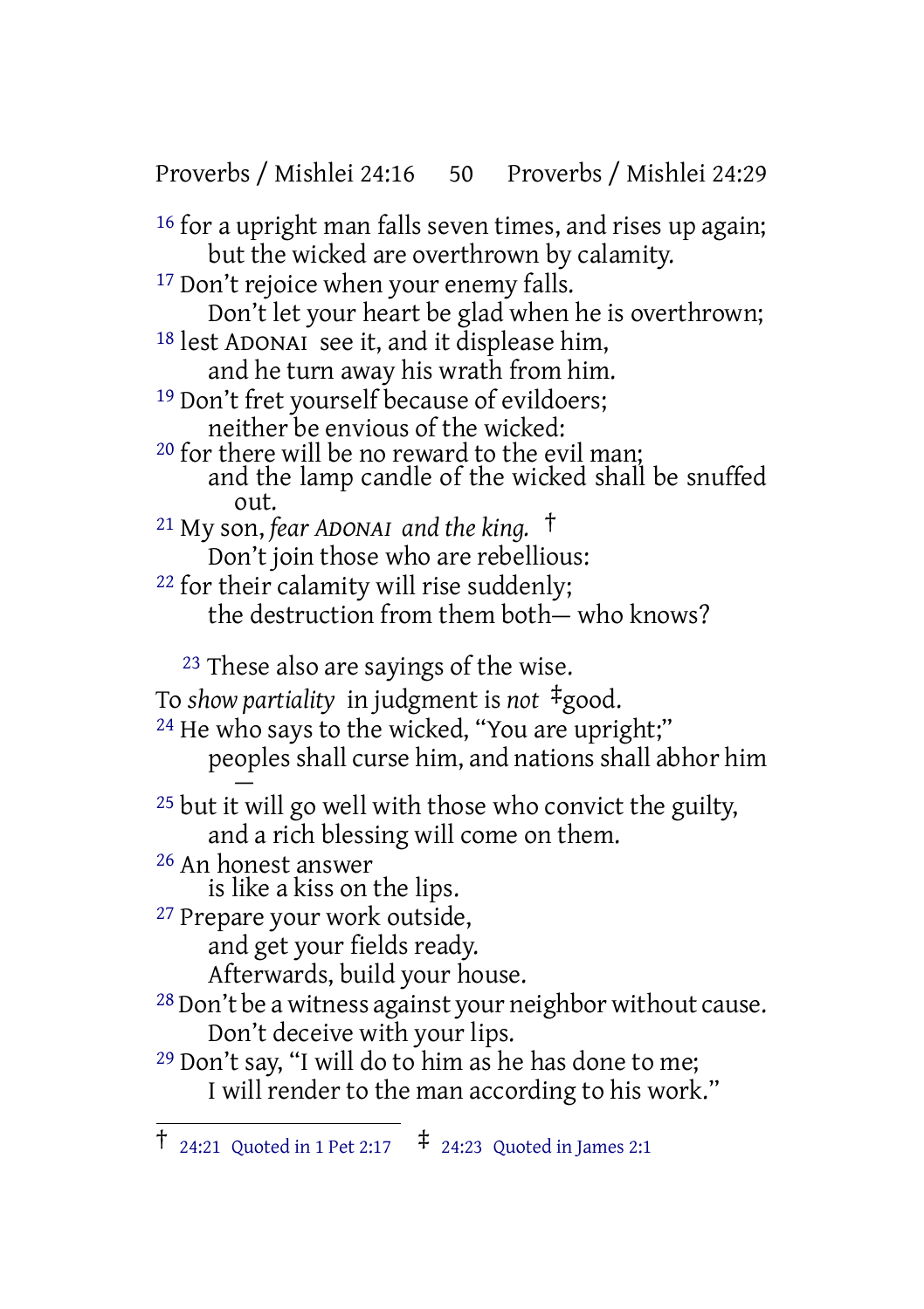[16] for a upright man falls seven times, and rises up again;
but the wicked are overthrown by calamity.

[17] Don't rejoice when your enemy falls.
Don't let your heart be glad when he is overthrown;

[18] lest ADONAI see it, and it displease him,
and he turn away his wrath from him.

[19] Don't fret yourself because of evildoers;
neither be envious of the wicked:

[20] for there will be no reward to the evil man;
and the lamp candle of the wicked shall be snuffed out.

[21] My son, *fear ADONAI and the king.* †
Don't join those who are rebellious:

[22] for their calamity will rise suddenly;
the destruction from them both— who knows?

[23] These also are sayings of the wise.

To *show partiality* in judgment is *not* ‡good.

[24] He who says to the wicked, "You are upright;"
peoples shall curse him, and nations shall abhor him—

[25] but it will go well with those who convict the guilty,
and a rich blessing will come on them.

[26] An honest answer
is like a kiss on the lips.

[27] Prepare your work outside,
and get your fields ready.
Afterwards, build your house.

[28] Don't be a witness against your neighbor without cause.
Don't deceive with your lips.

[29] Don't say, "I will do to him as he has done to me;
I will render to the man according to his work."

---

† 24:21 Quoted in 1 Pet 2:17 ‡ 24:23 Quoted in James 2:1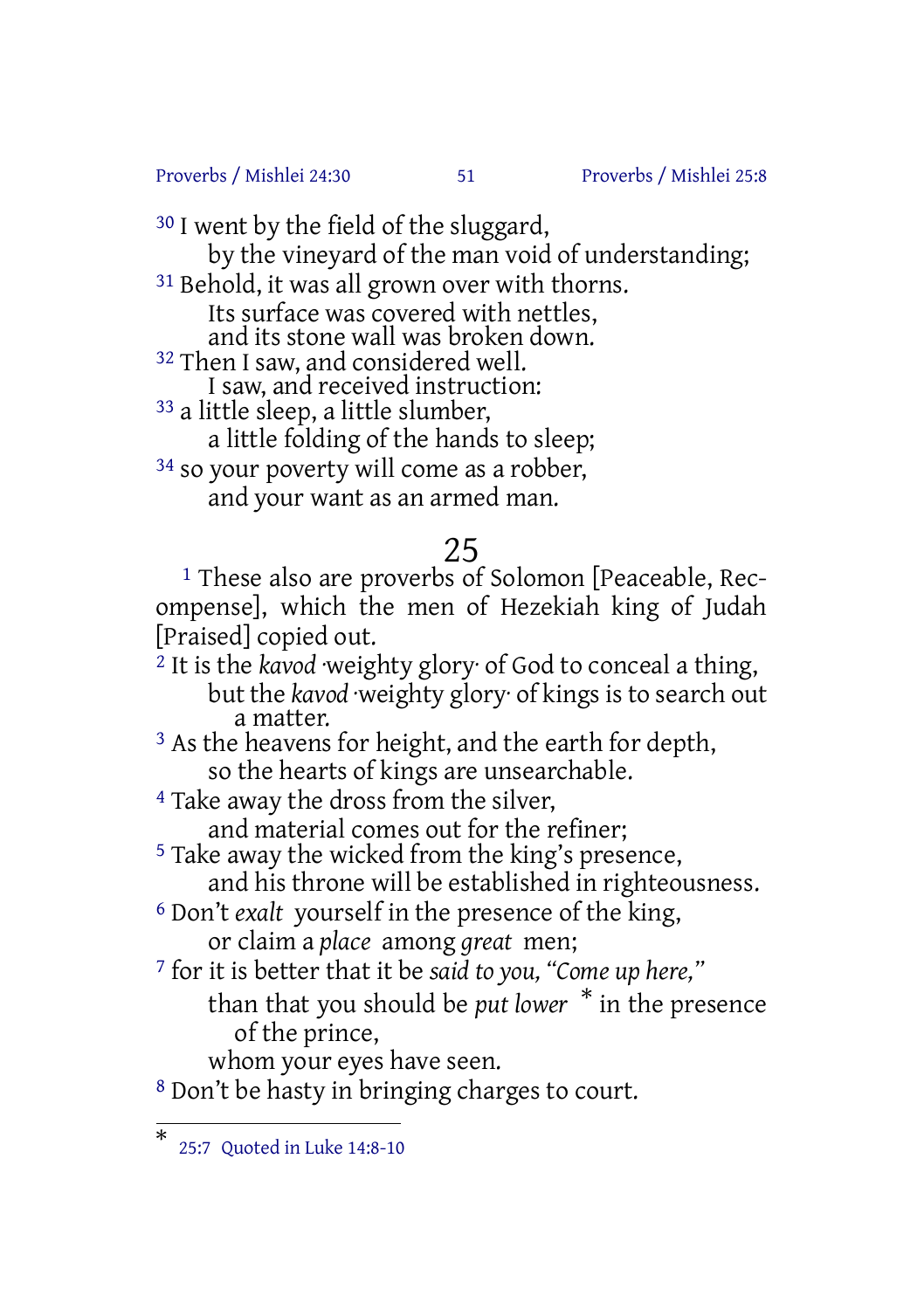[30] I went by the field of the sluggard,
by the vineyard of the man void of understanding;
[31] Behold, it was all grown over with thorns.
Its surface was covered with nettles,
and its stone wall was broken down.
[32] Then I saw, and considered well.
I saw, and received instruction:
[33] a little sleep, a little slumber,
a little folding of the hands to sleep;
[34] so your poverty will come as a robber,
and your want as an armed man.

# 25

[1] These also are proverbs of Solomon [Peaceable, Recompense], which the men of Hezekiah king of Judah [Praised] copied out.
[2] It is the *kavod* ·weighty glory· of God to conceal a thing,
but the *kavod* ·weighty glory· of kings is to search out a matter.
[3] As the heavens for height, and the earth for depth,
so the hearts of kings are unsearchable.
[4] Take away the dross from the silver,
and material comes out for the refiner;
[5] Take away the wicked from the king's presence,
and his throne will be established in righteousness.
[6] Don't *exalt* yourself in the presence of the king,
or claim a *place* among *great* men;
[7] for it is better that it be *said to you, "Come up here,"*
than that you should be *put lower* * in the presence of the prince,
whom your eyes have seen.
[8] Don't be hasty in bringing charges to court.

---

* 25:7 Quoted in Luke 14:8-10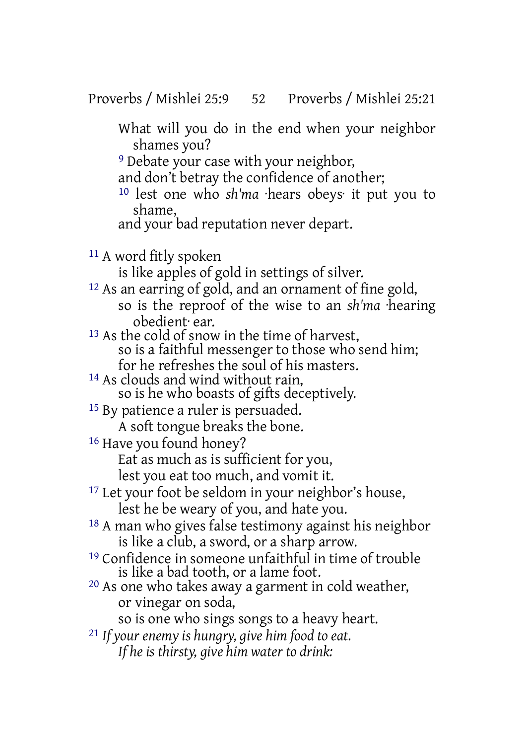What will you do in the end when your neighbor shames you?

[9] Debate your case with your neighbor,
and don't betray the confidence of another;
[10] lest one who *sh'ma* ·hears obeys· it put you to shame,
and your bad reputation never depart.

[11] A word fitly spoken
is like apples of gold in settings of silver.
[12] As an earring of gold, and an ornament of fine gold,
so is the reproof of the wise to an *sh'ma* ·hearing obedient· ear.
[13] As the cold of snow in the time of harvest,
so is a faithful messenger to those who send him;
for he refreshes the soul of his masters.
[14] As clouds and wind without rain,
so is he who boasts of gifts deceptively.
[15] By patience a ruler is persuaded.
A soft tongue breaks the bone.
[16] Have you found honey?
Eat as much as is sufficient for you,
lest you eat too much, and vomit it.
[17] Let your foot be seldom in your neighbor's house,
lest he be weary of you, and hate you.
[18] A man who gives false testimony against his neighbor
is like a club, a sword, or a sharp arrow.
[19] Confidence in someone unfaithful in time of trouble
is like a bad tooth, or a lame foot.
[20] As one who takes away a garment in cold weather,
or vinegar on soda,
so is one who sings songs to a heavy heart.
[21] *If your enemy is hungry, give him food to eat.*
*If he is thirsty, give him water to drink:*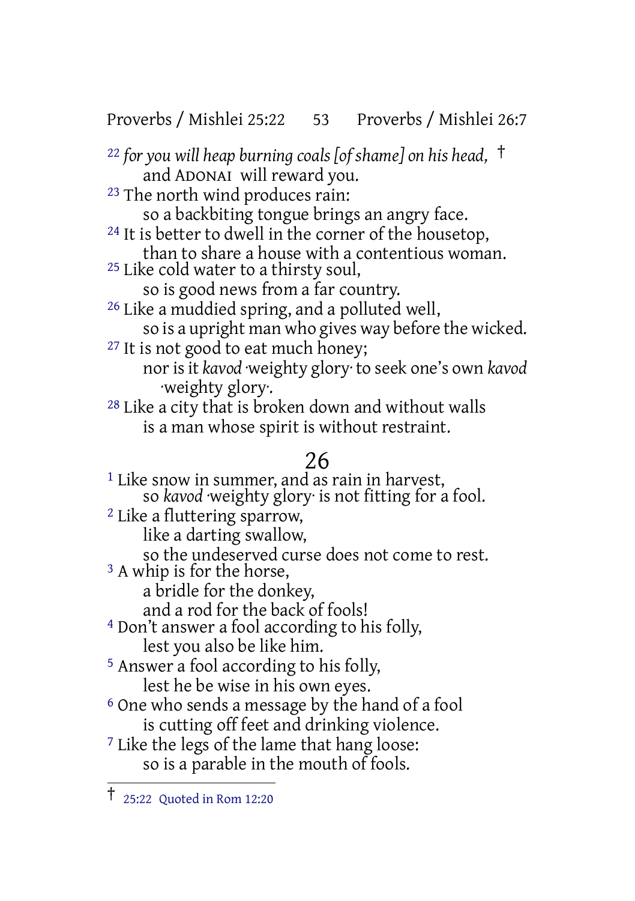[22] *for you will heap burning coals [of shame] on his head,* †
and ADONAI will reward you.

[23] The north wind produces rain:
so a backbiting tongue brings an angry face.

[24] It is better to dwell in the corner of the housetop,
than to share a house with a contentious woman.

[25] Like cold water to a thirsty soul,
so is good news from a far country.

[26] Like a muddied spring, and a polluted well,
so is a upright man who gives way before the wicked.

[27] It is not good to eat much honey;
nor is it *kavod* ·weighty glory· to seek one's own *kavod* ·weighty glory·.

[28] Like a city that is broken down and without walls
is a man whose spirit is without restraint.

## 26

[1] Like snow in summer, and as rain in harvest,
so *kavod* ·weighty glory· is not fitting for a fool.

[2] Like a fluttering sparrow,
like a darting swallow,
so the undeserved curse does not come to rest.

[3] A whip is for the horse,
a bridle for the donkey,
and a rod for the back of fools!

[4] Don't answer a fool according to his folly,
lest you also be like him.

[5] Answer a fool according to his folly,
lest he be wise in his own eyes.

[6] One who sends a message by the hand of a fool
is cutting off feet and drinking violence.

[7] Like the legs of the lame that hang loose:
so is a parable in the mouth of fools.

---

† 25:22 Quoted in Rom 12:20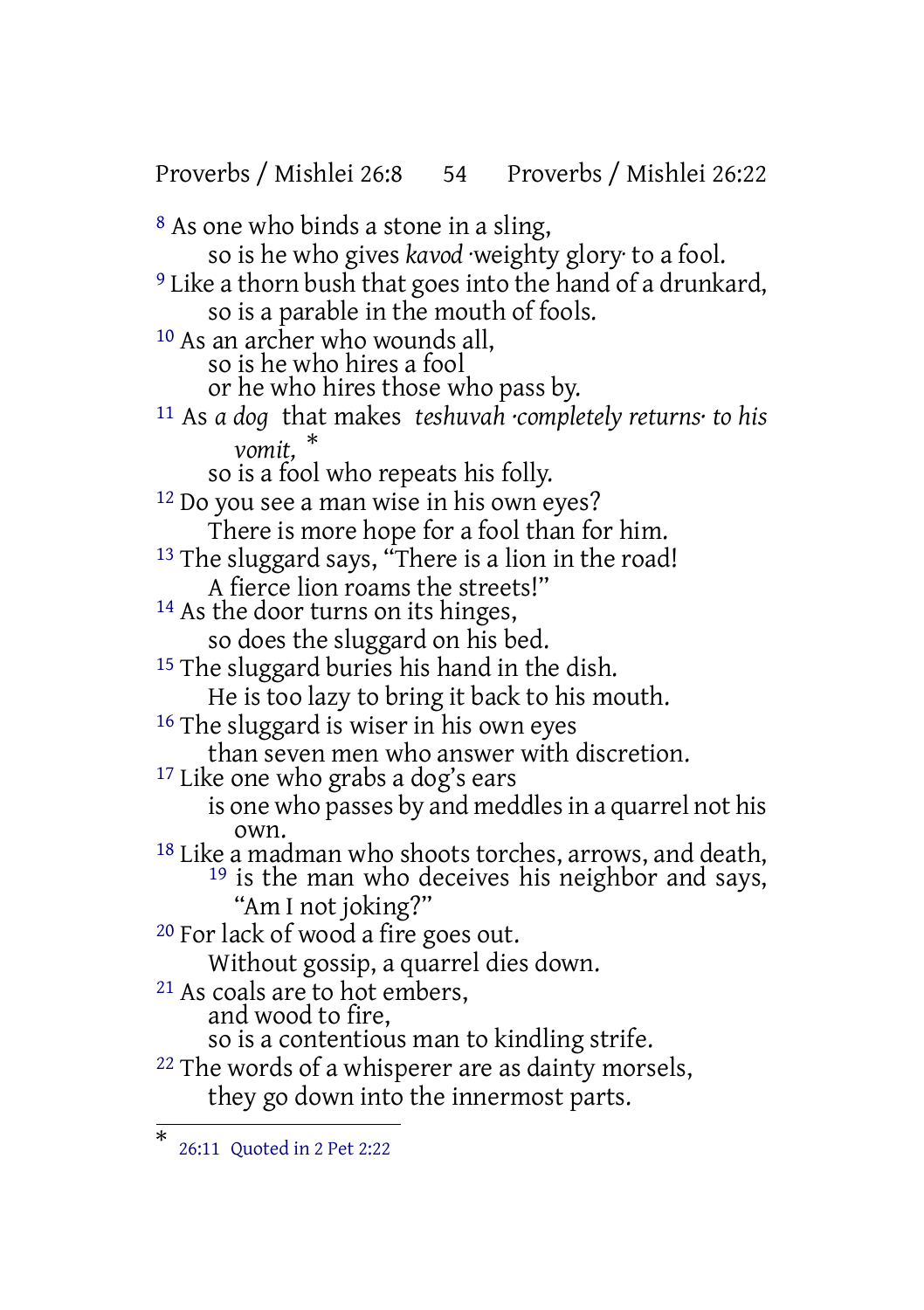[8] As one who binds a stone in a sling,
so is he who gives *kavod* ·weighty glory· to a fool.

[9] Like a thorn bush that goes into the hand of a drunkard,
so is a parable in the mouth of fools.

[10] As an archer who wounds all,
so is he who hires a fool
or he who hires those who pass by.

[11] As *a dog* that makes *teshuvah ·completely returns· to his vomit,* *
so is a fool who repeats his folly.

[12] Do you see a man wise in his own eyes?
There is more hope for a fool than for him.

[13] The sluggard says, "There is a lion in the road!
A fierce lion roams the streets!"

[14] As the door turns on its hinges,
so does the sluggard on his bed.

[15] The sluggard buries his hand in the dish.
He is too lazy to bring it back to his mouth.

[16] The sluggard is wiser in his own eyes
than seven men who answer with discretion.

[17] Like one who grabs a dog's ears
is one who passes by and meddles in a quarrel not his own.

[18] Like a madman who shoots torches, arrows, and death,
[19] is the man who deceives his neighbor and says, "Am I not joking?"

[20] For lack of wood a fire goes out.
Without gossip, a quarrel dies down.

[21] As coals are to hot embers,
and wood to fire,
so is a contentious man to kindling strife.

[22] The words of a whisperer are as dainty morsels,
they go down into the innermost parts.

---

* 26:11 Quoted in 2 Pet 2:22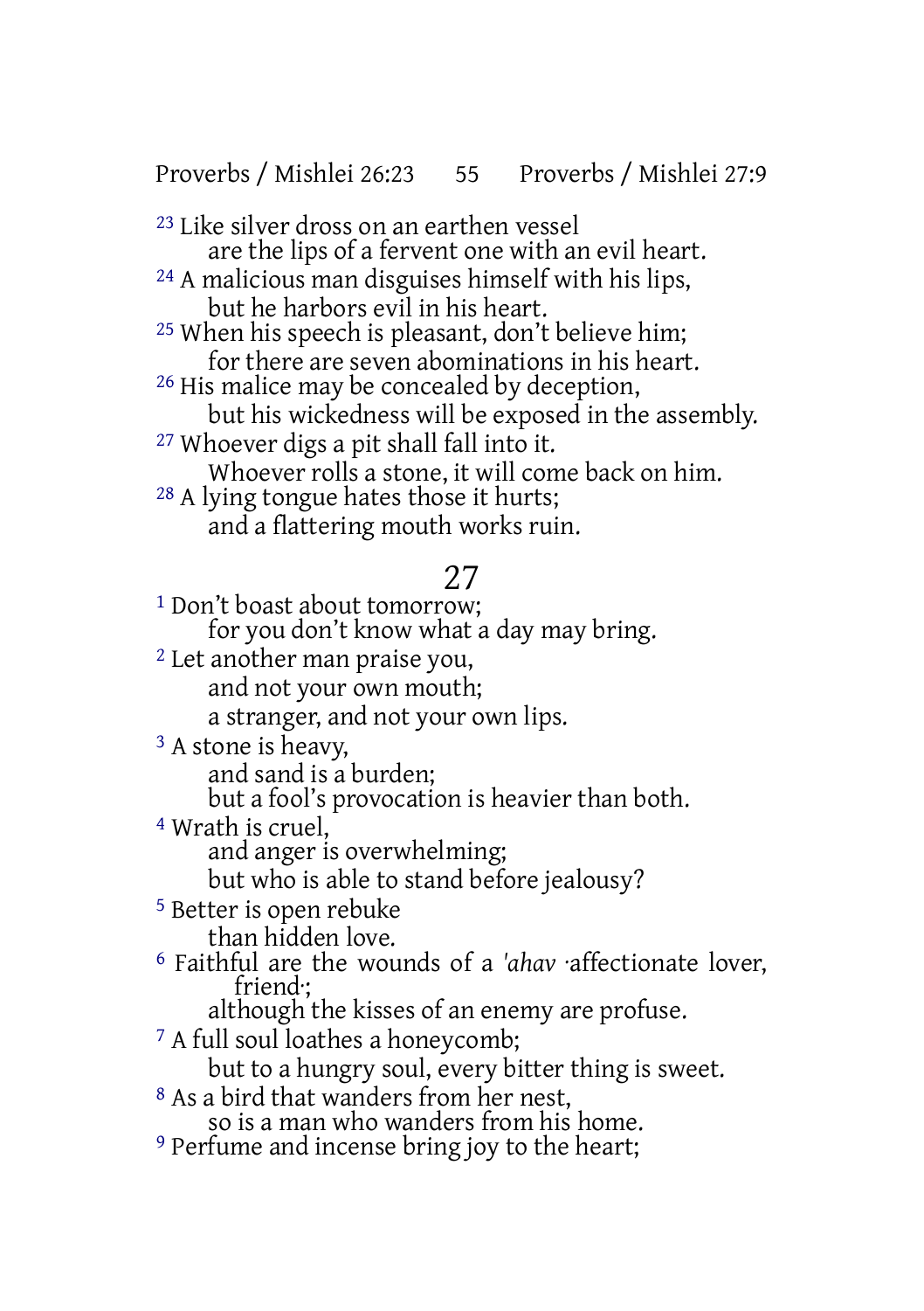[23] Like silver dross on an earthen vessel
are the lips of a fervent one with an evil heart.
[24] A malicious man disguises himself with his lips,
but he harbors evil in his heart.
[25] When his speech is pleasant, don't believe him;
for there are seven abominations in his heart.
[26] His malice may be concealed by deception,
but his wickedness will be exposed in the assembly.
[27] Whoever digs a pit shall fall into it.
Whoever rolls a stone, it will come back on him.
[28] A lying tongue hates those it hurts;
and a flattering mouth works ruin.

## 27

[1] Don't boast about tomorrow;
for you don't know what a day may bring.
[2] Let another man praise you,
and not your own mouth;
a stranger, and not your own lips.
[3] A stone is heavy,
and sand is a burden;
but a fool's provocation is heavier than both.
[4] Wrath is cruel,
and anger is overwhelming;
but who is able to stand before jealousy?
[5] Better is open rebuke
than hidden love.
[6] Faithful are the wounds of a *'ahav* ·affectionate lover, friend·;
although the kisses of an enemy are profuse.
[7] A full soul loathes a honeycomb;
but to a hungry soul, every bitter thing is sweet.
[8] As a bird that wanders from her nest,
so is a man who wanders from his home.
[9] Perfume and incense bring joy to the heart;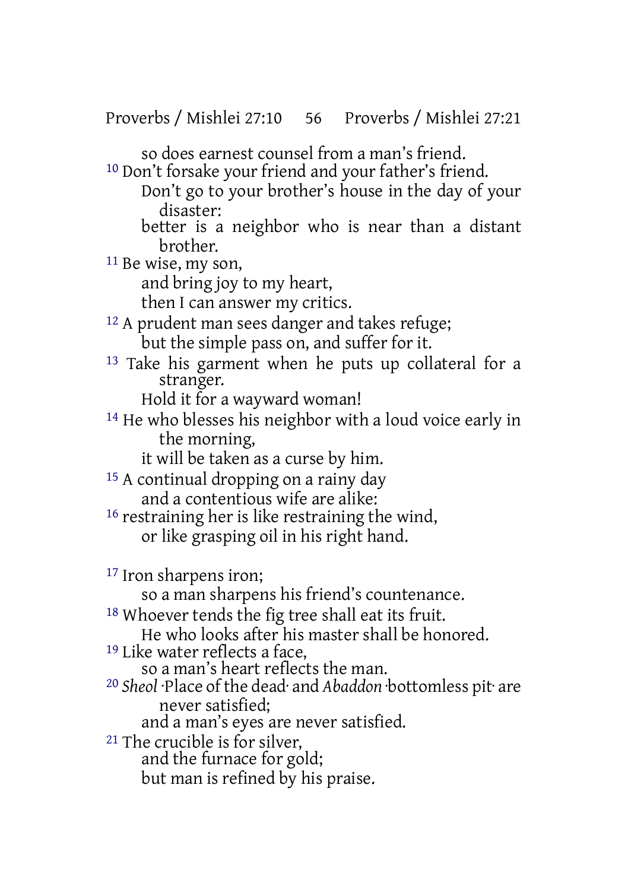so does earnest counsel from a man's friend.

[10] Don't forsake your friend and your father's friend.
Don't go to your brother's house in the day of your disaster:
better is a neighbor who is near than a distant brother.

[11] Be wise, my son,
and bring joy to my heart,
then I can answer my critics.

[12] A prudent man sees danger and takes refuge;
but the simple pass on, and suffer for it.

[13] Take his garment when he puts up collateral for a stranger.
Hold it for a wayward woman!

[14] He who blesses his neighbor with a loud voice early in the morning,
it will be taken as a curse by him.

[15] A continual dropping on a rainy day
and a contentious wife are alike:

[16] restraining her is like restraining the wind,
or like grasping oil in his right hand.

[17] Iron sharpens iron;
so a man sharpens his friend's countenance.

[18] Whoever tends the fig tree shall eat its fruit.
He who looks after his master shall be honored.

[19] Like water reflects a face,
so a man's heart reflects the man.

[20] *Sheol* ·Place of the dead· and *Abaddon* ·bottomless pit· are never satisfied;
and a man's eyes are never satisfied.

[21] The crucible is for silver,
and the furnace for gold;
but man is refined by his praise.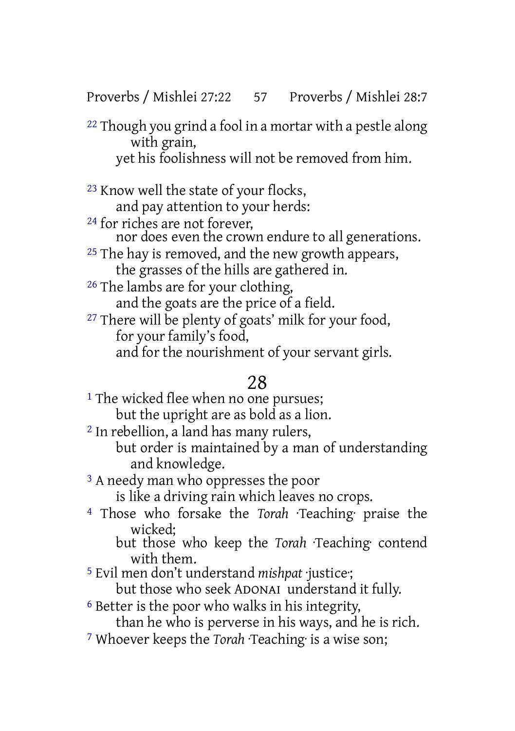[22] Though you grind a fool in a mortar with a pestle along with grain,
yet his foolishness will not be removed from him.

[23] Know well the state of your flocks,
and pay attention to your herds:
[24] for riches are not forever,
nor does even the crown endure to all generations.
[25] The hay is removed, and the new growth appears,
the grasses of the hills are gathered in.
[26] The lambs are for your clothing,
and the goats are the price of a field.
[27] There will be plenty of goats' milk for your food,
for your family's food,
and for the nourishment of your servant girls.

# 28

[1] The wicked flee when no one pursues;
but the upright are as bold as a lion.
[2] In rebellion, a land has many rulers,
but order is maintained by a man of understanding and knowledge.
[3] A needy man who oppresses the poor
is like a driving rain which leaves no crops.
[4] Those who forsake the *Torah* ·Teaching· praise the wicked;
but those who keep the *Torah* ·Teaching· contend with them.
[5] Evil men don't understand *mishpat* ·justice·;
but those who seek ADONAI understand it fully.
[6] Better is the poor who walks in his integrity,
than he who is perverse in his ways, and he is rich.
[7] Whoever keeps the *Torah* ·Teaching· is a wise son;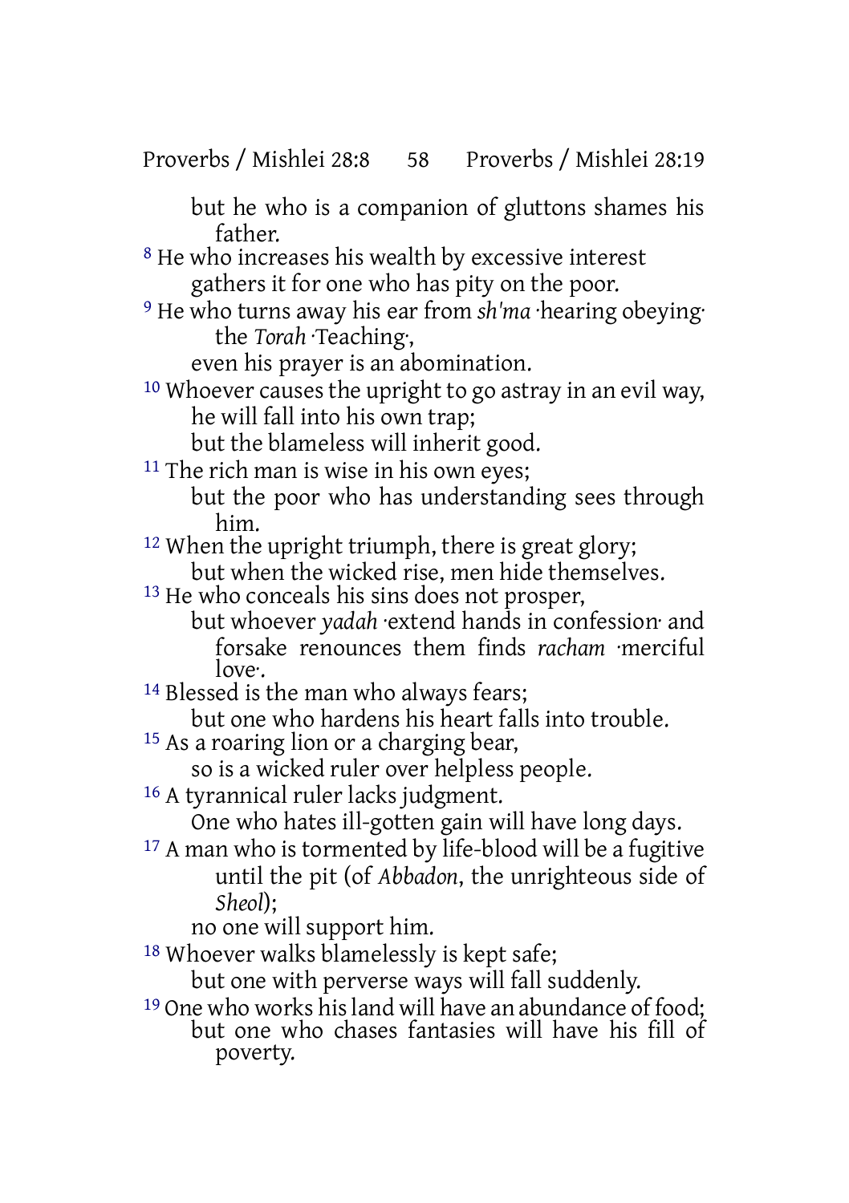but he who is a companion of gluttons shames his father.

[8] He who increases his wealth by excessive interest
gathers it for one who has pity on the poor.

[9] He who turns away his ear from *sh'ma* ·hearing obeying· the *Torah* ·Teaching·,
even his prayer is an abomination.

[10] Whoever causes the upright to go astray in an evil way,
he will fall into his own trap;
but the blameless will inherit good.

[11] The rich man is wise in his own eyes;
but the poor who has understanding sees through him.

[12] When the upright triumph, there is great glory;
but when the wicked rise, men hide themselves.

[13] He who conceals his sins does not prosper,
but whoever *yadah* ·extend hands in confession· and forsake renounces them finds *racham* ·merciful love·.

[14] Blessed is the man who always fears;
but one who hardens his heart falls into trouble.

[15] As a roaring lion or a charging bear,
so is a wicked ruler over helpless people.

[16] A tyrannical ruler lacks judgment.
One who hates ill-gotten gain will have long days.

[17] A man who is tormented by life-blood will be a fugitive until the pit (of *Abbadon*, the unrighteous side of *Sheol*);
no one will support him.

[18] Whoever walks blamelessly is kept safe;
but one with perverse ways will fall suddenly.

[19] One who works his land will have an abundance of food;
but one who chases fantasies will have his fill of poverty.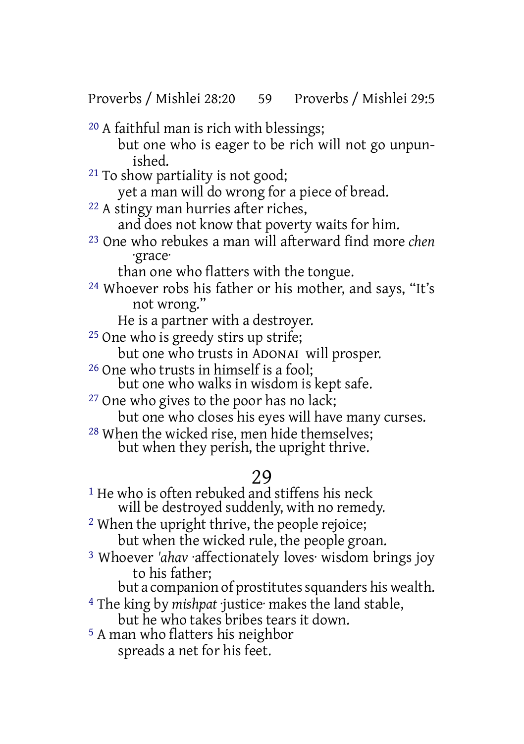[20] A faithful man is rich with blessings;
but one who is eager to be rich will not go unpunished.

[21] To show partiality is not good;
yet a man will do wrong for a piece of bread.

[22] A stingy man hurries after riches,
and does not know that poverty waits for him.

[23] One who rebukes a man will afterward find more *chen* ·grace·
than one who flatters with the tongue.

[24] Whoever robs his father or his mother, and says, "It's not wrong."
He is a partner with a destroyer.

[25] One who is greedy stirs up strife;
but one who trusts in ADONAI will prosper.

[26] One who trusts in himself is a fool;
but one who walks in wisdom is kept safe.

[27] One who gives to the poor has no lack;
but one who closes his eyes will have many curses.

[28] When the wicked rise, men hide themselves;
but when they perish, the upright thrive.

## 29

[1] He who is often rebuked and stiffens his neck
will be destroyed suddenly, with no remedy.

[2] When the upright thrive, the people rejoice;
but when the wicked rule, the people groan.

[3] Whoever *'ahav* ·affectionately loves· wisdom brings joy to his father;
but a companion of prostitutes squanders his wealth.

[4] The king by *mishpat* ·justice· makes the land stable,
but he who takes bribes tears it down.

[5] A man who flatters his neighbor
spreads a net for his feet.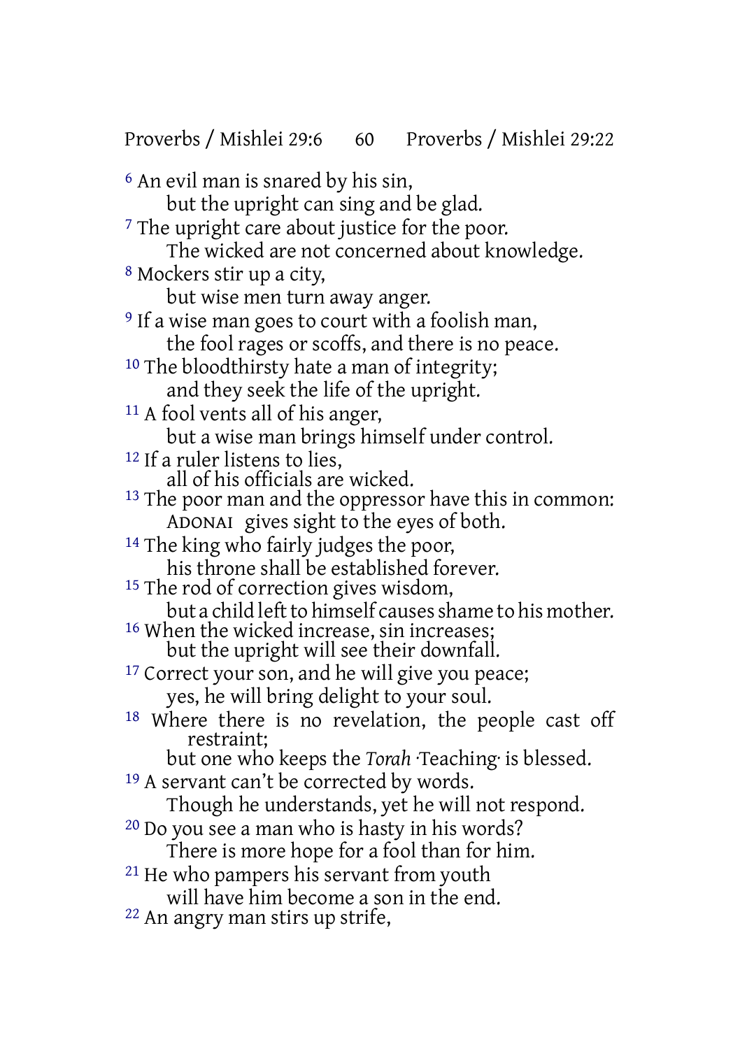[6] An evil man is snared by his sin,
but the upright can sing and be glad.

[7] The upright care about justice for the poor.
The wicked are not concerned about knowledge.

[8] Mockers stir up a city,
but wise men turn away anger.

[9] If a wise man goes to court with a foolish man,
the fool rages or scoffs, and there is no peace.

[10] The bloodthirsty hate a man of integrity;
and they seek the life of the upright.

[11] A fool vents all of his anger,
but a wise man brings himself under control.

[12] If a ruler listens to lies,
all of his officials are wicked.

[13] The poor man and the oppressor have this in common:
ADONAI gives sight to the eyes of both.

[14] The king who fairly judges the poor,
his throne shall be established forever.

[15] The rod of correction gives wisdom,
but a child left to himself causes shame to his mother.

[16] When the wicked increase, sin increases;
but the upright will see their downfall.

[17] Correct your son, and he will give you peace;
yes, he will bring delight to your soul.

[18] Where there is no revelation, the people cast off restraint;
but one who keeps the *Torah* ·Teaching· is blessed.

[19] A servant can't be corrected by words.
Though he understands, yet he will not respond.

[20] Do you see a man who is hasty in his words?
There is more hope for a fool than for him.

[21] He who pampers his servant from youth
will have him become a son in the end.

[22] An angry man stirs up strife,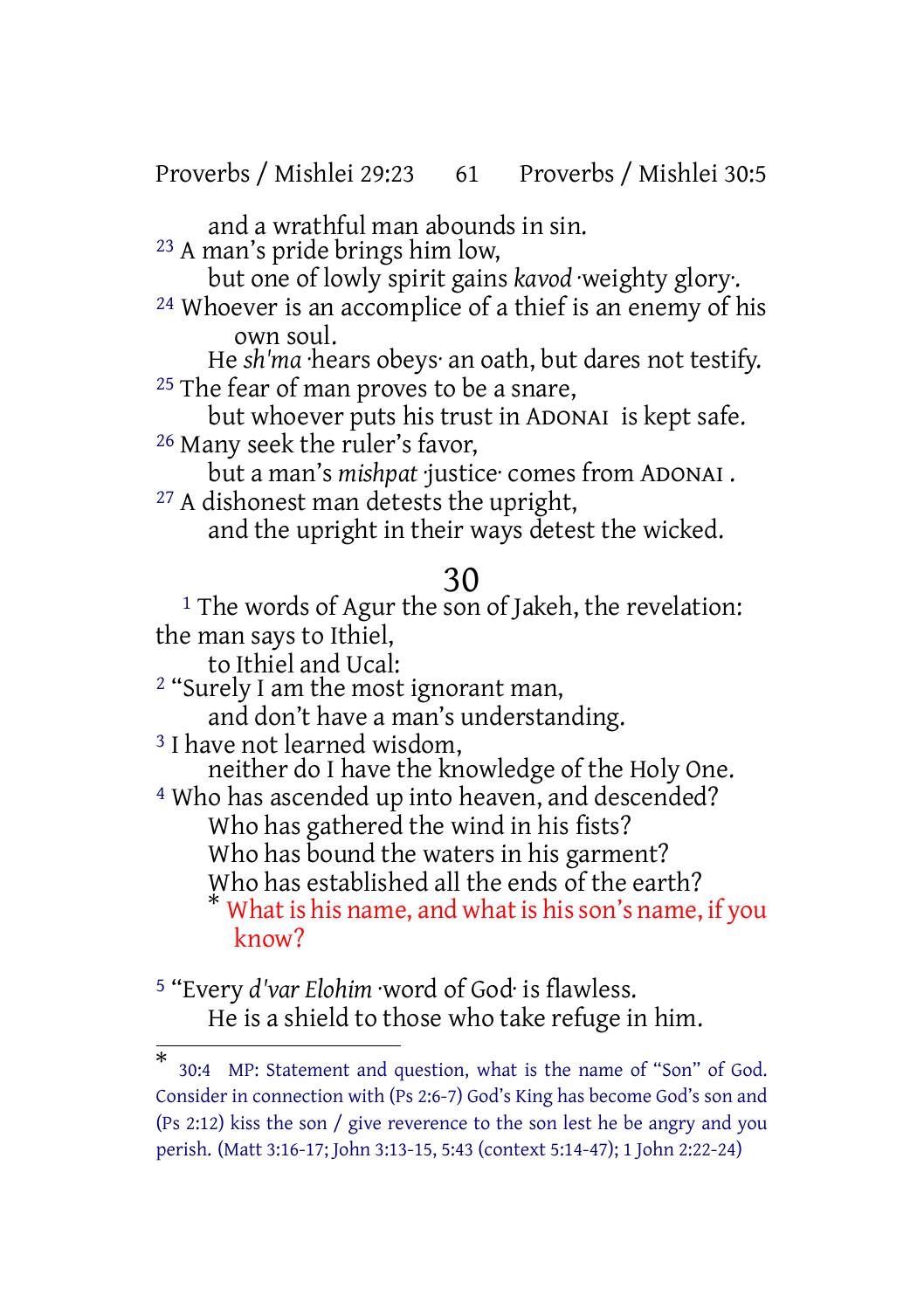and a wrathful man abounds in sin.

[23] A man's pride brings him low,
but one of lowly spirit gains *kavod* ·weighty glory·.

[24] Whoever is an accomplice of a thief is an enemy of his own soul.
He *sh'ma* ·hears obeys· an oath, but dares not testify.

[25] The fear of man proves to be a snare,
but whoever puts his trust in ADONAI is kept safe.

[26] Many seek the ruler's favor,
but a man's *mishpat* ·justice· comes from ADONAI .

[27] A dishonest man detests the upright,
and the upright in their ways detest the wicked.

## 30

[1] The words of Agur the son of Jakeh, the revelation:
the man says to Ithiel,
to Ithiel and Ucal:

[2] "Surely I am the most ignorant man,
and don't have a man's understanding.

[3] I have not learned wisdom,
neither do I have the knowledge of the Holy One.

[4] Who has ascended up into heaven, and descended?
Who has gathered the wind in his fists?
Who has bound the waters in his garment?
Who has established all the ends of the earth?
* What is his name, and what is his son's name, if you know?

[5] "Every *d'var Elohim* ·word of God· is flawless.
He is a shield to those who take refuge in him.

---

* 30:4 MP: Statement and question, what is the name of "Son" of God. Consider in connection with (Ps 2:6-7) God's King has become God's son and (Ps 2:12) kiss the son / give reverence to the son lest he be angry and you perish. (Matt 3:16-17; John 3:13-15, 5:43 (context 5:14-47); 1 John 2:22-24)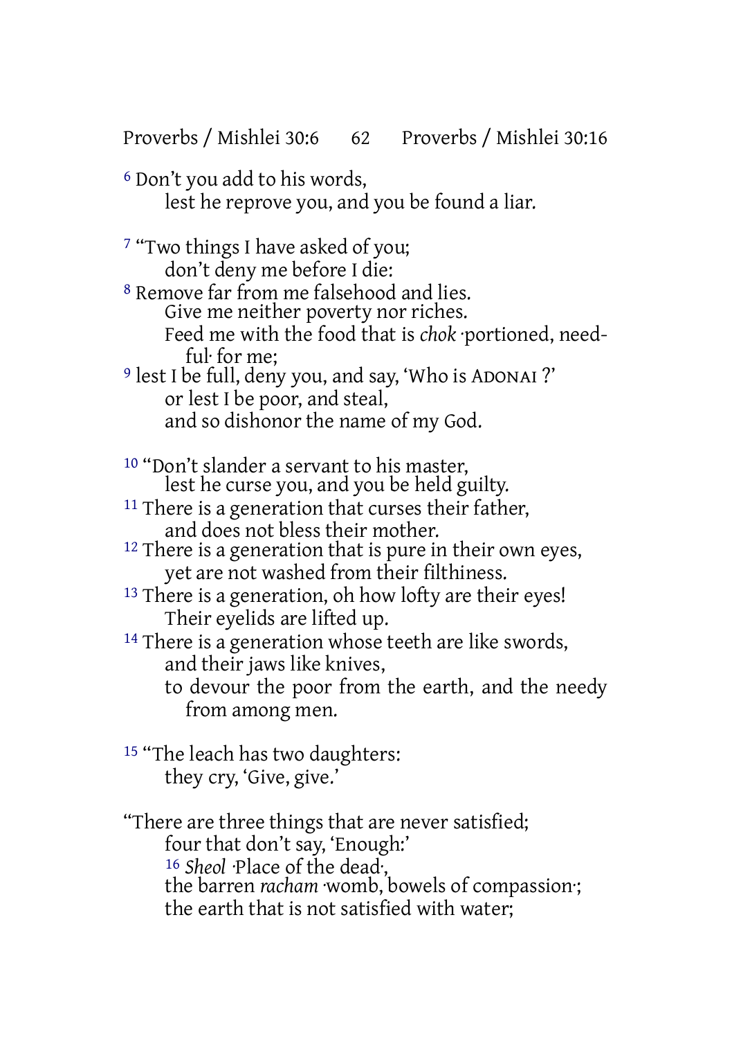[6] Don't you add to his words,
lest he reprove you, and you be found a liar.

[7] "Two things I have asked of you;
don't deny me before I die:
[8] Remove far from me falsehood and lies.
Give me neither poverty nor riches.
Feed me with the food that is *chok* ·portioned, needful· for me;
[9] lest I be full, deny you, and say, 'Who is ADONAI ?'
or lest I be poor, and steal,
and so dishonor the name of my God.

[10] "Don't slander a servant to his master,
lest he curse you, and you be held guilty.
[11] There is a generation that curses their father,
and does not bless their mother.
[12] There is a generation that is pure in their own eyes,
yet are not washed from their filthiness.
[13] There is a generation, oh how lofty are their eyes!
Their eyelids are lifted up.
[14] There is a generation whose teeth are like swords,
and their jaws like knives,
to devour the poor from the earth, and the needy from among men.

[15] "The leach has two daughters:
they cry, 'Give, give.'

"There are three things that are never satisfied;
four that don't say, 'Enough:'
[16] *Sheol* ·Place of the dead·,
the barren *racham* ·womb, bowels of compassion·;
the earth that is not satisfied with water;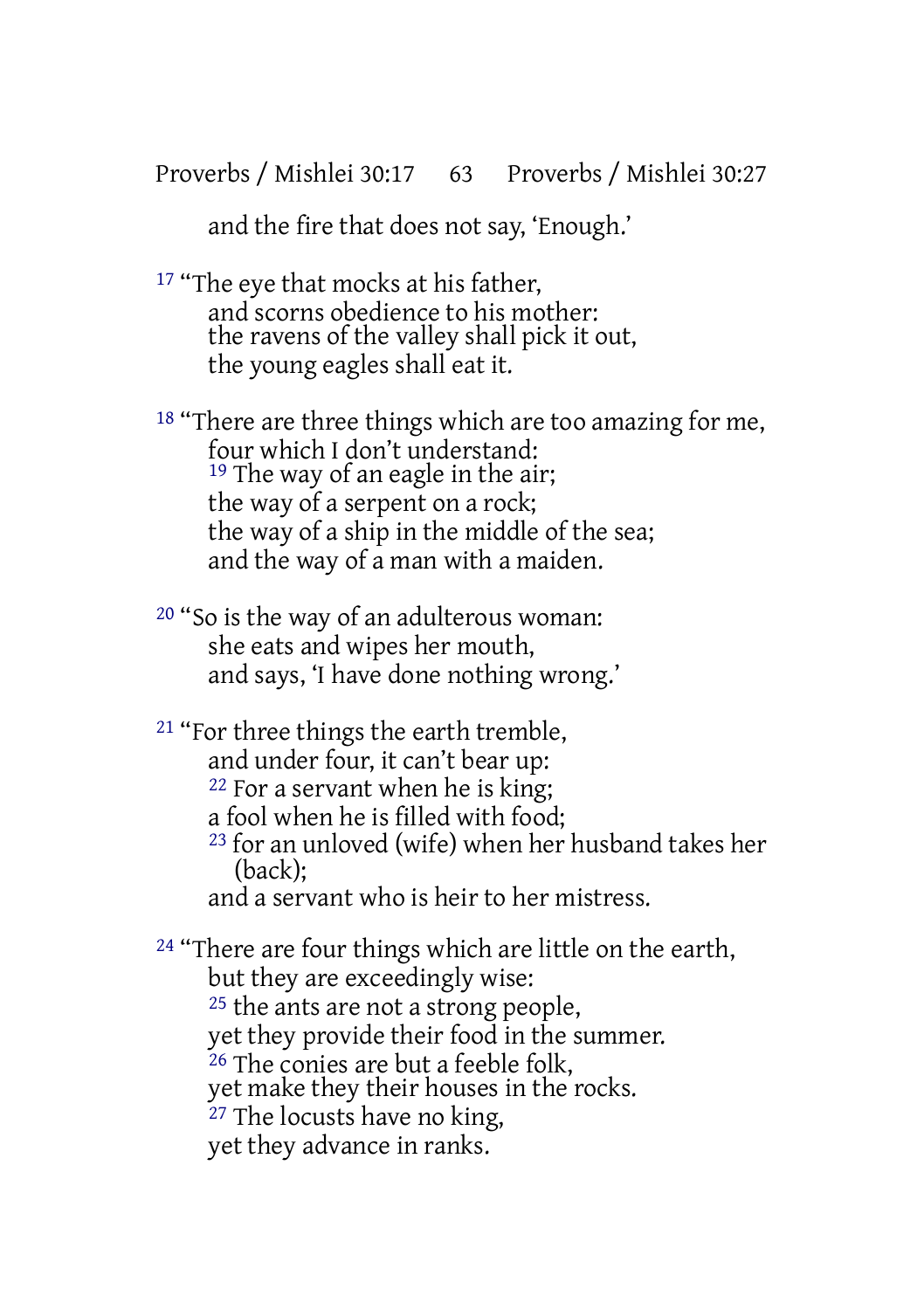and the fire that does not say, 'Enough.'

[17] "The eye that mocks at his father,
and scorns obedience to his mother:
the ravens of the valley shall pick it out,
the young eagles shall eat it.

[18] "There are three things which are too amazing for me,
four which I don't understand:
[19] The way of an eagle in the air;
the way of a serpent on a rock;
the way of a ship in the middle of the sea;
and the way of a man with a maiden.

[20] "So is the way of an adulterous woman:
she eats and wipes her mouth,
and says, 'I have done nothing wrong.'

[21] "For three things the earth tremble,
and under four, it can't bear up:
[22] For a servant when he is king;
a fool when he is filled with food;
[23] for an unloved (wife) when her husband takes her (back);
and a servant who is heir to her mistress.

[24] "There are four things which are little on the earth,
but they are exceedingly wise:
[25] the ants are not a strong people,
yet they provide their food in the summer.
[26] The conies are but a feeble folk,
yet make they their houses in the rocks.
[27] The locusts have no king,
yet they advance in ranks.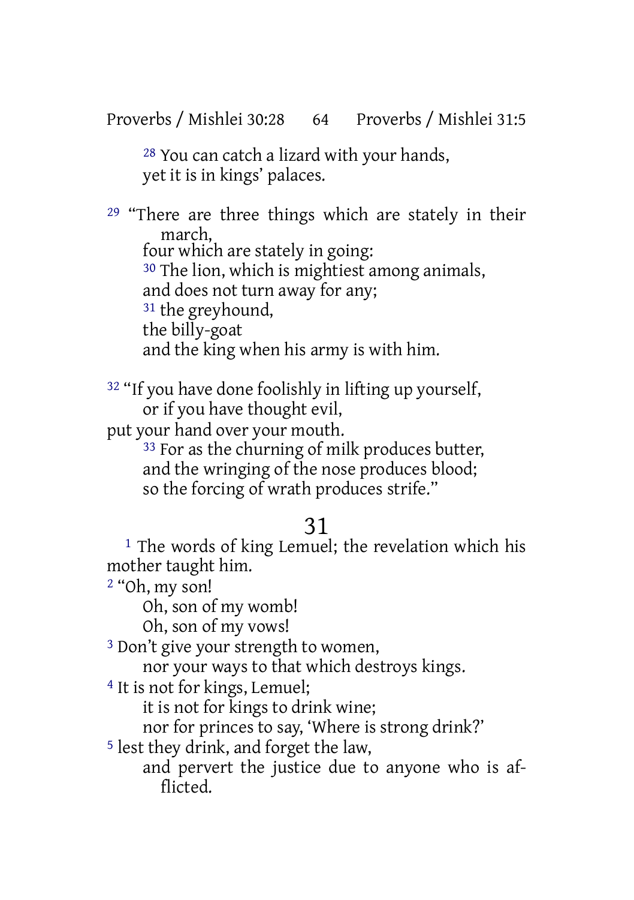[28] You can catch a lizard with your hands,
yet it is in kings' palaces.

[29] "There are three things which are stately in their march,
four which are stately in going:
[30] The lion, which is mightiest among animals,
and does not turn away for any;
[31] the greyhound,
the billy-goat
and the king when his army is with him.

[32] "If you have done foolishly in lifting up yourself,
or if you have thought evil,
put your hand over your mouth.
[33] For as the churning of milk produces butter,
and the wringing of the nose produces blood;
so the forcing of wrath produces strife."

## 31

[1] The words of king Lemuel; the revelation which his mother taught him.
[2] "Oh, my son!
Oh, son of my womb!
Oh, son of my vows!
[3] Don't give your strength to women,
nor your ways to that which destroys kings.
[4] It is not for kings, Lemuel;
it is not for kings to drink wine;
nor for princes to say, 'Where is strong drink?'
[5] lest they drink, and forget the law,
and pervert the justice due to anyone who is afflicted.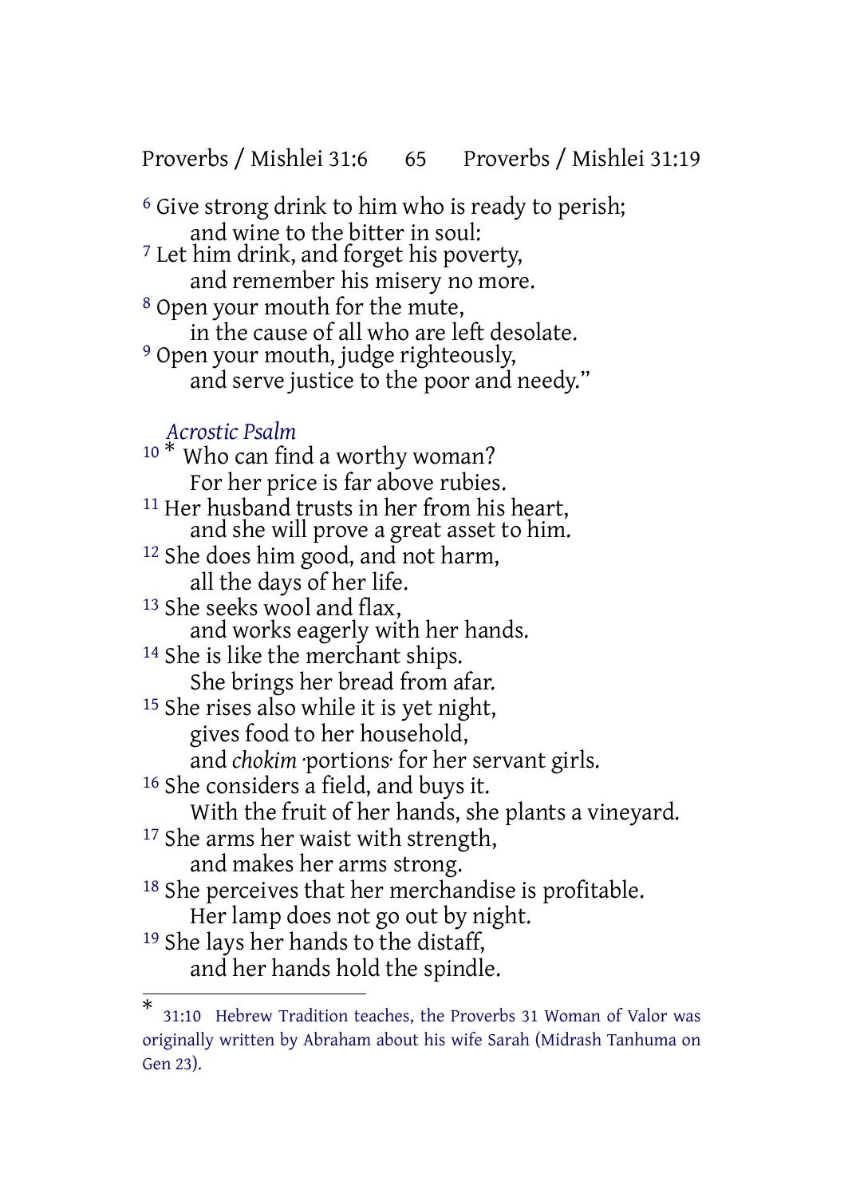[6] Give strong drink to him who is ready to perish;
and wine to the bitter in soul:
[7] Let him drink, and forget his poverty,
and remember his misery no more.
[8] Open your mouth for the mute,
in the cause of all who are left desolate.
[9] Open your mouth, judge righteously,
and serve justice to the poor and needy."

### *Acrostic Psalm*

[10] * Who can find a worthy woman?
For her price is far above rubies.
[11] Her husband trusts in her from his heart,
and she will prove a great asset to him.
[12] She does him good, and not harm,
all the days of her life.
[13] She seeks wool and flax,
and works eagerly with her hands.
[14] She is like the merchant ships.
She brings her bread from afar.
[15] She rises also while it is yet night,
gives food to her household,
and *chokim* ·portions· for her servant girls.
[16] She considers a field, and buys it.
With the fruit of her hands, she plants a vineyard.
[17] She arms her waist with strength,
and makes her arms strong.
[18] She perceives that her merchandise is profitable.
Her lamp does not go out by night.
[19] She lays her hands to the distaff,
and her hands hold the spindle.

---

* 31:10 Hebrew Tradition teaches, the Proverbs 31 Woman of Valor was originally written by Abraham about his wife Sarah (Midrash Tanhuma on Gen 23).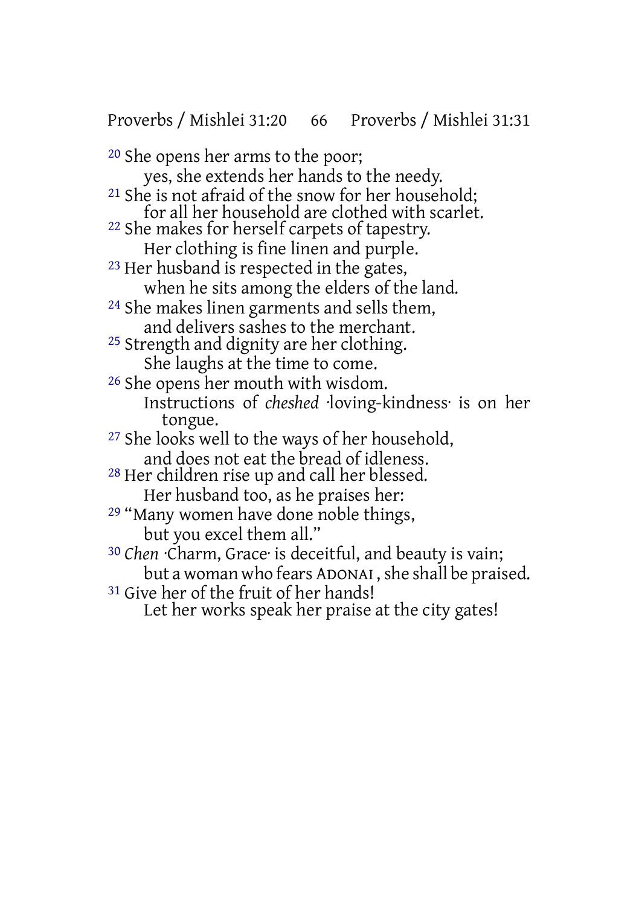[20] She opens her arms to the poor;
 yes, she extends her hands to the needy.
[21] She is not afraid of the snow for her household;
 for all her household are clothed with scarlet.
[22] She makes for herself carpets of tapestry.
 Her clothing is fine linen and purple.
[23] Her husband is respected in the gates,
 when he sits among the elders of the land.
[24] She makes linen garments and sells them,
 and delivers sashes to the merchant.
[25] Strength and dignity are her clothing.
 She laughs at the time to come.
[26] She opens her mouth with wisdom.
 Instructions of *cheshed* ·loving-kindness· is on her tongue.
[27] She looks well to the ways of her household,
 and does not eat the bread of idleness.
[28] Her children rise up and call her blessed.
 Her husband too, as he praises her:
[29] "Many women have done noble things,
 but you excel them all."
[30] *Chen* ·Charm, Grace· is deceitful, and beauty is vain;
 but a woman who fears ADONAI, she shall be praised.
[31] Give her of the fruit of her hands!
 Let her works speak her praise at the city gates!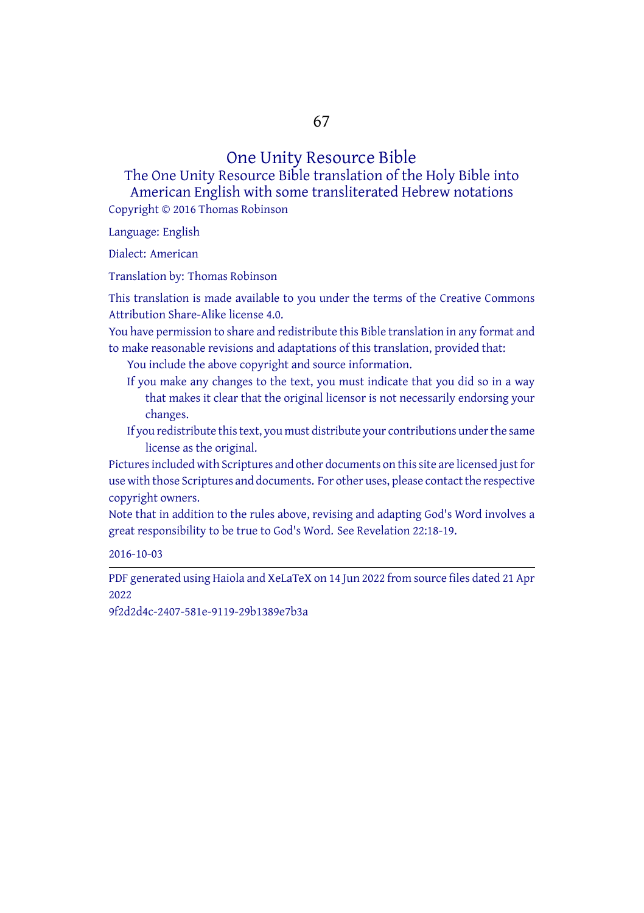# One Unity Resource Bible

## The One Unity Resource Bible translation of the Holy Bible into American English with some transliterated Hebrew notations

Copyright © 2016 Thomas Robinson

Language: English

Dialect: American

Translation by: Thomas Robinson

This translation is made available to you under the terms of the Creative Commons Attribution Share-Alike license 4.0.

You have permission to share and redistribute this Bible translation in any format and to make reasonable revisions and adaptations of this translation, provided that:

- You include the above copyright and source information.
- If you make any changes to the text, you must indicate that you did so in a way that makes it clear that the original licensor is not necessarily endorsing your changes.
- If you redistribute this text, you must distribute your contributions under the same license as the original.

Pictures included with Scriptures and other documents on this site are licensed just for use with those Scriptures and documents. For other uses, please contact the respective copyright owners.

Note that in addition to the rules above, revising and adapting God's Word involves a great responsibility to be true to God's Word. See Revelation 22:18-19.

2016-10-03

---

PDF generated using Haiola and XeLaTeX on 14 Jun 2022 from source files dated 21 Apr 2022

9f2d2d4c-2407-581e-9119-29b1389e7b3a